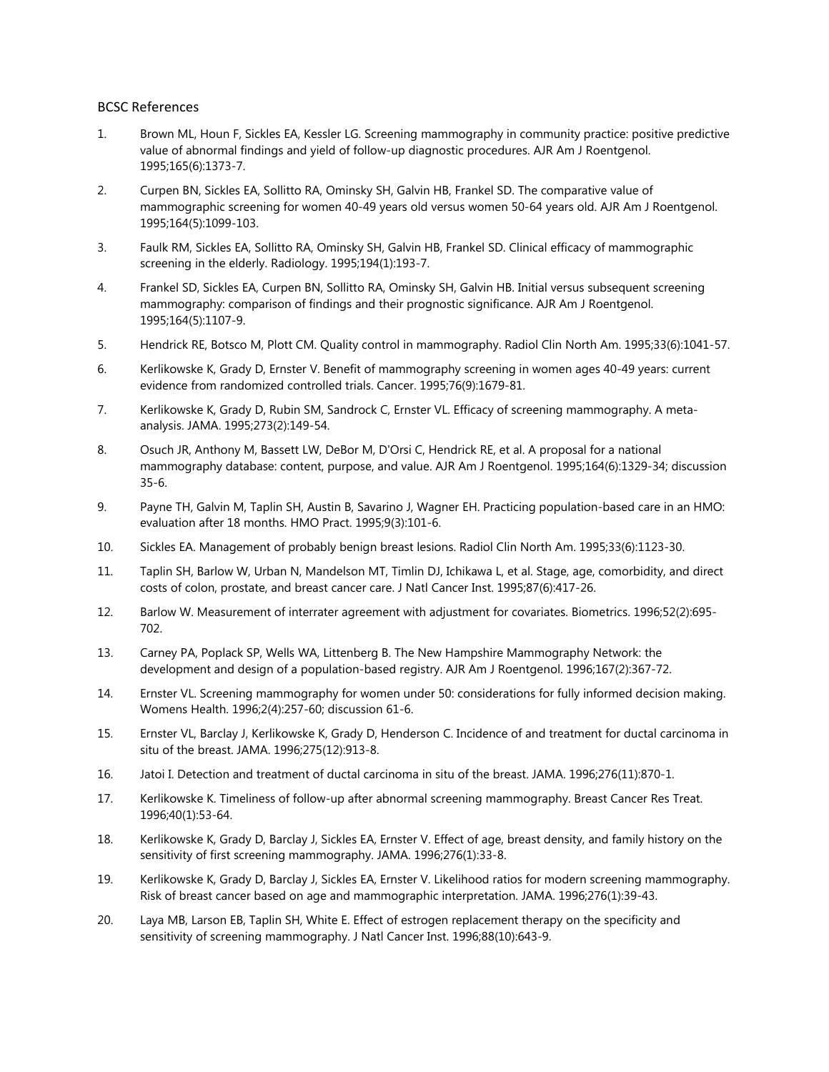BCSC References

1. Brown ML, Houn F, Sickles EA, Kessler LG. Screening mammography in community practice: positive predictive value of abnormal findings and yield of follow-up diagnostic procedures. AJR Am J Roentgenol. 1995;165(6):1373-7.
2. Curpen BN, Sickles EA, Sollitto RA, Ominsky SH, Galvin HB, Frankel SD. The comparative value of mammographic screening for women 40-49 years old versus women 50-64 years old. AJR Am J Roentgenol. 1995;164(5):1099-103.
3. Faulk RM, Sickles EA, Sollitto RA, Ominsky SH, Galvin HB, Frankel SD. Clinical efficacy of mammographic screening in the elderly. Radiology. 1995;194(1):193-7.
4. Frankel SD, Sickles EA, Curpen BN, Sollitto RA, Ominsky SH, Galvin HB. Initial versus subsequent screening mammography: comparison of findings and their prognostic significance. AJR Am J Roentgenol. 1995;164(5):1107-9.
5. Hendrick RE, Botsco M, Plott CM. Quality control in mammography. Radiol Clin North Am. 1995;33(6):1041-57.
6. Kerlikowske K, Grady D, Ernster V. Benefit of mammography screening in women ages 40-49 years: current evidence from randomized controlled trials. Cancer. 1995;76(9):1679-81.
7. Kerlikowske K, Grady D, Rubin SM, Sandrock C, Ernster VL. Efficacy of screening mammography. A meta-analysis. JAMA. 1995;273(2):149-54.
8. Osuch JR, Anthony M, Bassett LW, DeBor M, D'Orsi C, Hendrick RE, et al. A proposal for a national mammography database: content, purpose, and value. AJR Am J Roentgenol. 1995;164(6):1329-34; discussion 35-6.
9. Payne TH, Galvin M, Taplin SH, Austin B, Savarino J, Wagner EH. Practicing population-based care in an HMO: evaluation after 18 months. HMO Pract. 1995;9(3):101-6.
10. Sickles EA. Management of probably benign breast lesions. Radiol Clin North Am. 1995;33(6):1123-30.
11. Taplin SH, Barlow W, Urban N, Mandelson MT, Timlin DJ, Ichikawa L, et al. Stage, age, comorbidity, and direct costs of colon, prostate, and breast cancer care. J Natl Cancer Inst. 1995;87(6):417-26.
12. Barlow W. Measurement of interrater agreement with adjustment for covariates. Biometrics. 1996;52(2):695-702.
13. Carney PA, Poplack SP, Wells WA, Littenberg B. The New Hampshire Mammography Network: the development and design of a population-based registry. AJR Am J Roentgenol. 1996;167(2):367-72.
14. Ernster VL. Screening mammography for women under 50: considerations for fully informed decision making. Womens Health. 1996;2(4):257-60; discussion 61-6.
15. Ernster VL, Barclay J, Kerlikowske K, Grady D, Henderson C. Incidence of and treatment for ductal carcinoma in situ of the breast. JAMA. 1996;275(12):913-8.
16. Jatoi I. Detection and treatment of ductal carcinoma in situ of the breast. JAMA. 1996;276(11):870-1.
17. Kerlikowske K. Timeliness of follow-up after abnormal screening mammography. Breast Cancer Res Treat. 1996;40(1):53-64.
18. Kerlikowske K, Grady D, Barclay J, Sickles EA, Ernster V. Effect of age, breast density, and family history on the sensitivity of first screening mammography. JAMA. 1996;276(1):33-8.
19. Kerlikowske K, Grady D, Barclay J, Sickles EA, Ernster V. Likelihood ratios for modern screening mammography. Risk of breast cancer based on age and mammographic interpretation. JAMA. 1996;276(1):39-43.
20. Laya MB, Larson EB, Taplin SH, White E. Effect of estrogen replacement therapy on the specificity and sensitivity of screening mammography. J Natl Cancer Inst. 1996;88(10):643-9.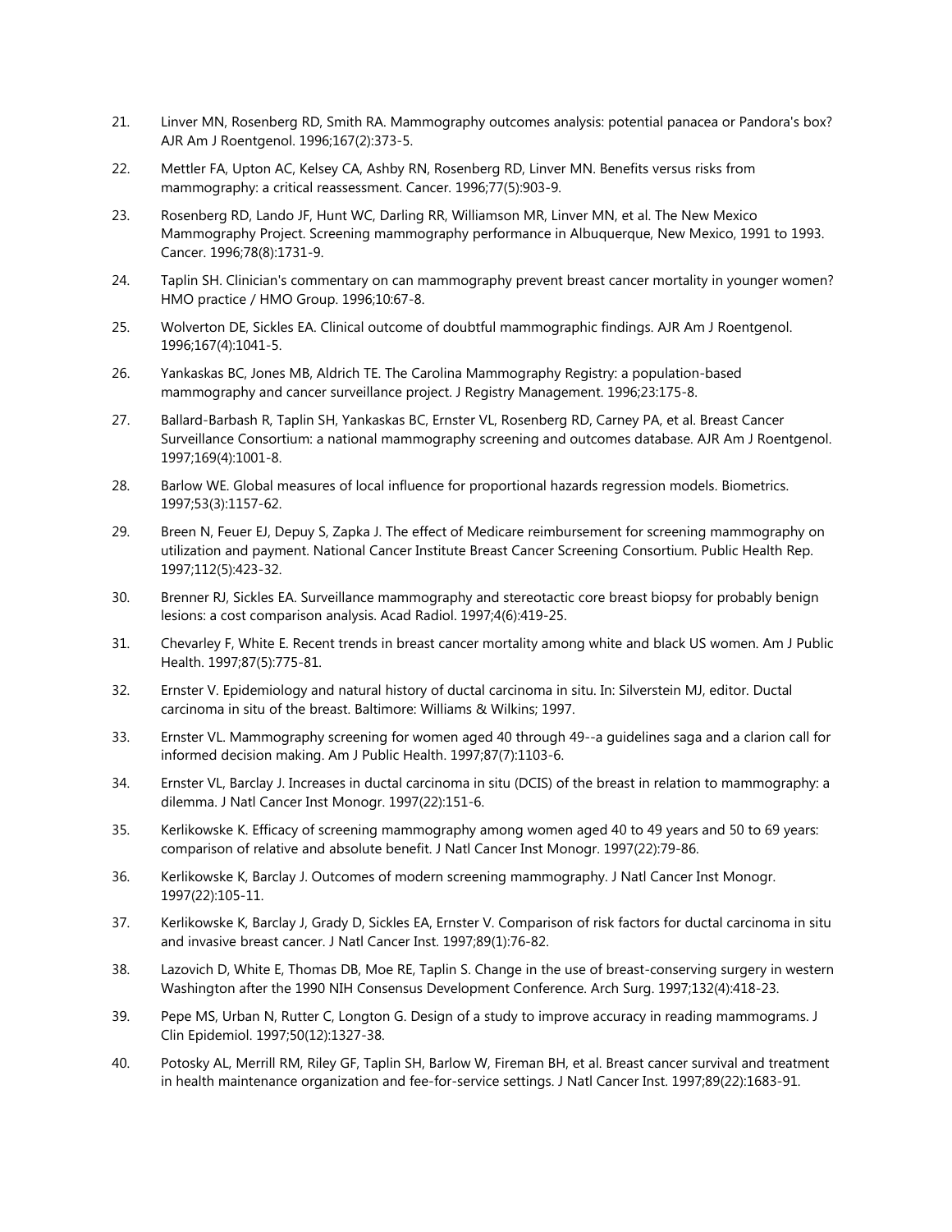21. Linver MN, Rosenberg RD, Smith RA. Mammography outcomes analysis: potential panacea or Pandora's box? AJR Am J Roentgenol. 1996;167(2):373-5.

22. Mettler FA, Upton AC, Kelsey CA, Ashby RN, Rosenberg RD, Linver MN. Benefits versus risks from mammography: a critical reassessment. Cancer. 1996;77(5):903-9.

23. Rosenberg RD, Lando JF, Hunt WC, Darling RR, Williamson MR, Linver MN, et al. The New Mexico Mammography Project. Screening mammography performance in Albuquerque, New Mexico, 1991 to 1993. Cancer. 1996;78(8):1731-9.

24. Taplin SH. Clinician's commentary on can mammography prevent breast cancer mortality in younger women? HMO practice / HMO Group. 1996;10:67-8.

25. Wolverton DE, Sickles EA. Clinical outcome of doubtful mammographic findings. AJR Am J Roentgenol. 1996;167(4):1041-5.

26. Yankaskas BC, Jones MB, Aldrich TE. The Carolina Mammography Registry: a population-based mammography and cancer surveillance project. J Registry Management. 1996;23:175-8.

27. Ballard-Barbash R, Taplin SH, Yankaskas BC, Ernster VL, Rosenberg RD, Carney PA, et al. Breast Cancer Surveillance Consortium: a national mammography screening and outcomes database. AJR Am J Roentgenol. 1997;169(4):1001-8.

28. Barlow WE. Global measures of local influence for proportional hazards regression models. Biometrics. 1997;53(3):1157-62.

29. Breen N, Feuer EJ, Depuy S, Zapka J. The effect of Medicare reimbursement for screening mammography on utilization and payment. National Cancer Institute Breast Cancer Screening Consortium. Public Health Rep. 1997;112(5):423-32.

30. Brenner RJ, Sickles EA. Surveillance mammography and stereotactic core breast biopsy for probably benign lesions: a cost comparison analysis. Acad Radiol. 1997;4(6):419-25.

31. Chevarley F, White E. Recent trends in breast cancer mortality among white and black US women. Am J Public Health. 1997;87(5):775-81.

32. Ernster V. Epidemiology and natural history of ductal carcinoma in situ. In: Silverstein MJ, editor. Ductal carcinoma in situ of the breast. Baltimore: Williams & Wilkins; 1997.

33. Ernster VL. Mammography screening for women aged 40 through 49--a guidelines saga and a clarion call for informed decision making. Am J Public Health. 1997;87(7):1103-6.

34. Ernster VL, Barclay J. Increases in ductal carcinoma in situ (DCIS) of the breast in relation to mammography: a dilemma. J Natl Cancer Inst Monogr. 1997(22):151-6.

35. Kerlikowske K. Efficacy of screening mammography among women aged 40 to 49 years and 50 to 69 years: comparison of relative and absolute benefit. J Natl Cancer Inst Monogr. 1997(22):79-86.

36. Kerlikowske K, Barclay J. Outcomes of modern screening mammography. J Natl Cancer Inst Monogr. 1997(22):105-11.

37. Kerlikowske K, Barclay J, Grady D, Sickles EA, Ernster V. Comparison of risk factors for ductal carcinoma in situ and invasive breast cancer. J Natl Cancer Inst. 1997;89(1):76-82.

38. Lazovich D, White E, Thomas DB, Moe RE, Taplin S. Change in the use of breast-conserving surgery in western Washington after the 1990 NIH Consensus Development Conference. Arch Surg. 1997;132(4):418-23.

39. Pepe MS, Urban N, Rutter C, Longton G. Design of a study to improve accuracy in reading mammograms. J Clin Epidemiol. 1997;50(12):1327-38.

40. Potosky AL, Merrill RM, Riley GF, Taplin SH, Barlow W, Fireman BH, et al. Breast cancer survival and treatment in health maintenance organization and fee-for-service settings. J Natl Cancer Inst. 1997;89(22):1683-91.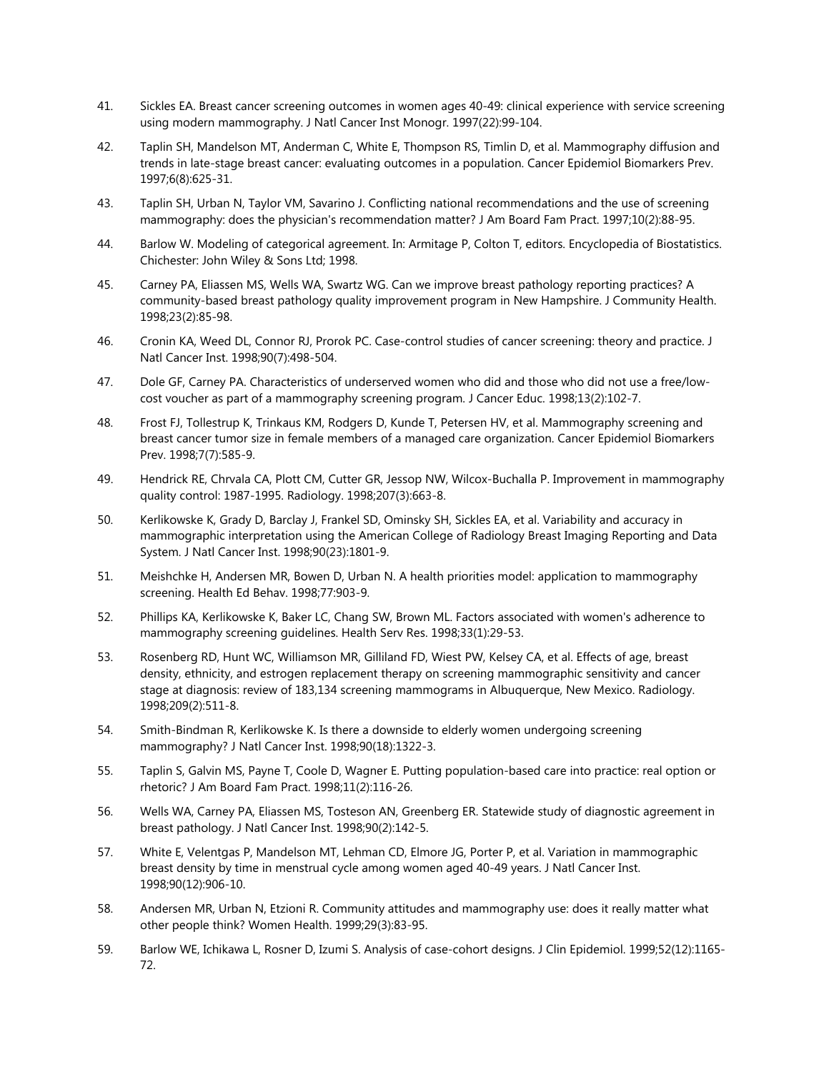41. Sickles EA. Breast cancer screening outcomes in women ages 40-49: clinical experience with service screening using modern mammography. J Natl Cancer Inst Monogr. 1997(22):99-104.

42. Taplin SH, Mandelson MT, Anderman C, White E, Thompson RS, Timlin D, et al. Mammography diffusion and trends in late-stage breast cancer: evaluating outcomes in a population. Cancer Epidemiol Biomarkers Prev. 1997;6(8):625-31.

43. Taplin SH, Urban N, Taylor VM, Savarino J. Conflicting national recommendations and the use of screening mammography: does the physician's recommendation matter? J Am Board Fam Pract. 1997;10(2):88-95.

44. Barlow W. Modeling of categorical agreement. In: Armitage P, Colton T, editors. Encyclopedia of Biostatistics. Chichester: John Wiley & Sons Ltd; 1998.

45. Carney PA, Eliassen MS, Wells WA, Swartz WG. Can we improve breast pathology reporting practices? A community-based breast pathology quality improvement program in New Hampshire. J Community Health. 1998;23(2):85-98.

46. Cronin KA, Weed DL, Connor RJ, Prorok PC. Case-control studies of cancer screening: theory and practice. J Natl Cancer Inst. 1998;90(7):498-504.

47. Dole GF, Carney PA. Characteristics of underserved women who did and those who did not use a free/low-cost voucher as part of a mammography screening program. J Cancer Educ. 1998;13(2):102-7.

48. Frost FJ, Tollestrup K, Trinkaus KM, Rodgers D, Kunde T, Petersen HV, et al. Mammography screening and breast cancer tumor size in female members of a managed care organization. Cancer Epidemiol Biomarkers Prev. 1998;7(7):585-9.

49. Hendrick RE, Chrvala CA, Plott CM, Cutter GR, Jessop NW, Wilcox-Buchalla P. Improvement in mammography quality control: 1987-1995. Radiology. 1998;207(3):663-8.

50. Kerlikowske K, Grady D, Barclay J, Frankel SD, Ominsky SH, Sickles EA, et al. Variability and accuracy in mammographic interpretation using the American College of Radiology Breast Imaging Reporting and Data System. J Natl Cancer Inst. 1998;90(23):1801-9.

51. Meishchke H, Andersen MR, Bowen D, Urban N. A health priorities model: application to mammography screening. Health Ed Behav. 1998;77:903-9.

52. Phillips KA, Kerlikowske K, Baker LC, Chang SW, Brown ML. Factors associated with women's adherence to mammography screening guidelines. Health Serv Res. 1998;33(1):29-53.

53. Rosenberg RD, Hunt WC, Williamson MR, Gilliland FD, Wiest PW, Kelsey CA, et al. Effects of age, breast density, ethnicity, and estrogen replacement therapy on screening mammographic sensitivity and cancer stage at diagnosis: review of 183,134 screening mammograms in Albuquerque, New Mexico. Radiology. 1998;209(2):511-8.

54. Smith-Bindman R, Kerlikowske K. Is there a downside to elderly women undergoing screening mammography? J Natl Cancer Inst. 1998;90(18):1322-3.

55. Taplin S, Galvin MS, Payne T, Coole D, Wagner E. Putting population-based care into practice: real option or rhetoric? J Am Board Fam Pract. 1998;11(2):116-26.

56. Wells WA, Carney PA, Eliassen MS, Tosteson AN, Greenberg ER. Statewide study of diagnostic agreement in breast pathology. J Natl Cancer Inst. 1998;90(2):142-5.

57. White E, Velentgas P, Mandelson MT, Lehman CD, Elmore JG, Porter P, et al. Variation in mammographic breast density by time in menstrual cycle among women aged 40-49 years. J Natl Cancer Inst. 1998;90(12):906-10.

58. Andersen MR, Urban N, Etzioni R. Community attitudes and mammography use: does it really matter what other people think? Women Health. 1999;29(3):83-95.

59. Barlow WE, Ichikawa L, Rosner D, Izumi S. Analysis of case-cohort designs. J Clin Epidemiol. 1999;52(12):1165-72.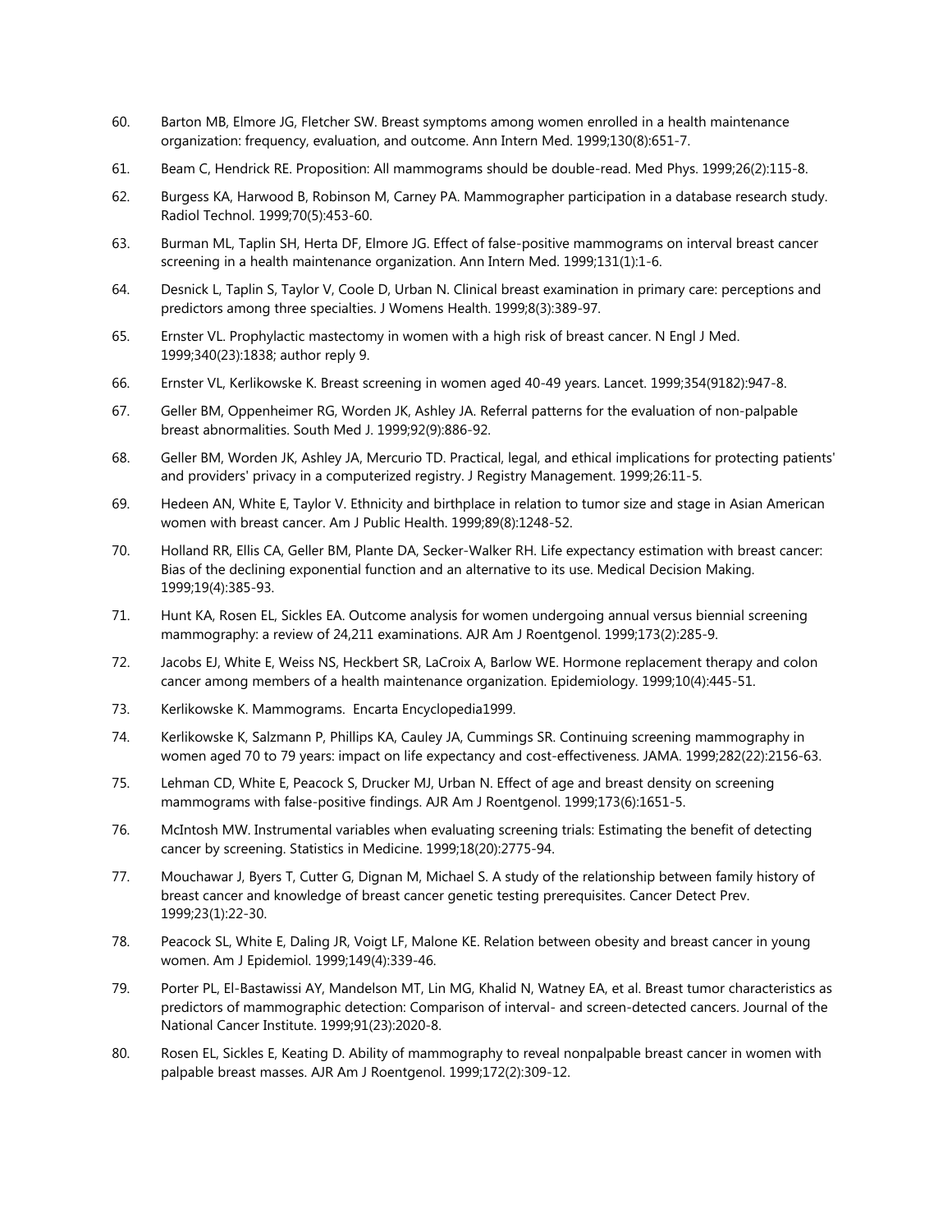60. Barton MB, Elmore JG, Fletcher SW. Breast symptoms among women enrolled in a health maintenance organization: frequency, evaluation, and outcome. Ann Intern Med. 1999;130(8):651-7.

61. Beam C, Hendrick RE. Proposition: All mammograms should be double-read. Med Phys. 1999;26(2):115-8.

62. Burgess KA, Harwood B, Robinson M, Carney PA. Mammographer participation in a database research study. Radiol Technol. 1999;70(5):453-60.

63. Burman ML, Taplin SH, Herta DF, Elmore JG. Effect of false-positive mammograms on interval breast cancer screening in a health maintenance organization. Ann Intern Med. 1999;131(1):1-6.

64. Desnick L, Taplin S, Taylor V, Coole D, Urban N. Clinical breast examination in primary care: perceptions and predictors among three specialties. J Womens Health. 1999;8(3):389-97.

65. Ernster VL. Prophylactic mastectomy in women with a high risk of breast cancer. N Engl J Med. 1999;340(23):1838; author reply 9.

66. Ernster VL, Kerlikowske K. Breast screening in women aged 40-49 years. Lancet. 1999;354(9182):947-8.

67. Geller BM, Oppenheimer RG, Worden JK, Ashley JA. Referral patterns for the evaluation of non-palpable breast abnormalities. South Med J. 1999;92(9):886-92.

68. Geller BM, Worden JK, Ashley JA, Mercurio TD. Practical, legal, and ethical implications for protecting patients' and providers' privacy in a computerized registry. J Registry Management. 1999;26:11-5.

69. Hedeen AN, White E, Taylor V. Ethnicity and birthplace in relation to tumor size and stage in Asian American women with breast cancer. Am J Public Health. 1999;89(8):1248-52.

70. Holland RR, Ellis CA, Geller BM, Plante DA, Secker-Walker RH. Life expectancy estimation with breast cancer: Bias of the declining exponential function and an alternative to its use. Medical Decision Making. 1999;19(4):385-93.

71. Hunt KA, Rosen EL, Sickles EA. Outcome analysis for women undergoing annual versus biennial screening mammography: a review of 24,211 examinations. AJR Am J Roentgenol. 1999;173(2):285-9.

72. Jacobs EJ, White E, Weiss NS, Heckbert SR, LaCroix A, Barlow WE. Hormone replacement therapy and colon cancer among members of a health maintenance organization. Epidemiology. 1999;10(4):445-51.

73. Kerlikowske K. Mammograms. Encarta Encyclopedia1999.

74. Kerlikowske K, Salzmann P, Phillips KA, Cauley JA, Cummings SR. Continuing screening mammography in women aged 70 to 79 years: impact on life expectancy and cost-effectiveness. JAMA. 1999;282(22):2156-63.

75. Lehman CD, White E, Peacock S, Drucker MJ, Urban N. Effect of age and breast density on screening mammograms with false-positive findings. AJR Am J Roentgenol. 1999;173(6):1651-5.

76. McIntosh MW. Instrumental variables when evaluating screening trials: Estimating the benefit of detecting cancer by screening. Statistics in Medicine. 1999;18(20):2775-94.

77. Mouchawar J, Byers T, Cutter G, Dignan M, Michael S. A study of the relationship between family history of breast cancer and knowledge of breast cancer genetic testing prerequisites. Cancer Detect Prev. 1999;23(1):22-30.

78. Peacock SL, White E, Daling JR, Voigt LF, Malone KE. Relation between obesity and breast cancer in young women. Am J Epidemiol. 1999;149(4):339-46.

79. Porter PL, El-Bastawissi AY, Mandelson MT, Lin MG, Khalid N, Watney EA, et al. Breast tumor characteristics as predictors of mammographic detection: Comparison of interval- and screen-detected cancers. Journal of the National Cancer Institute. 1999;91(23):2020-8.

80. Rosen EL, Sickles E, Keating D. Ability of mammography to reveal nonpalpable breast cancer in women with palpable breast masses. AJR Am J Roentgenol. 1999;172(2):309-12.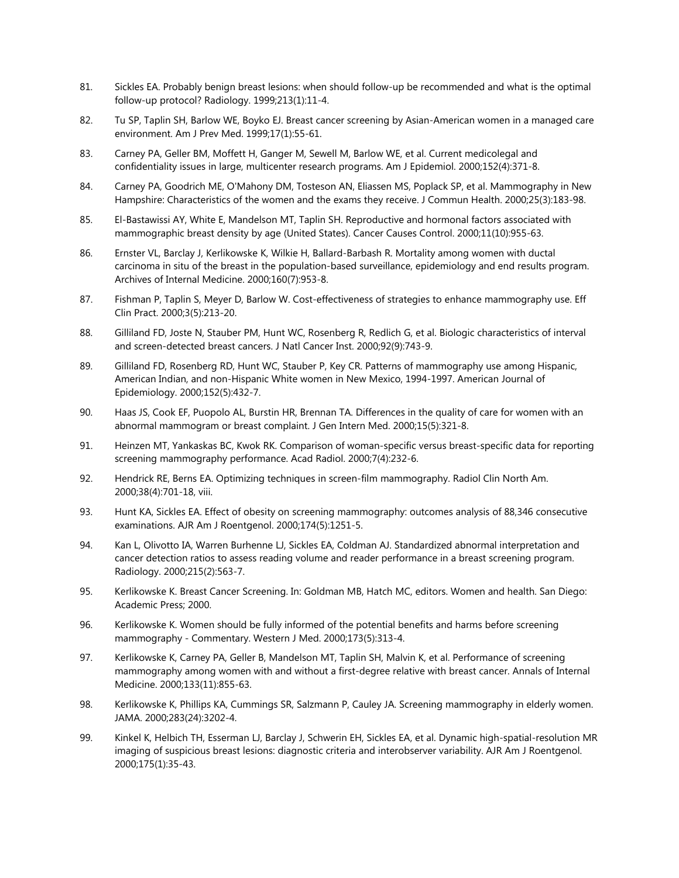81. Sickles EA. Probably benign breast lesions: when should follow-up be recommended and what is the optimal follow-up protocol? Radiology. 1999;213(1):11-4.

82. Tu SP, Taplin SH, Barlow WE, Boyko EJ. Breast cancer screening by Asian-American women in a managed care environment. Am J Prev Med. 1999;17(1):55-61.

83. Carney PA, Geller BM, Moffett H, Ganger M, Sewell M, Barlow WE, et al. Current medicolegal and confidentiality issues in large, multicenter research programs. Am J Epidemiol. 2000;152(4):371-8.

84. Carney PA, Goodrich ME, O'Mahony DM, Tosteson AN, Eliassen MS, Poplack SP, et al. Mammography in New Hampshire: Characteristics of the women and the exams they receive. J Commun Health. 2000;25(3):183-98.

85. El-Bastawissi AY, White E, Mandelson MT, Taplin SH. Reproductive and hormonal factors associated with mammographic breast density by age (United States). Cancer Causes Control. 2000;11(10):955-63.

86. Ernster VL, Barclay J, Kerlikowske K, Wilkie H, Ballard-Barbash R. Mortality among women with ductal carcinoma in situ of the breast in the population-based surveillance, epidemiology and end results program. Archives of Internal Medicine. 2000;160(7):953-8.

87. Fishman P, Taplin S, Meyer D, Barlow W. Cost-effectiveness of strategies to enhance mammography use. Eff Clin Pract. 2000;3(5):213-20.

88. Gilliland FD, Joste N, Stauber PM, Hunt WC, Rosenberg R, Redlich G, et al. Biologic characteristics of interval and screen-detected breast cancers. J Natl Cancer Inst. 2000;92(9):743-9.

89. Gilliland FD, Rosenberg RD, Hunt WC, Stauber P, Key CR. Patterns of mammography use among Hispanic, American Indian, and non-Hispanic White women in New Mexico, 1994-1997. American Journal of Epidemiology. 2000;152(5):432-7.

90. Haas JS, Cook EF, Puopolo AL, Burstin HR, Brennan TA. Differences in the quality of care for women with an abnormal mammogram or breast complaint. J Gen Intern Med. 2000;15(5):321-8.

91. Heinzen MT, Yankaskas BC, Kwok RK. Comparison of woman-specific versus breast-specific data for reporting screening mammography performance. Acad Radiol. 2000;7(4):232-6.

92. Hendrick RE, Berns EA. Optimizing techniques in screen-film mammography. Radiol Clin North Am. 2000;38(4):701-18, viii.

93. Hunt KA, Sickles EA. Effect of obesity on screening mammography: outcomes analysis of 88,346 consecutive examinations. AJR Am J Roentgenol. 2000;174(5):1251-5.

94. Kan L, Olivotto IA, Warren Burhenne LJ, Sickles EA, Coldman AJ. Standardized abnormal interpretation and cancer detection ratios to assess reading volume and reader performance in a breast screening program. Radiology. 2000;215(2):563-7.

95. Kerlikowske K. Breast Cancer Screening. In: Goldman MB, Hatch MC, editors. Women and health. San Diego: Academic Press; 2000.

96. Kerlikowske K. Women should be fully informed of the potential benefits and harms before screening mammography - Commentary. Western J Med. 2000;173(5):313-4.

97. Kerlikowske K, Carney PA, Geller B, Mandelson MT, Taplin SH, Malvin K, et al. Performance of screening mammography among women with and without a first-degree relative with breast cancer. Annals of Internal Medicine. 2000;133(11):855-63.

98. Kerlikowske K, Phillips KA, Cummings SR, Salzmann P, Cauley JA. Screening mammography in elderly women. JAMA. 2000;283(24):3202-4.

99. Kinkel K, Helbich TH, Esserman LJ, Barclay J, Schwerin EH, Sickles EA, et al. Dynamic high-spatial-resolution MR imaging of suspicious breast lesions: diagnostic criteria and interobserver variability. AJR Am J Roentgenol. 2000;175(1):35-43.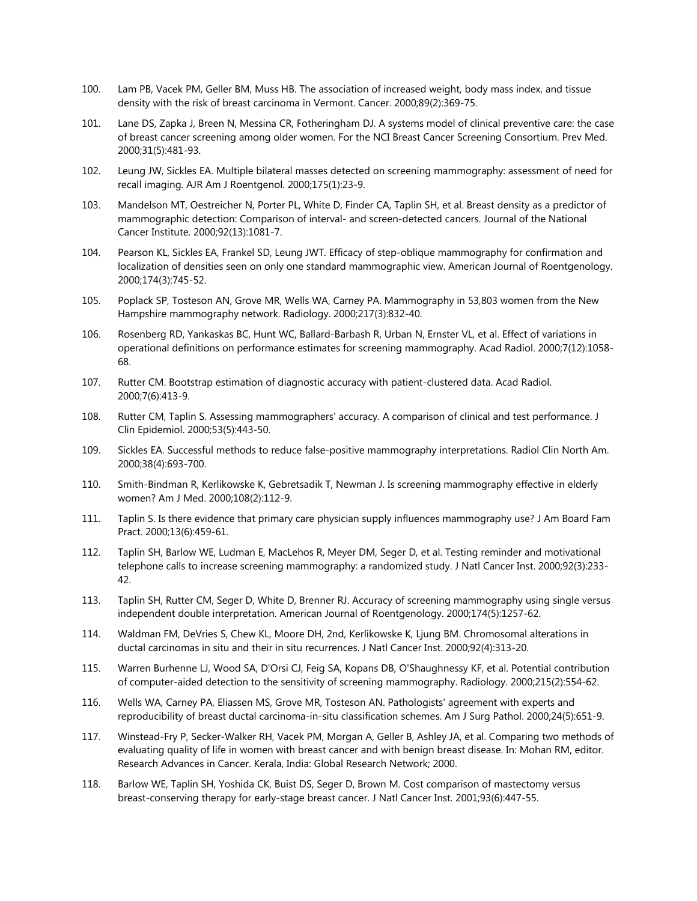100. Lam PB, Vacek PM, Geller BM, Muss HB. The association of increased weight, body mass index, and tissue density with the risk of breast carcinoma in Vermont. Cancer. 2000;89(2):369-75.

101. Lane DS, Zapka J, Breen N, Messina CR, Fotheringham DJ. A systems model of clinical preventive care: the case of breast cancer screening among older women. For the NCI Breast Cancer Screening Consortium. Prev Med. 2000;31(5):481-93.

102. Leung JW, Sickles EA. Multiple bilateral masses detected on screening mammography: assessment of need for recall imaging. AJR Am J Roentgenol. 2000;175(1):23-9.

103. Mandelson MT, Oestreicher N, Porter PL, White D, Finder CA, Taplin SH, et al. Breast density as a predictor of mammographic detection: Comparison of interval- and screen-detected cancers. Journal of the National Cancer Institute. 2000;92(13):1081-7.

104. Pearson KL, Sickles EA, Frankel SD, Leung JWT. Efficacy of step-oblique mammography for confirmation and localization of densities seen on only one standard mammographic view. American Journal of Roentgenology. 2000;174(3):745-52.

105. Poplack SP, Tosteson AN, Grove MR, Wells WA, Carney PA. Mammography in 53,803 women from the New Hampshire mammography network. Radiology. 2000;217(3):832-40.

106. Rosenberg RD, Yankaskas BC, Hunt WC, Ballard-Barbash R, Urban N, Ernster VL, et al. Effect of variations in operational definitions on performance estimates for screening mammography. Acad Radiol. 2000;7(12):1058-68.

107. Rutter CM. Bootstrap estimation of diagnostic accuracy with patient-clustered data. Acad Radiol. 2000;7(6):413-9.

108. Rutter CM, Taplin S. Assessing mammographers' accuracy. A comparison of clinical and test performance. J Clin Epidemiol. 2000;53(5):443-50.

109. Sickles EA. Successful methods to reduce false-positive mammography interpretations. Radiol Clin North Am. 2000;38(4):693-700.

110. Smith-Bindman R, Kerlikowske K, Gebretsadik T, Newman J. Is screening mammography effective in elderly women? Am J Med. 2000;108(2):112-9.

111. Taplin S. Is there evidence that primary care physician supply influences mammography use? J Am Board Fam Pract. 2000;13(6):459-61.

112. Taplin SH, Barlow WE, Ludman E, MacLehos R, Meyer DM, Seger D, et al. Testing reminder and motivational telephone calls to increase screening mammography: a randomized study. J Natl Cancer Inst. 2000;92(3):233-42.

113. Taplin SH, Rutter CM, Seger D, White D, Brenner RJ. Accuracy of screening mammography using single versus independent double interpretation. American Journal of Roentgenology. 2000;174(5):1257-62.

114. Waldman FM, DeVries S, Chew KL, Moore DH, 2nd, Kerlikowske K, Ljung BM. Chromosomal alterations in ductal carcinomas in situ and their in situ recurrences. J Natl Cancer Inst. 2000;92(4):313-20.

115. Warren Burhenne LJ, Wood SA, D'Orsi CJ, Feig SA, Kopans DB, O'Shaughnessy KF, et al. Potential contribution of computer-aided detection to the sensitivity of screening mammography. Radiology. 2000;215(2):554-62.

116. Wells WA, Carney PA, Eliassen MS, Grove MR, Tosteson AN. Pathologists' agreement with experts and reproducibility of breast ductal carcinoma-in-situ classification schemes. Am J Surg Pathol. 2000;24(5):651-9.

117. Winstead-Fry P, Secker-Walker RH, Vacek PM, Morgan A, Geller B, Ashley JA, et al. Comparing two methods of evaluating quality of life in women with breast cancer and with benign breast disease. In: Mohan RM, editor. Research Advances in Cancer. Kerala, India: Global Research Network; 2000.

118. Barlow WE, Taplin SH, Yoshida CK, Buist DS, Seger D, Brown M. Cost comparison of mastectomy versus breast-conserving therapy for early-stage breast cancer. J Natl Cancer Inst. 2001;93(6):447-55.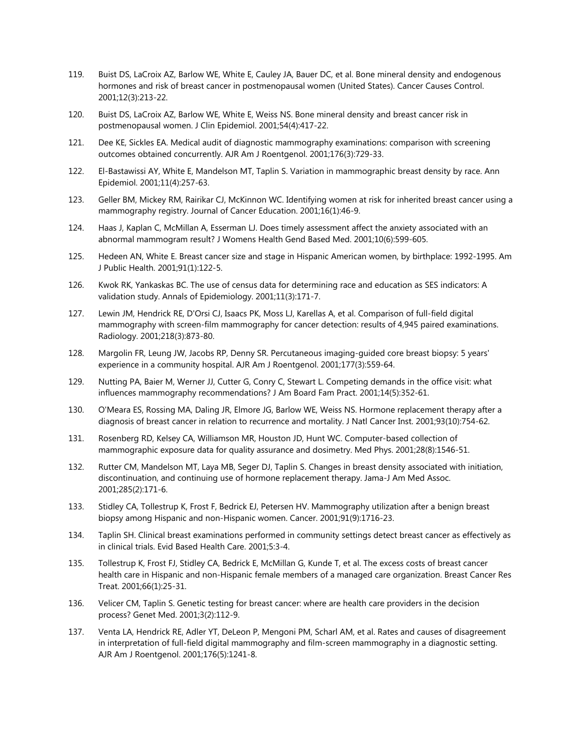119. Buist DS, LaCroix AZ, Barlow WE, White E, Cauley JA, Bauer DC, et al. Bone mineral density and endogenous hormones and risk of breast cancer in postmenopausal women (United States). Cancer Causes Control. 2001;12(3):213-22.

120. Buist DS, LaCroix AZ, Barlow WE, White E, Weiss NS. Bone mineral density and breast cancer risk in postmenopausal women. J Clin Epidemiol. 2001;54(4):417-22.

121. Dee KE, Sickles EA. Medical audit of diagnostic mammography examinations: comparison with screening outcomes obtained concurrently. AJR Am J Roentgenol. 2001;176(3):729-33.

122. El-Bastawissi AY, White E, Mandelson MT, Taplin S. Variation in mammographic breast density by race. Ann Epidemiol. 2001;11(4):257-63.

123. Geller BM, Mickey RM, Rairikar CJ, McKinnon WC. Identifying women at risk for inherited breast cancer using a mammography registry. Journal of Cancer Education. 2001;16(1):46-9.

124. Haas J, Kaplan C, McMillan A, Esserman LJ. Does timely assessment affect the anxiety associated with an abnormal mammogram result? J Womens Health Gend Based Med. 2001;10(6):599-605.

125. Hedeen AN, White E. Breast cancer size and stage in Hispanic American women, by birthplace: 1992-1995. Am J Public Health. 2001;91(1):122-5.

126. Kwok RK, Yankaskas BC. The use of census data for determining race and education as SES indicators: A validation study. Annals of Epidemiology. 2001;11(3):171-7.

127. Lewin JM, Hendrick RE, D'Orsi CJ, Isaacs PK, Moss LJ, Karellas A, et al. Comparison of full-field digital mammography with screen-film mammography for cancer detection: results of 4,945 paired examinations. Radiology. 2001;218(3):873-80.

128. Margolin FR, Leung JW, Jacobs RP, Denny SR. Percutaneous imaging-guided core breast biopsy: 5 years' experience in a community hospital. AJR Am J Roentgenol. 2001;177(3):559-64.

129. Nutting PA, Baier M, Werner JJ, Cutter G, Conry C, Stewart L. Competing demands in the office visit: what influences mammography recommendations? J Am Board Fam Pract. 2001;14(5):352-61.

130. O'Meara ES, Rossing MA, Daling JR, Elmore JG, Barlow WE, Weiss NS. Hormone replacement therapy after a diagnosis of breast cancer in relation to recurrence and mortality. J Natl Cancer Inst. 2001;93(10):754-62.

131. Rosenberg RD, Kelsey CA, Williamson MR, Houston JD, Hunt WC. Computer-based collection of mammographic exposure data for quality assurance and dosimetry. Med Phys. 2001;28(8):1546-51.

132. Rutter CM, Mandelson MT, Laya MB, Seger DJ, Taplin S. Changes in breast density associated with initiation, discontinuation, and continuing use of hormone replacement therapy. Jama-J Am Med Assoc. 2001;285(2):171-6.

133. Stidley CA, Tollestrup K, Frost F, Bedrick EJ, Petersen HV. Mammography utilization after a benign breast biopsy among Hispanic and non-Hispanic women. Cancer. 2001;91(9):1716-23.

134. Taplin SH. Clinical breast examinations performed in community settings detect breast cancer as effectively as in clinical trials. Evid Based Health Care. 2001;5:3-4.

135. Tollestrup K, Frost FJ, Stidley CA, Bedrick E, McMillan G, Kunde T, et al. The excess costs of breast cancer health care in Hispanic and non-Hispanic female members of a managed care organization. Breast Cancer Res Treat. 2001;66(1):25-31.

136. Velicer CM, Taplin S. Genetic testing for breast cancer: where are health care providers in the decision process? Genet Med. 2001;3(2):112-9.

137. Venta LA, Hendrick RE, Adler YT, DeLeon P, Mengoni PM, Scharl AM, et al. Rates and causes of disagreement in interpretation of full-field digital mammography and film-screen mammography in a diagnostic setting. AJR Am J Roentgenol. 2001;176(5):1241-8.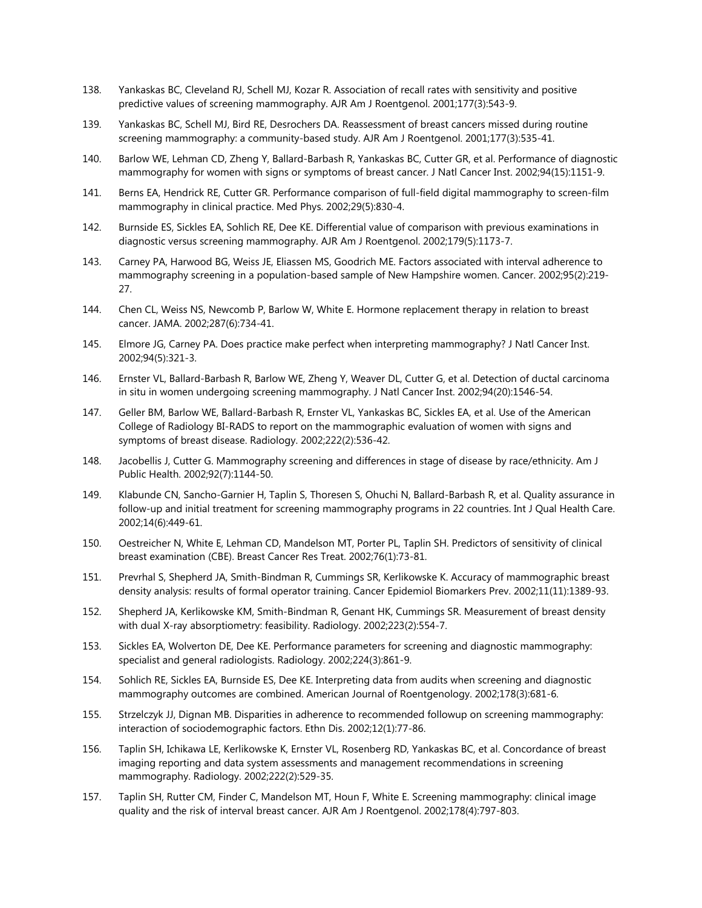138. Yankaskas BC, Cleveland RJ, Schell MJ, Kozar R. Association of recall rates with sensitivity and positive predictive values of screening mammography. AJR Am J Roentgenol. 2001;177(3):543-9.
139. Yankaskas BC, Schell MJ, Bird RE, Desrochers DA. Reassessment of breast cancers missed during routine screening mammography: a community-based study. AJR Am J Roentgenol. 2001;177(3):535-41.
140. Barlow WE, Lehman CD, Zheng Y, Ballard-Barbash R, Yankaskas BC, Cutter GR, et al. Performance of diagnostic mammography for women with signs or symptoms of breast cancer. J Natl Cancer Inst. 2002;94(15):1151-9.
141. Berns EA, Hendrick RE, Cutter GR. Performance comparison of full-field digital mammography to screen-film mammography in clinical practice. Med Phys. 2002;29(5):830-4.
142. Burnside ES, Sickles EA, Sohlich RE, Dee KE. Differential value of comparison with previous examinations in diagnostic versus screening mammography. AJR Am J Roentgenol. 2002;179(5):1173-7.
143. Carney PA, Harwood BG, Weiss JE, Eliassen MS, Goodrich ME. Factors associated with interval adherence to mammography screening in a population-based sample of New Hampshire women. Cancer. 2002;95(2):219-27.
144. Chen CL, Weiss NS, Newcomb P, Barlow W, White E. Hormone replacement therapy in relation to breast cancer. JAMA. 2002;287(6):734-41.
145. Elmore JG, Carney PA. Does practice make perfect when interpreting mammography? J Natl Cancer Inst. 2002;94(5):321-3.
146. Ernster VL, Ballard-Barbash R, Barlow WE, Zheng Y, Weaver DL, Cutter G, et al. Detection of ductal carcinoma in situ in women undergoing screening mammography. J Natl Cancer Inst. 2002;94(20):1546-54.
147. Geller BM, Barlow WE, Ballard-Barbash R, Ernster VL, Yankaskas BC, Sickles EA, et al. Use of the American College of Radiology BI-RADS to report on the mammographic evaluation of women with signs and symptoms of breast disease. Radiology. 2002;222(2):536-42.
148. Jacobellis J, Cutter G. Mammography screening and differences in stage of disease by race/ethnicity. Am J Public Health. 2002;92(7):1144-50.
149. Klabunde CN, Sancho-Garnier H, Taplin S, Thoresen S, Ohuchi N, Ballard-Barbash R, et al. Quality assurance in follow-up and initial treatment for screening mammography programs in 22 countries. Int J Qual Health Care. 2002;14(6):449-61.
150. Oestreicher N, White E, Lehman CD, Mandelson MT, Porter PL, Taplin SH. Predictors of sensitivity of clinical breast examination (CBE). Breast Cancer Res Treat. 2002;76(1):73-81.
151. Prevrhal S, Shepherd JA, Smith-Bindman R, Cummings SR, Kerlikowske K. Accuracy of mammographic breast density analysis: results of formal operator training. Cancer Epidemiol Biomarkers Prev. 2002;11(11):1389-93.
152. Shepherd JA, Kerlikowske KM, Smith-Bindman R, Genant HK, Cummings SR. Measurement of breast density with dual X-ray absorptiometry: feasibility. Radiology. 2002;223(2):554-7.
153. Sickles EA, Wolverton DE, Dee KE. Performance parameters for screening and diagnostic mammography: specialist and general radiologists. Radiology. 2002;224(3):861-9.
154. Sohlich RE, Sickles EA, Burnside ES, Dee KE. Interpreting data from audits when screening and diagnostic mammography outcomes are combined. American Journal of Roentgenology. 2002;178(3):681-6.
155. Strzelczyk JJ, Dignan MB. Disparities in adherence to recommended followup on screening mammography: interaction of sociodemographic factors. Ethn Dis. 2002;12(1):77-86.
156. Taplin SH, Ichikawa LE, Kerlikowske K, Ernster VL, Rosenberg RD, Yankaskas BC, et al. Concordance of breast imaging reporting and data system assessments and management recommendations in screening mammography. Radiology. 2002;222(2):529-35.
157. Taplin SH, Rutter CM, Finder C, Mandelson MT, Houn F, White E. Screening mammography: clinical image quality and the risk of interval breast cancer. AJR Am J Roentgenol. 2002;178(4):797-803.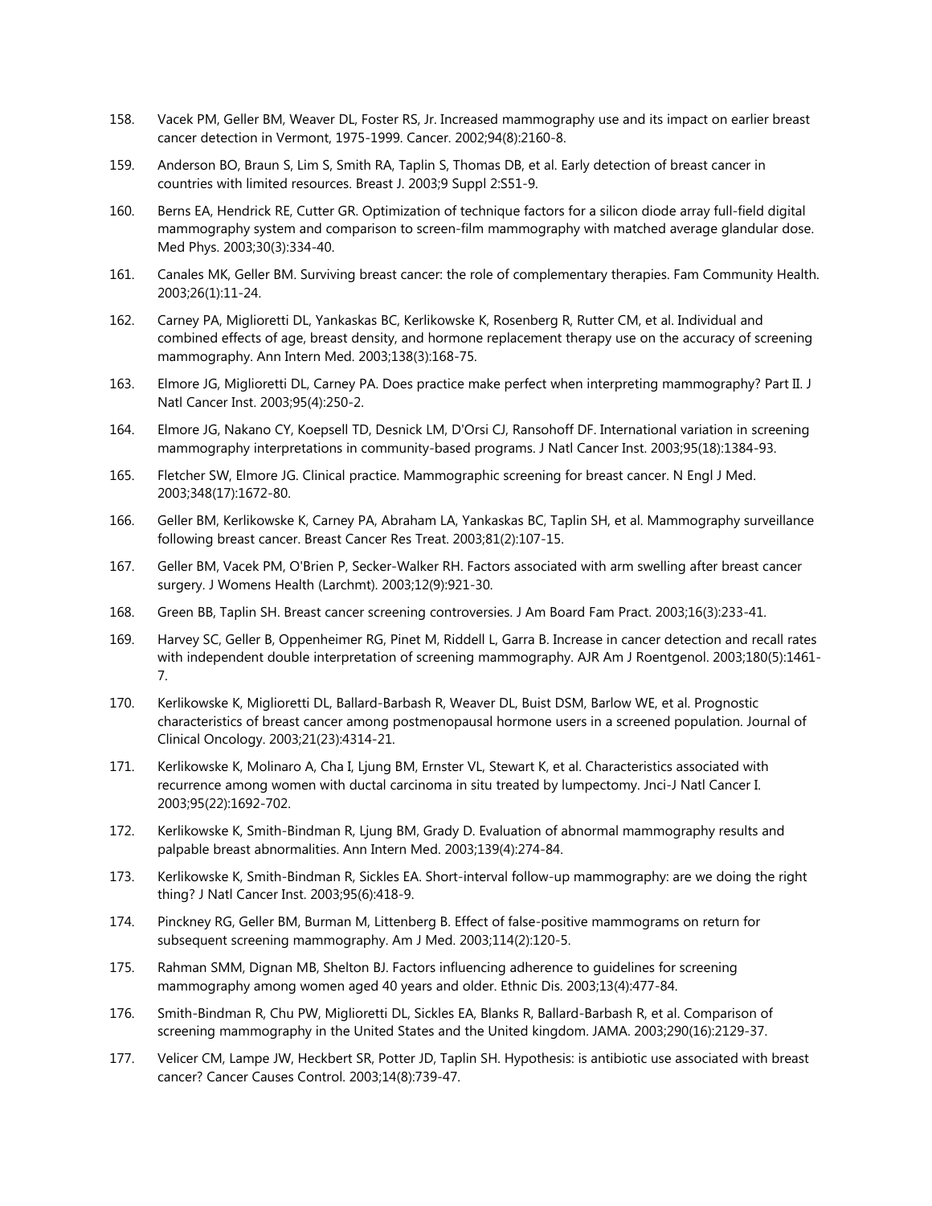158. Vacek PM, Geller BM, Weaver DL, Foster RS, Jr. Increased mammography use and its impact on earlier breast cancer detection in Vermont, 1975-1999. Cancer. 2002;94(8):2160-8.

159. Anderson BO, Braun S, Lim S, Smith RA, Taplin S, Thomas DB, et al. Early detection of breast cancer in countries with limited resources. Breast J. 2003;9 Suppl 2:S51-9.

160. Berns EA, Hendrick RE, Cutter GR. Optimization of technique factors for a silicon diode array full-field digital mammography system and comparison to screen-film mammography with matched average glandular dose. Med Phys. 2003;30(3):334-40.

161. Canales MK, Geller BM. Surviving breast cancer: the role of complementary therapies. Fam Community Health. 2003;26(1):11-24.

162. Carney PA, Miglioretti DL, Yankaskas BC, Kerlikowske K, Rosenberg R, Rutter CM, et al. Individual and combined effects of age, breast density, and hormone replacement therapy use on the accuracy of screening mammography. Ann Intern Med. 2003;138(3):168-75.

163. Elmore JG, Miglioretti DL, Carney PA. Does practice make perfect when interpreting mammography? Part II. J Natl Cancer Inst. 2003;95(4):250-2.

164. Elmore JG, Nakano CY, Koepsell TD, Desnick LM, D'Orsi CJ, Ransohoff DF. International variation in screening mammography interpretations in community-based programs. J Natl Cancer Inst. 2003;95(18):1384-93.

165. Fletcher SW, Elmore JG. Clinical practice. Mammographic screening for breast cancer. N Engl J Med. 2003;348(17):1672-80.

166. Geller BM, Kerlikowske K, Carney PA, Abraham LA, Yankaskas BC, Taplin SH, et al. Mammography surveillance following breast cancer. Breast Cancer Res Treat. 2003;81(2):107-15.

167. Geller BM, Vacek PM, O'Brien P, Secker-Walker RH. Factors associated with arm swelling after breast cancer surgery. J Womens Health (Larchmt). 2003;12(9):921-30.

168. Green BB, Taplin SH. Breast cancer screening controversies. J Am Board Fam Pract. 2003;16(3):233-41.

169. Harvey SC, Geller B, Oppenheimer RG, Pinet M, Riddell L, Garra B. Increase in cancer detection and recall rates with independent double interpretation of screening mammography. AJR Am J Roentgenol. 2003;180(5):1461-7.

170. Kerlikowske K, Miglioretti DL, Ballard-Barbash R, Weaver DL, Buist DSM, Barlow WE, et al. Prognostic characteristics of breast cancer among postmenopausal hormone users in a screened population. Journal of Clinical Oncology. 2003;21(23):4314-21.

171. Kerlikowske K, Molinaro A, Cha I, Ljung BM, Ernster VL, Stewart K, et al. Characteristics associated with recurrence among women with ductal carcinoma in situ treated by lumpectomy. Jnci-J Natl Cancer I. 2003;95(22):1692-702.

172. Kerlikowske K, Smith-Bindman R, Ljung BM, Grady D. Evaluation of abnormal mammography results and palpable breast abnormalities. Ann Intern Med. 2003;139(4):274-84.

173. Kerlikowske K, Smith-Bindman R, Sickles EA. Short-interval follow-up mammography: are we doing the right thing? J Natl Cancer Inst. 2003;95(6):418-9.

174. Pinckney RG, Geller BM, Burman M, Littenberg B. Effect of false-positive mammograms on return for subsequent screening mammography. Am J Med. 2003;114(2):120-5.

175. Rahman SMM, Dignan MB, Shelton BJ. Factors influencing adherence to guidelines for screening mammography among women aged 40 years and older. Ethnic Dis. 2003;13(4):477-84.

176. Smith-Bindman R, Chu PW, Miglioretti DL, Sickles EA, Blanks R, Ballard-Barbash R, et al. Comparison of screening mammography in the United States and the United kingdom. JAMA. 2003;290(16):2129-37.

177. Velicer CM, Lampe JW, Heckbert SR, Potter JD, Taplin SH. Hypothesis: is antibiotic use associated with breast cancer? Cancer Causes Control. 2003;14(8):739-47.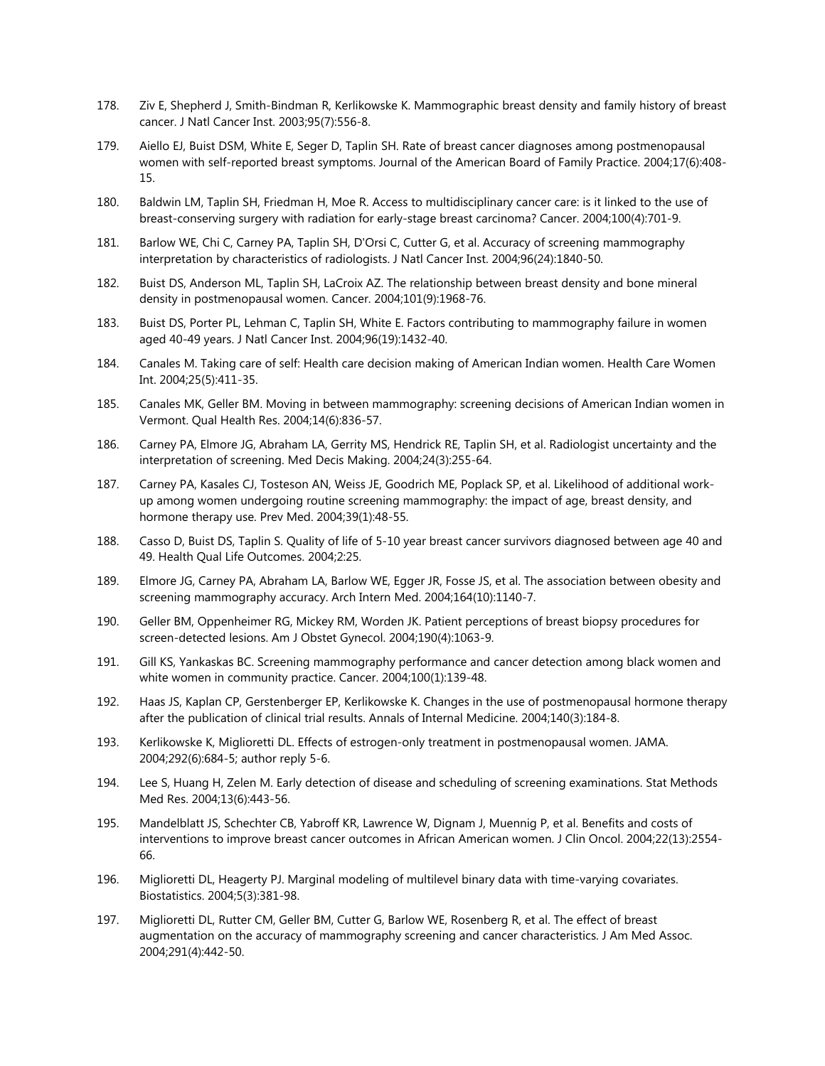178. Ziv E, Shepherd J, Smith-Bindman R, Kerlikowske K. Mammographic breast density and family history of breast cancer. J Natl Cancer Inst. 2003;95(7):556-8.

179. Aiello EJ, Buist DSM, White E, Seger D, Taplin SH. Rate of breast cancer diagnoses among postmenopausal women with self-reported breast symptoms. Journal of the American Board of Family Practice. 2004;17(6):408-15.

180. Baldwin LM, Taplin SH, Friedman H, Moe R. Access to multidisciplinary cancer care: is it linked to the use of breast-conserving surgery with radiation for early-stage breast carcinoma? Cancer. 2004;100(4):701-9.

181. Barlow WE, Chi C, Carney PA, Taplin SH, D'Orsi C, Cutter G, et al. Accuracy of screening mammography interpretation by characteristics of radiologists. J Natl Cancer Inst. 2004;96(24):1840-50.

182. Buist DS, Anderson ML, Taplin SH, LaCroix AZ. The relationship between breast density and bone mineral density in postmenopausal women. Cancer. 2004;101(9):1968-76.

183. Buist DS, Porter PL, Lehman C, Taplin SH, White E. Factors contributing to mammography failure in women aged 40-49 years. J Natl Cancer Inst. 2004;96(19):1432-40.

184. Canales M. Taking care of self: Health care decision making of American Indian women. Health Care Women Int. 2004;25(5):411-35.

185. Canales MK, Geller BM. Moving in between mammography: screening decisions of American Indian women in Vermont. Qual Health Res. 2004;14(6):836-57.

186. Carney PA, Elmore JG, Abraham LA, Gerrity MS, Hendrick RE, Taplin SH, et al. Radiologist uncertainty and the interpretation of screening. Med Decis Making. 2004;24(3):255-64.

187. Carney PA, Kasales CJ, Tosteson AN, Weiss JE, Goodrich ME, Poplack SP, et al. Likelihood of additional work-up among women undergoing routine screening mammography: the impact of age, breast density, and hormone therapy use. Prev Med. 2004;39(1):48-55.

188. Casso D, Buist DS, Taplin S. Quality of life of 5-10 year breast cancer survivors diagnosed between age 40 and 49. Health Qual Life Outcomes. 2004;2:25.

189. Elmore JG, Carney PA, Abraham LA, Barlow WE, Egger JR, Fosse JS, et al. The association between obesity and screening mammography accuracy. Arch Intern Med. 2004;164(10):1140-7.

190. Geller BM, Oppenheimer RG, Mickey RM, Worden JK. Patient perceptions of breast biopsy procedures for screen-detected lesions. Am J Obstet Gynecol. 2004;190(4):1063-9.

191. Gill KS, Yankaskas BC. Screening mammography performance and cancer detection among black women and white women in community practice. Cancer. 2004;100(1):139-48.

192. Haas JS, Kaplan CP, Gerstenberger EP, Kerlikowske K. Changes in the use of postmenopausal hormone therapy after the publication of clinical trial results. Annals of Internal Medicine. 2004;140(3):184-8.

193. Kerlikowske K, Miglioretti DL. Effects of estrogen-only treatment in postmenopausal women. JAMA. 2004;292(6):684-5; author reply 5-6.

194. Lee S, Huang H, Zelen M. Early detection of disease and scheduling of screening examinations. Stat Methods Med Res. 2004;13(6):443-56.

195. Mandelblatt JS, Schechter CB, Yabroff KR, Lawrence W, Dignam J, Muennig P, et al. Benefits and costs of interventions to improve breast cancer outcomes in African American women. J Clin Oncol. 2004;22(13):2554-66.

196. Miglioretti DL, Heagerty PJ. Marginal modeling of multilevel binary data with time-varying covariates. Biostatistics. 2004;5(3):381-98.

197. Miglioretti DL, Rutter CM, Geller BM, Cutter G, Barlow WE, Rosenberg R, et al. The effect of breast augmentation on the accuracy of mammography screening and cancer characteristics. J Am Med Assoc. 2004;291(4):442-50.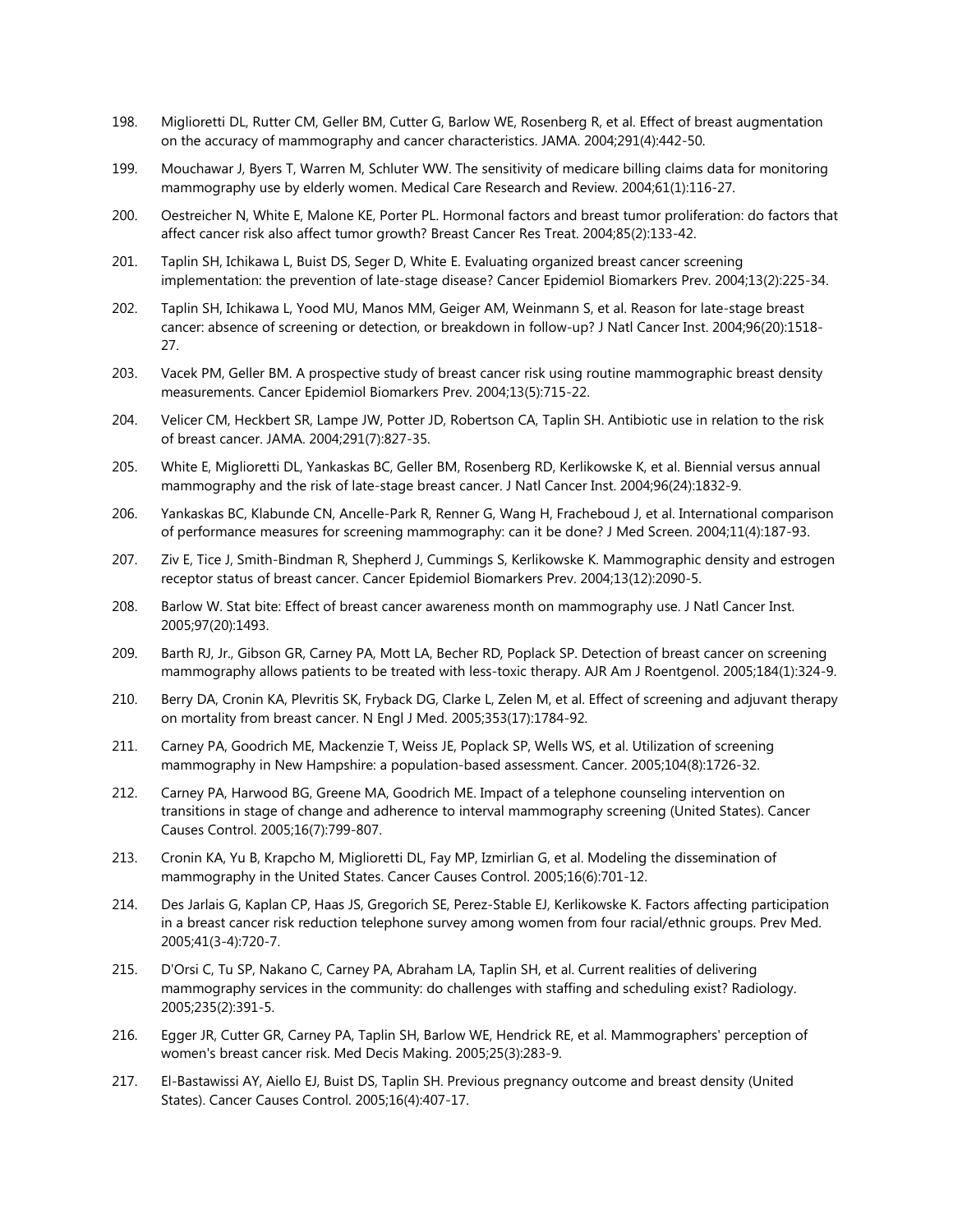198. Miglioretti DL, Rutter CM, Geller BM, Cutter G, Barlow WE, Rosenberg R, et al. Effect of breast augmentation on the accuracy of mammography and cancer characteristics. JAMA. 2004;291(4):442-50.

199. Mouchawar J, Byers T, Warren M, Schluter WW. The sensitivity of medicare billing claims data for monitoring mammography use by elderly women. Medical Care Research and Review. 2004;61(1):116-27.

200. Oestreicher N, White E, Malone KE, Porter PL. Hormonal factors and breast tumor proliferation: do factors that affect cancer risk also affect tumor growth? Breast Cancer Res Treat. 2004;85(2):133-42.

201. Taplin SH, Ichikawa L, Buist DS, Seger D, White E. Evaluating organized breast cancer screening implementation: the prevention of late-stage disease? Cancer Epidemiol Biomarkers Prev. 2004;13(2):225-34.

202. Taplin SH, Ichikawa L, Yood MU, Manos MM, Geiger AM, Weinmann S, et al. Reason for late-stage breast cancer: absence of screening or detection, or breakdown in follow-up? J Natl Cancer Inst. 2004;96(20):1518-27.

203. Vacek PM, Geller BM. A prospective study of breast cancer risk using routine mammographic breast density measurements. Cancer Epidemiol Biomarkers Prev. 2004;13(5):715-22.

204. Velicer CM, Heckbert SR, Lampe JW, Potter JD, Robertson CA, Taplin SH. Antibiotic use in relation to the risk of breast cancer. JAMA. 2004;291(7):827-35.

205. White E, Miglioretti DL, Yankaskas BC, Geller BM, Rosenberg RD, Kerlikowske K, et al. Biennial versus annual mammography and the risk of late-stage breast cancer. J Natl Cancer Inst. 2004;96(24):1832-9.

206. Yankaskas BC, Klabunde CN, Ancelle-Park R, Renner G, Wang H, Fracheboud J, et al. International comparison of performance measures for screening mammography: can it be done? J Med Screen. 2004;11(4):187-93.

207. Ziv E, Tice J, Smith-Bindman R, Shepherd J, Cummings S, Kerlikowske K. Mammographic density and estrogen receptor status of breast cancer. Cancer Epidemiol Biomarkers Prev. 2004;13(12):2090-5.

208. Barlow W. Stat bite: Effect of breast cancer awareness month on mammography use. J Natl Cancer Inst. 2005;97(20):1493.

209. Barth RJ, Jr., Gibson GR, Carney PA, Mott LA, Becher RD, Poplack SP. Detection of breast cancer on screening mammography allows patients to be treated with less-toxic therapy. AJR Am J Roentgenol. 2005;184(1):324-9.

210. Berry DA, Cronin KA, Plevritis SK, Fryback DG, Clarke L, Zelen M, et al. Effect of screening and adjuvant therapy on mortality from breast cancer. N Engl J Med. 2005;353(17):1784-92.

211. Carney PA, Goodrich ME, Mackenzie T, Weiss JE, Poplack SP, Wells WS, et al. Utilization of screening mammography in New Hampshire: a population-based assessment. Cancer. 2005;104(8):1726-32.

212. Carney PA, Harwood BG, Greene MA, Goodrich ME. Impact of a telephone counseling intervention on transitions in stage of change and adherence to interval mammography screening (United States). Cancer Causes Control. 2005;16(7):799-807.

213. Cronin KA, Yu B, Krapcho M, Miglioretti DL, Fay MP, Izmirlian G, et al. Modeling the dissemination of mammography in the United States. Cancer Causes Control. 2005;16(6):701-12.

214. Des Jarlais G, Kaplan CP, Haas JS, Gregorich SE, Perez-Stable EJ, Kerlikowske K. Factors affecting participation in a breast cancer risk reduction telephone survey among women from four racial/ethnic groups. Prev Med. 2005;41(3-4):720-7.

215. D'Orsi C, Tu SP, Nakano C, Carney PA, Abraham LA, Taplin SH, et al. Current realities of delivering mammography services in the community: do challenges with staffing and scheduling exist? Radiology. 2005;235(2):391-5.

216. Egger JR, Cutter GR, Carney PA, Taplin SH, Barlow WE, Hendrick RE, et al. Mammographers' perception of women's breast cancer risk. Med Decis Making. 2005;25(3):283-9.

217. El-Bastawissi AY, Aiello EJ, Buist DS, Taplin SH. Previous pregnancy outcome and breast density (United States). Cancer Causes Control. 2005;16(4):407-17.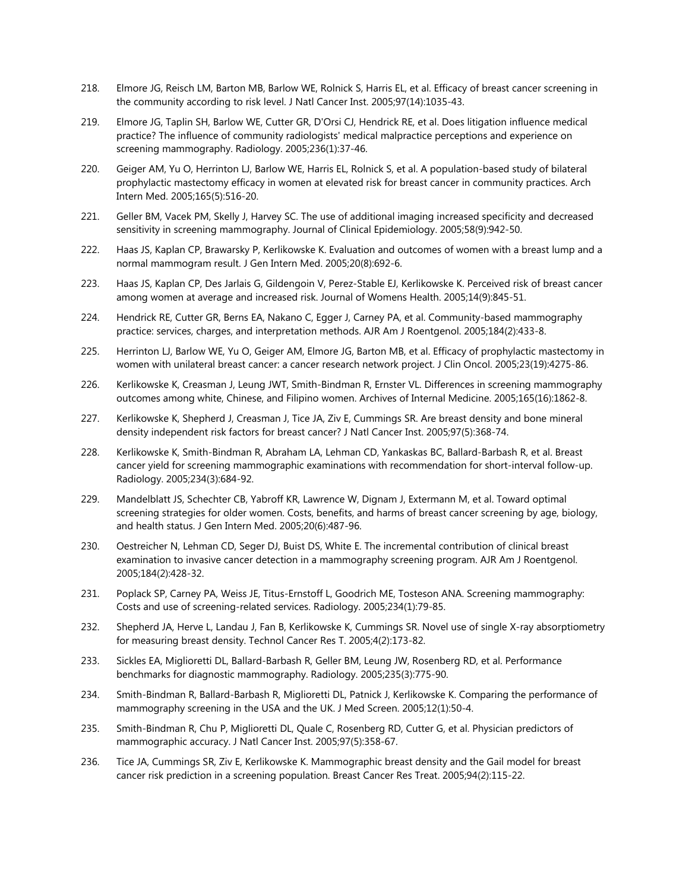218. Elmore JG, Reisch LM, Barton MB, Barlow WE, Rolnick S, Harris EL, et al. Efficacy of breast cancer screening in the community according to risk level. J Natl Cancer Inst. 2005;97(14):1035-43.

219. Elmore JG, Taplin SH, Barlow WE, Cutter GR, D'Orsi CJ, Hendrick RE, et al. Does litigation influence medical practice? The influence of community radiologists' medical malpractice perceptions and experience on screening mammography. Radiology. 2005;236(1):37-46.

220. Geiger AM, Yu O, Herrinton LJ, Barlow WE, Harris EL, Rolnick S, et al. A population-based study of bilateral prophylactic mastectomy efficacy in women at elevated risk for breast cancer in community practices. Arch Intern Med. 2005;165(5):516-20.

221. Geller BM, Vacek PM, Skelly J, Harvey SC. The use of additional imaging increased specificity and decreased sensitivity in screening mammography. Journal of Clinical Epidemiology. 2005;58(9):942-50.

222. Haas JS, Kaplan CP, Brawarsky P, Kerlikowske K. Evaluation and outcomes of women with a breast lump and a normal mammogram result. J Gen Intern Med. 2005;20(8):692-6.

223. Haas JS, Kaplan CP, Des Jarlais G, Gildengoin V, Perez-Stable EJ, Kerlikowske K. Perceived risk of breast cancer among women at average and increased risk. Journal of Womens Health. 2005;14(9):845-51.

224. Hendrick RE, Cutter GR, Berns EA, Nakano C, Egger J, Carney PA, et al. Community-based mammography practice: services, charges, and interpretation methods. AJR Am J Roentgenol. 2005;184(2):433-8.

225. Herrinton LJ, Barlow WE, Yu O, Geiger AM, Elmore JG, Barton MB, et al. Efficacy of prophylactic mastectomy in women with unilateral breast cancer: a cancer research network project. J Clin Oncol. 2005;23(19):4275-86.

226. Kerlikowske K, Creasman J, Leung JWT, Smith-Bindman R, Ernster VL. Differences in screening mammography outcomes among white, Chinese, and Filipino women. Archives of Internal Medicine. 2005;165(16):1862-8.

227. Kerlikowske K, Shepherd J, Creasman J, Tice JA, Ziv E, Cummings SR. Are breast density and bone mineral density independent risk factors for breast cancer? J Natl Cancer Inst. 2005;97(5):368-74.

228. Kerlikowske K, Smith-Bindman R, Abraham LA, Lehman CD, Yankaskas BC, Ballard-Barbash R, et al. Breast cancer yield for screening mammographic examinations with recommendation for short-interval follow-up. Radiology. 2005;234(3):684-92.

229. Mandelblatt JS, Schechter CB, Yabroff KR, Lawrence W, Dignam J, Extermann M, et al. Toward optimal screening strategies for older women. Costs, benefits, and harms of breast cancer screening by age, biology, and health status. J Gen Intern Med. 2005;20(6):487-96.

230. Oestreicher N, Lehman CD, Seger DJ, Buist DS, White E. The incremental contribution of clinical breast examination to invasive cancer detection in a mammography screening program. AJR Am J Roentgenol. 2005;184(2):428-32.

231. Poplack SP, Carney PA, Weiss JE, Titus-Ernstoff L, Goodrich ME, Tosteson ANA. Screening mammography: Costs and use of screening-related services. Radiology. 2005;234(1):79-85.

232. Shepherd JA, Herve L, Landau J, Fan B, Kerlikowske K, Cummings SR. Novel use of single X-ray absorptiometry for measuring breast density. Technol Cancer Res T. 2005;4(2):173-82.

233. Sickles EA, Miglioretti DL, Ballard-Barbash R, Geller BM, Leung JW, Rosenberg RD, et al. Performance benchmarks for diagnostic mammography. Radiology. 2005;235(3):775-90.

234. Smith-Bindman R, Ballard-Barbash R, Miglioretti DL, Patnick J, Kerlikowske K. Comparing the performance of mammography screening in the USA and the UK. J Med Screen. 2005;12(1):50-4.

235. Smith-Bindman R, Chu P, Miglioretti DL, Quale C, Rosenberg RD, Cutter G, et al. Physician predictors of mammographic accuracy. J Natl Cancer Inst. 2005;97(5):358-67.

236. Tice JA, Cummings SR, Ziv E, Kerlikowske K. Mammographic breast density and the Gail model for breast cancer risk prediction in a screening population. Breast Cancer Res Treat. 2005;94(2):115-22.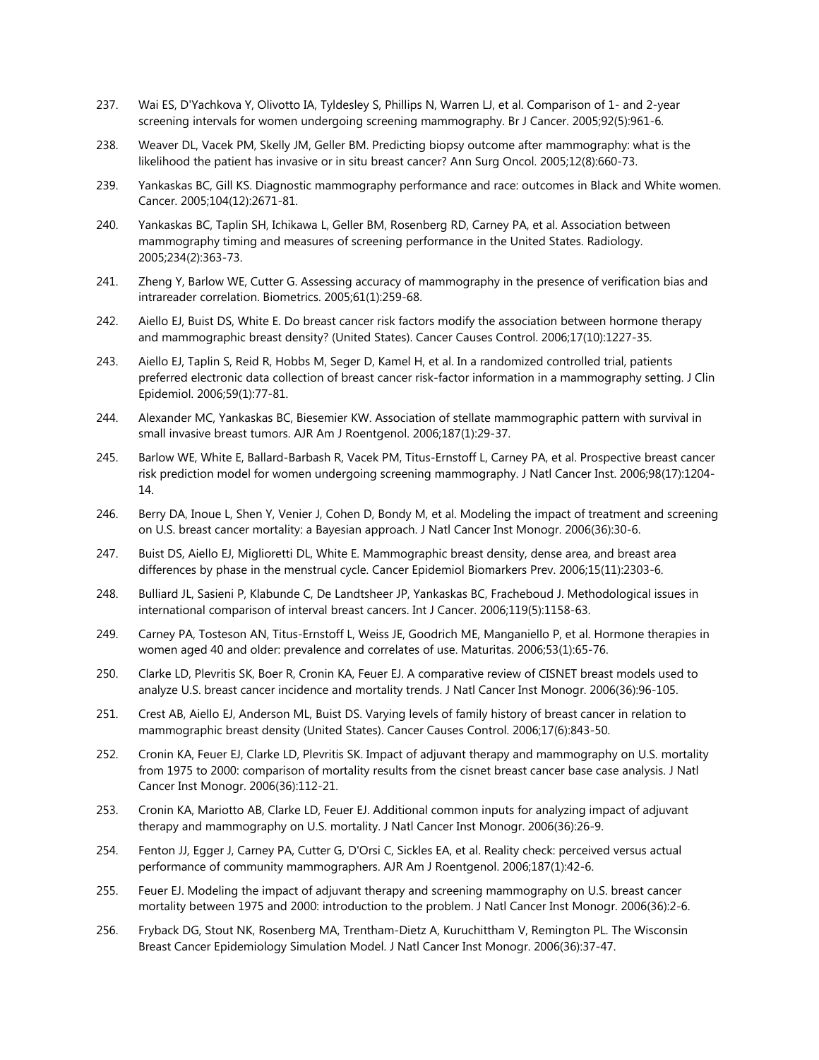237. Wai ES, D'Yachkova Y, Olivotto IA, Tyldesley S, Phillips N, Warren LJ, et al. Comparison of 1- and 2-year screening intervals for women undergoing screening mammography. Br J Cancer. 2005;92(5):961-6.

238. Weaver DL, Vacek PM, Skelly JM, Geller BM. Predicting biopsy outcome after mammography: what is the likelihood the patient has invasive or in situ breast cancer? Ann Surg Oncol. 2005;12(8):660-73.

239. Yankaskas BC, Gill KS. Diagnostic mammography performance and race: outcomes in Black and White women. Cancer. 2005;104(12):2671-81.

240. Yankaskas BC, Taplin SH, Ichikawa L, Geller BM, Rosenberg RD, Carney PA, et al. Association between mammography timing and measures of screening performance in the United States. Radiology. 2005;234(2):363-73.

241. Zheng Y, Barlow WE, Cutter G. Assessing accuracy of mammography in the presence of verification bias and intrareader correlation. Biometrics. 2005;61(1):259-68.

242. Aiello EJ, Buist DS, White E. Do breast cancer risk factors modify the association between hormone therapy and mammographic breast density? (United States). Cancer Causes Control. 2006;17(10):1227-35.

243. Aiello EJ, Taplin S, Reid R, Hobbs M, Seger D, Kamel H, et al. In a randomized controlled trial, patients preferred electronic data collection of breast cancer risk-factor information in a mammography setting. J Clin Epidemiol. 2006;59(1):77-81.

244. Alexander MC, Yankaskas BC, Biesemier KW. Association of stellate mammographic pattern with survival in small invasive breast tumors. AJR Am J Roentgenol. 2006;187(1):29-37.

245. Barlow WE, White E, Ballard-Barbash R, Vacek PM, Titus-Ernstoff L, Carney PA, et al. Prospective breast cancer risk prediction model for women undergoing screening mammography. J Natl Cancer Inst. 2006;98(17):1204-14.

246. Berry DA, Inoue L, Shen Y, Venier J, Cohen D, Bondy M, et al. Modeling the impact of treatment and screening on U.S. breast cancer mortality: a Bayesian approach. J Natl Cancer Inst Monogr. 2006(36):30-6.

247. Buist DS, Aiello EJ, Miglioretti DL, White E. Mammographic breast density, dense area, and breast area differences by phase in the menstrual cycle. Cancer Epidemiol Biomarkers Prev. 2006;15(11):2303-6.

248. Bulliard JL, Sasieni P, Klabunde C, De Landtsheer JP, Yankaskas BC, Fracheboud J. Methodological issues in international comparison of interval breast cancers. Int J Cancer. 2006;119(5):1158-63.

249. Carney PA, Tosteson AN, Titus-Ernstoff L, Weiss JE, Goodrich ME, Manganiello P, et al. Hormone therapies in women aged 40 and older: prevalence and correlates of use. Maturitas. 2006;53(1):65-76.

250. Clarke LD, Plevritis SK, Boer R, Cronin KA, Feuer EJ. A comparative review of CISNET breast models used to analyze U.S. breast cancer incidence and mortality trends. J Natl Cancer Inst Monogr. 2006(36):96-105.

251. Crest AB, Aiello EJ, Anderson ML, Buist DS. Varying levels of family history of breast cancer in relation to mammographic breast density (United States). Cancer Causes Control. 2006;17(6):843-50.

252. Cronin KA, Feuer EJ, Clarke LD, Plevritis SK. Impact of adjuvant therapy and mammography on U.S. mortality from 1975 to 2000: comparison of mortality results from the cisnet breast cancer base case analysis. J Natl Cancer Inst Monogr. 2006(36):112-21.

253. Cronin KA, Mariotto AB, Clarke LD, Feuer EJ. Additional common inputs for analyzing impact of adjuvant therapy and mammography on U.S. mortality. J Natl Cancer Inst Monogr. 2006(36):26-9.

254. Fenton JJ, Egger J, Carney PA, Cutter G, D'Orsi C, Sickles EA, et al. Reality check: perceived versus actual performance of community mammographers. AJR Am J Roentgenol. 2006;187(1):42-6.

255. Feuer EJ. Modeling the impact of adjuvant therapy and screening mammography on U.S. breast cancer mortality between 1975 and 2000: introduction to the problem. J Natl Cancer Inst Monogr. 2006(36):2-6.

256. Fryback DG, Stout NK, Rosenberg MA, Trentham-Dietz A, Kuruchittham V, Remington PL. The Wisconsin Breast Cancer Epidemiology Simulation Model. J Natl Cancer Inst Monogr. 2006(36):37-47.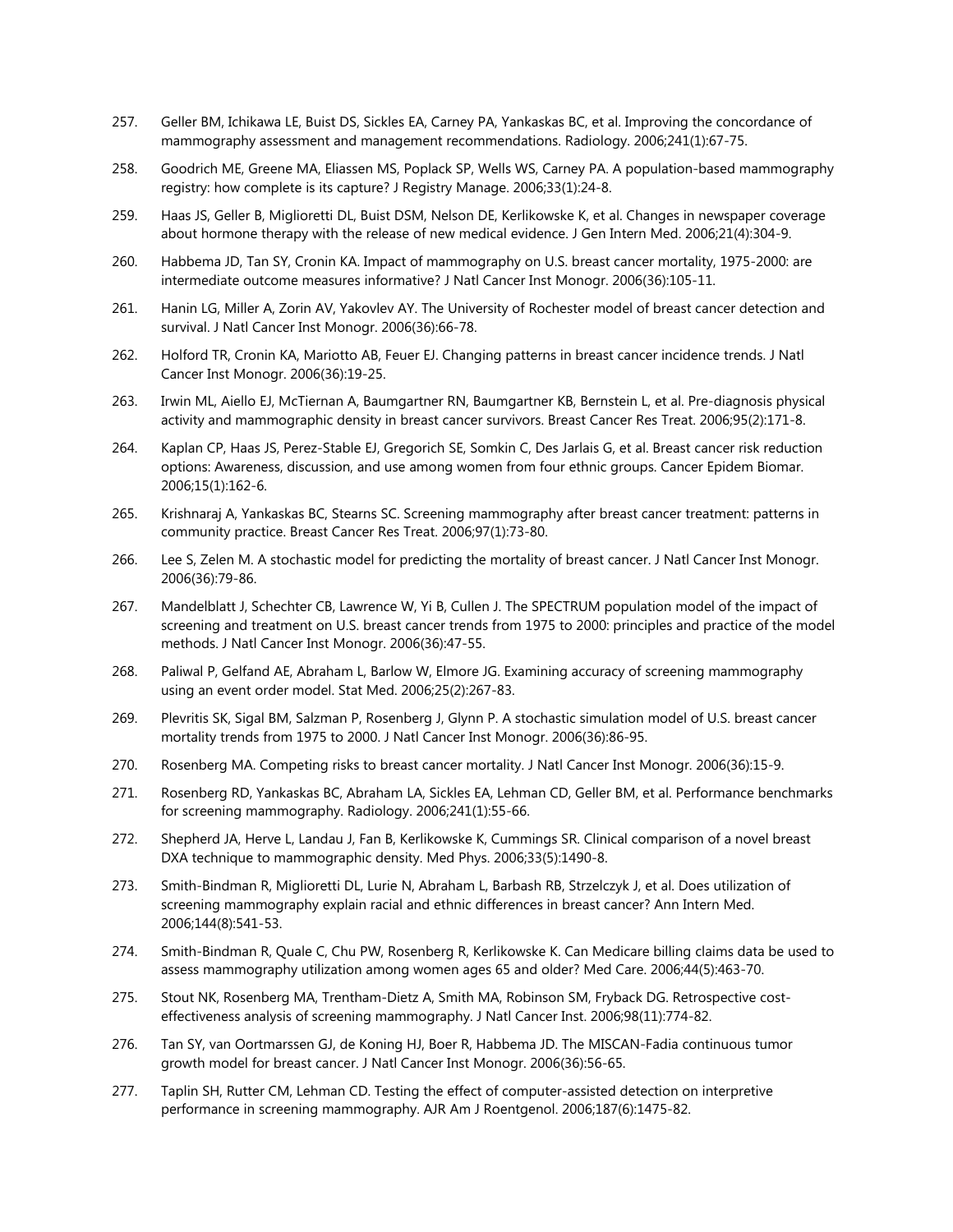257. Geller BM, Ichikawa LE, Buist DS, Sickles EA, Carney PA, Yankaskas BC, et al. Improving the concordance of mammography assessment and management recommendations. Radiology. 2006;241(1):67-75.

258. Goodrich ME, Greene MA, Eliassen MS, Poplack SP, Wells WS, Carney PA. A population-based mammography registry: how complete is its capture? J Registry Manage. 2006;33(1):24-8.

259. Haas JS, Geller B, Miglioretti DL, Buist DSM, Nelson DE, Kerlikowske K, et al. Changes in newspaper coverage about hormone therapy with the release of new medical evidence. J Gen Intern Med. 2006;21(4):304-9.

260. Habbema JD, Tan SY, Cronin KA. Impact of mammography on U.S. breast cancer mortality, 1975-2000: are intermediate outcome measures informative? J Natl Cancer Inst Monogr. 2006(36):105-11.

261. Hanin LG, Miller A, Zorin AV, Yakovlev AY. The University of Rochester model of breast cancer detection and survival. J Natl Cancer Inst Monogr. 2006(36):66-78.

262. Holford TR, Cronin KA, Mariotto AB, Feuer EJ. Changing patterns in breast cancer incidence trends. J Natl Cancer Inst Monogr. 2006(36):19-25.

263. Irwin ML, Aiello EJ, McTiernan A, Baumgartner RN, Baumgartner KB, Bernstein L, et al. Pre-diagnosis physical activity and mammographic density in breast cancer survivors. Breast Cancer Res Treat. 2006;95(2):171-8.

264. Kaplan CP, Haas JS, Perez-Stable EJ, Gregorich SE, Somkin C, Des Jarlais G, et al. Breast cancer risk reduction options: Awareness, discussion, and use among women from four ethnic groups. Cancer Epidem Biomar. 2006;15(1):162-6.

265. Krishnaraj A, Yankaskas BC, Stearns SC. Screening mammography after breast cancer treatment: patterns in community practice. Breast Cancer Res Treat. 2006;97(1):73-80.

266. Lee S, Zelen M. A stochastic model for predicting the mortality of breast cancer. J Natl Cancer Inst Monogr. 2006(36):79-86.

267. Mandelblatt J, Schechter CB, Lawrence W, Yi B, Cullen J. The SPECTRUM population model of the impact of screening and treatment on U.S. breast cancer trends from 1975 to 2000: principles and practice of the model methods. J Natl Cancer Inst Monogr. 2006(36):47-55.

268. Paliwal P, Gelfand AE, Abraham L, Barlow W, Elmore JG. Examining accuracy of screening mammography using an event order model. Stat Med. 2006;25(2):267-83.

269. Plevritis SK, Sigal BM, Salzman P, Rosenberg J, Glynn P. A stochastic simulation model of U.S. breast cancer mortality trends from 1975 to 2000. J Natl Cancer Inst Monogr. 2006(36):86-95.

270. Rosenberg MA. Competing risks to breast cancer mortality. J Natl Cancer Inst Monogr. 2006(36):15-9.

271. Rosenberg RD, Yankaskas BC, Abraham LA, Sickles EA, Lehman CD, Geller BM, et al. Performance benchmarks for screening mammography. Radiology. 2006;241(1):55-66.

272. Shepherd JA, Herve L, Landau J, Fan B, Kerlikowske K, Cummings SR. Clinical comparison of a novel breast DXA technique to mammographic density. Med Phys. 2006;33(5):1490-8.

273. Smith-Bindman R, Miglioretti DL, Lurie N, Abraham L, Barbash RB, Strzelczyk J, et al. Does utilization of screening mammography explain racial and ethnic differences in breast cancer? Ann Intern Med. 2006;144(8):541-53.

274. Smith-Bindman R, Quale C, Chu PW, Rosenberg R, Kerlikowske K. Can Medicare billing claims data be used to assess mammography utilization among women ages 65 and older? Med Care. 2006;44(5):463-70.

275. Stout NK, Rosenberg MA, Trentham-Dietz A, Smith MA, Robinson SM, Fryback DG. Retrospective cost-effectiveness analysis of screening mammography. J Natl Cancer Inst. 2006;98(11):774-82.

276. Tan SY, van Oortmarssen GJ, de Koning HJ, Boer R, Habbema JD. The MISCAN-Fadia continuous tumor growth model for breast cancer. J Natl Cancer Inst Monogr. 2006(36):56-65.

277. Taplin SH, Rutter CM, Lehman CD. Testing the effect of computer-assisted detection on interpretive performance in screening mammography. AJR Am J Roentgenol. 2006;187(6):1475-82.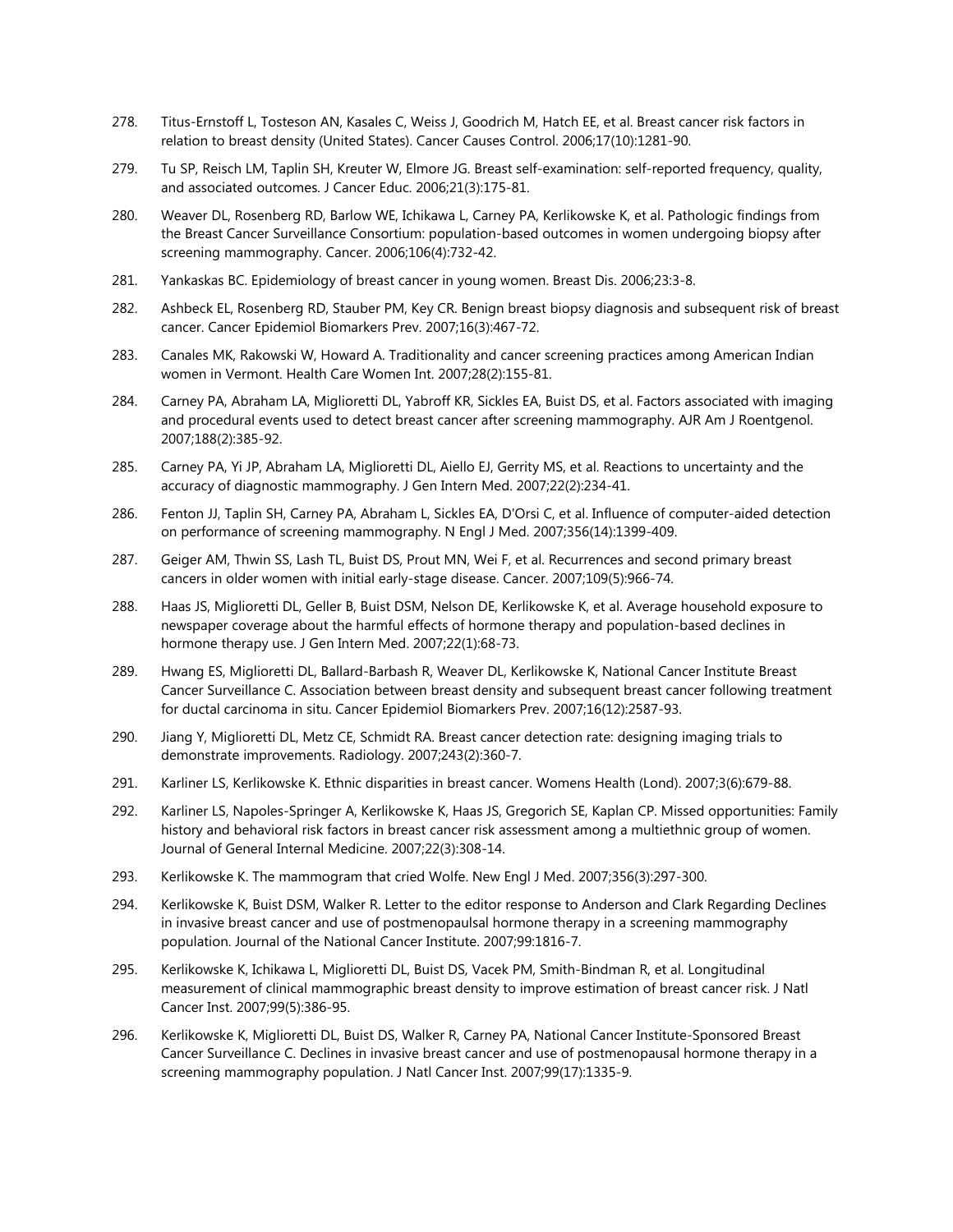278. Titus-Ernstoff L, Tosteson AN, Kasales C, Weiss J, Goodrich M, Hatch EE, et al. Breast cancer risk factors in relation to breast density (United States). Cancer Causes Control. 2006;17(10):1281-90.

279. Tu SP, Reisch LM, Taplin SH, Kreuter W, Elmore JG. Breast self-examination: self-reported frequency, quality, and associated outcomes. J Cancer Educ. 2006;21(3):175-81.

280. Weaver DL, Rosenberg RD, Barlow WE, Ichikawa L, Carney PA, Kerlikowske K, et al. Pathologic findings from the Breast Cancer Surveillance Consortium: population-based outcomes in women undergoing biopsy after screening mammography. Cancer. 2006;106(4):732-42.

281. Yankaskas BC. Epidemiology of breast cancer in young women. Breast Dis. 2006;23:3-8.

282. Ashbeck EL, Rosenberg RD, Stauber PM, Key CR. Benign breast biopsy diagnosis and subsequent risk of breast cancer. Cancer Epidemiol Biomarkers Prev. 2007;16(3):467-72.

283. Canales MK, Rakowski W, Howard A. Traditionality and cancer screening practices among American Indian women in Vermont. Health Care Women Int. 2007;28(2):155-81.

284. Carney PA, Abraham LA, Miglioretti DL, Yabroff KR, Sickles EA, Buist DS, et al. Factors associated with imaging and procedural events used to detect breast cancer after screening mammography. AJR Am J Roentgenol. 2007;188(2):385-92.

285. Carney PA, Yi JP, Abraham LA, Miglioretti DL, Aiello EJ, Gerrity MS, et al. Reactions to uncertainty and the accuracy of diagnostic mammography. J Gen Intern Med. 2007;22(2):234-41.

286. Fenton JJ, Taplin SH, Carney PA, Abraham L, Sickles EA, D'Orsi C, et al. Influence of computer-aided detection on performance of screening mammography. N Engl J Med. 2007;356(14):1399-409.

287. Geiger AM, Thwin SS, Lash TL, Buist DS, Prout MN, Wei F, et al. Recurrences and second primary breast cancers in older women with initial early-stage disease. Cancer. 2007;109(5):966-74.

288. Haas JS, Miglioretti DL, Geller B, Buist DSM, Nelson DE, Kerlikowske K, et al. Average household exposure to newspaper coverage about the harmful effects of hormone therapy and population-based declines in hormone therapy use. J Gen Intern Med. 2007;22(1):68-73.

289. Hwang ES, Miglioretti DL, Ballard-Barbash R, Weaver DL, Kerlikowske K, National Cancer Institute Breast Cancer Surveillance C. Association between breast density and subsequent breast cancer following treatment for ductal carcinoma in situ. Cancer Epidemiol Biomarkers Prev. 2007;16(12):2587-93.

290. Jiang Y, Miglioretti DL, Metz CE, Schmidt RA. Breast cancer detection rate: designing imaging trials to demonstrate improvements. Radiology. 2007;243(2):360-7.

291. Karliner LS, Kerlikowske K. Ethnic disparities in breast cancer. Womens Health (Lond). 2007;3(6):679-88.

292. Karliner LS, Napoles-Springer A, Kerlikowske K, Haas JS, Gregorich SE, Kaplan CP. Missed opportunities: Family history and behavioral risk factors in breast cancer risk assessment among a multiethnic group of women. Journal of General Internal Medicine. 2007;22(3):308-14.

293. Kerlikowske K. The mammogram that cried Wolfe. New Engl J Med. 2007;356(3):297-300.

294. Kerlikowske K, Buist DSM, Walker R. Letter to the editor response to Anderson and Clark Regarding Declines in invasive breast cancer and use of postmenopaulsal hormone therapy in a screening mammography population. Journal of the National Cancer Institute. 2007;99:1816-7.

295. Kerlikowske K, Ichikawa L, Miglioretti DL, Buist DS, Vacek PM, Smith-Bindman R, et al. Longitudinal measurement of clinical mammographic breast density to improve estimation of breast cancer risk. J Natl Cancer Inst. 2007;99(5):386-95.

296. Kerlikowske K, Miglioretti DL, Buist DS, Walker R, Carney PA, National Cancer Institute-Sponsored Breast Cancer Surveillance C. Declines in invasive breast cancer and use of postmenopausal hormone therapy in a screening mammography population. J Natl Cancer Inst. 2007;99(17):1335-9.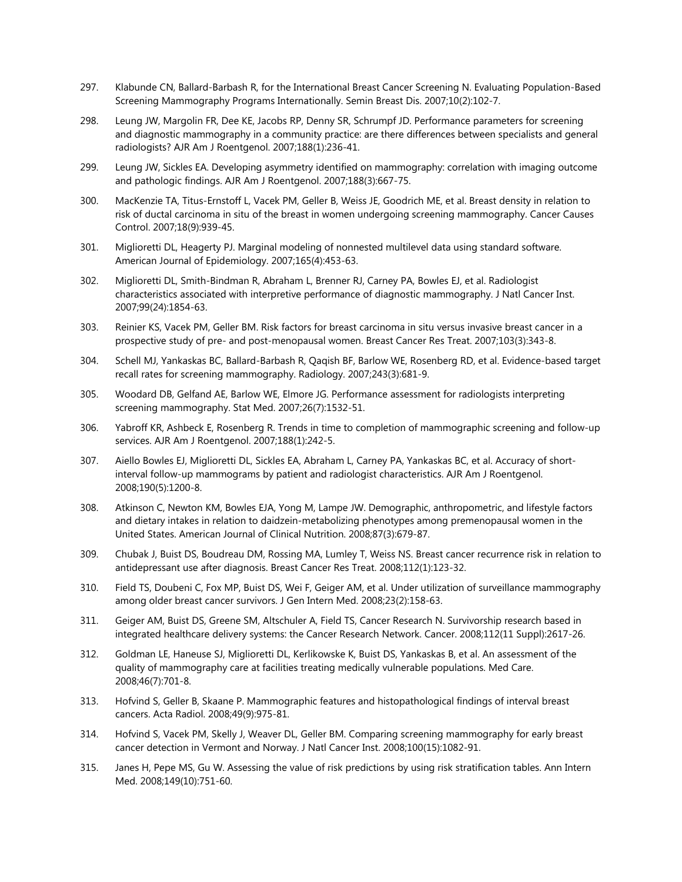297. Klabunde CN, Ballard-Barbash R, for the International Breast Cancer Screening N. Evaluating Population-Based Screening Mammography Programs Internationally. Semin Breast Dis. 2007;10(2):102-7.

298. Leung JW, Margolin FR, Dee KE, Jacobs RP, Denny SR, Schrumpf JD. Performance parameters for screening and diagnostic mammography in a community practice: are there differences between specialists and general radiologists? AJR Am J Roentgenol. 2007;188(1):236-41.

299. Leung JW, Sickles EA. Developing asymmetry identified on mammography: correlation with imaging outcome and pathologic findings. AJR Am J Roentgenol. 2007;188(3):667-75.

300. MacKenzie TA, Titus-Ernstoff L, Vacek PM, Geller B, Weiss JE, Goodrich ME, et al. Breast density in relation to risk of ductal carcinoma in situ of the breast in women undergoing screening mammography. Cancer Causes Control. 2007;18(9):939-45.

301. Miglioretti DL, Heagerty PJ. Marginal modeling of nonnested multilevel data using standard software. American Journal of Epidemiology. 2007;165(4):453-63.

302. Miglioretti DL, Smith-Bindman R, Abraham L, Brenner RJ, Carney PA, Bowles EJ, et al. Radiologist characteristics associated with interpretive performance of diagnostic mammography. J Natl Cancer Inst. 2007;99(24):1854-63.

303. Reinier KS, Vacek PM, Geller BM. Risk factors for breast carcinoma in situ versus invasive breast cancer in a prospective study of pre- and post-menopausal women. Breast Cancer Res Treat. 2007;103(3):343-8.

304. Schell MJ, Yankaskas BC, Ballard-Barbash R, Qaqish BF, Barlow WE, Rosenberg RD, et al. Evidence-based target recall rates for screening mammography. Radiology. 2007;243(3):681-9.

305. Woodard DB, Gelfand AE, Barlow WE, Elmore JG. Performance assessment for radiologists interpreting screening mammography. Stat Med. 2007;26(7):1532-51.

306. Yabroff KR, Ashbeck E, Rosenberg R. Trends in time to completion of mammographic screening and follow-up services. AJR Am J Roentgenol. 2007;188(1):242-5.

307. Aiello Bowles EJ, Miglioretti DL, Sickles EA, Abraham L, Carney PA, Yankaskas BC, et al. Accuracy of short-interval follow-up mammograms by patient and radiologist characteristics. AJR Am J Roentgenol. 2008;190(5):1200-8.

308. Atkinson C, Newton KM, Bowles EJA, Yong M, Lampe JW. Demographic, anthropometric, and lifestyle factors and dietary intakes in relation to daidzein-metabolizing phenotypes among premenopausal women in the United States. American Journal of Clinical Nutrition. 2008;87(3):679-87.

309. Chubak J, Buist DS, Boudreau DM, Rossing MA, Lumley T, Weiss NS. Breast cancer recurrence risk in relation to antidepressant use after diagnosis. Breast Cancer Res Treat. 2008;112(1):123-32.

310. Field TS, Doubeni C, Fox MP, Buist DS, Wei F, Geiger AM, et al. Under utilization of surveillance mammography among older breast cancer survivors. J Gen Intern Med. 2008;23(2):158-63.

311. Geiger AM, Buist DS, Greene SM, Altschuler A, Field TS, Cancer Research N. Survivorship research based in integrated healthcare delivery systems: the Cancer Research Network. Cancer. 2008;112(11 Suppl):2617-26.

312. Goldman LE, Haneuse SJ, Miglioretti DL, Kerlikowske K, Buist DS, Yankaskas B, et al. An assessment of the quality of mammography care at facilities treating medically vulnerable populations. Med Care. 2008;46(7):701-8.

313. Hofvind S, Geller B, Skaane P. Mammographic features and histopathological findings of interval breast cancers. Acta Radiol. 2008;49(9):975-81.

314. Hofvind S, Vacek PM, Skelly J, Weaver DL, Geller BM. Comparing screening mammography for early breast cancer detection in Vermont and Norway. J Natl Cancer Inst. 2008;100(15):1082-91.

315. Janes H, Pepe MS, Gu W. Assessing the value of risk predictions by using risk stratification tables. Ann Intern Med. 2008;149(10):751-60.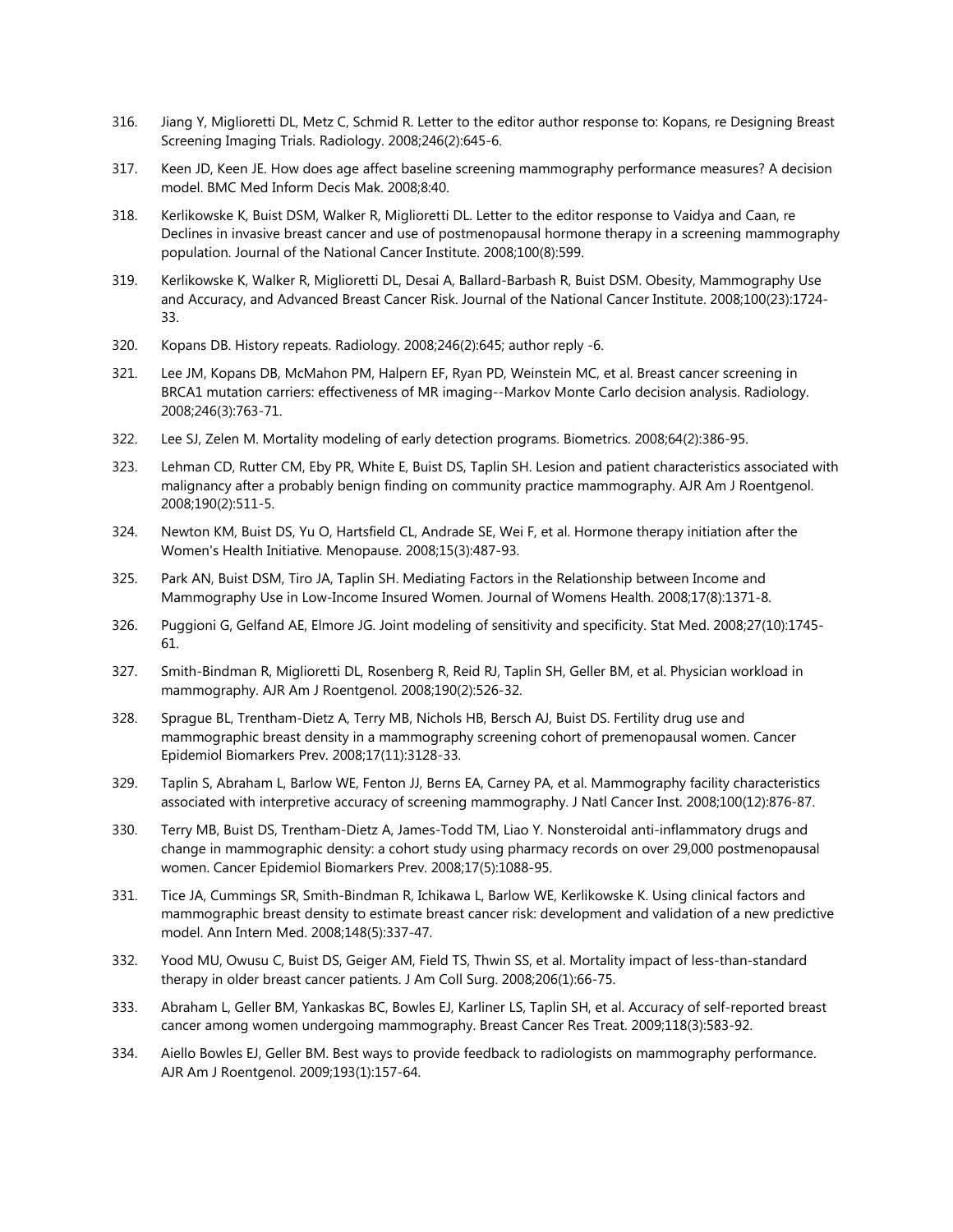316. Jiang Y, Miglioretti DL, Metz C, Schmid R. Letter to the editor author response to: Kopans, re Designing Breast Screening Imaging Trials. Radiology. 2008;246(2):645-6.

317. Keen JD, Keen JE. How does age affect baseline screening mammography performance measures? A decision model. BMC Med Inform Decis Mak. 2008;8:40.

318. Kerlikowske K, Buist DSM, Walker R, Miglioretti DL. Letter to the editor response to Vaidya and Caan, re Declines in invasive breast cancer and use of postmenopausal hormone therapy in a screening mammography population. Journal of the National Cancer Institute. 2008;100(8):599.

319. Kerlikowske K, Walker R, Miglioretti DL, Desai A, Ballard-Barbash R, Buist DSM. Obesity, Mammography Use and Accuracy, and Advanced Breast Cancer Risk. Journal of the National Cancer Institute. 2008;100(23):1724-33.

320. Kopans DB. History repeats. Radiology. 2008;246(2):645; author reply -6.

321. Lee JM, Kopans DB, McMahon PM, Halpern EF, Ryan PD, Weinstein MC, et al. Breast cancer screening in BRCA1 mutation carriers: effectiveness of MR imaging--Markov Monte Carlo decision analysis. Radiology. 2008;246(3):763-71.

322. Lee SJ, Zelen M. Mortality modeling of early detection programs. Biometrics. 2008;64(2):386-95.

323. Lehman CD, Rutter CM, Eby PR, White E, Buist DS, Taplin SH. Lesion and patient characteristics associated with malignancy after a probably benign finding on community practice mammography. AJR Am J Roentgenol. 2008;190(2):511-5.

324. Newton KM, Buist DS, Yu O, Hartsfield CL, Andrade SE, Wei F, et al. Hormone therapy initiation after the Women's Health Initiative. Menopause. 2008;15(3):487-93.

325. Park AN, Buist DSM, Tiro JA, Taplin SH. Mediating Factors in the Relationship between Income and Mammography Use in Low-Income Insured Women. Journal of Womens Health. 2008;17(8):1371-8.

326. Puggioni G, Gelfand AE, Elmore JG. Joint modeling of sensitivity and specificity. Stat Med. 2008;27(10):1745-61.

327. Smith-Bindman R, Miglioretti DL, Rosenberg R, Reid RJ, Taplin SH, Geller BM, et al. Physician workload in mammography. AJR Am J Roentgenol. 2008;190(2):526-32.

328. Sprague BL, Trentham-Dietz A, Terry MB, Nichols HB, Bersch AJ, Buist DS. Fertility drug use and mammographic breast density in a mammography screening cohort of premenopausal women. Cancer Epidemiol Biomarkers Prev. 2008;17(11):3128-33.

329. Taplin S, Abraham L, Barlow WE, Fenton JJ, Berns EA, Carney PA, et al. Mammography facility characteristics associated with interpretive accuracy of screening mammography. J Natl Cancer Inst. 2008;100(12):876-87.

330. Terry MB, Buist DS, Trentham-Dietz A, James-Todd TM, Liao Y. Nonsteroidal anti-inflammatory drugs and change in mammographic density: a cohort study using pharmacy records on over 29,000 postmenopausal women. Cancer Epidemiol Biomarkers Prev. 2008;17(5):1088-95.

331. Tice JA, Cummings SR, Smith-Bindman R, Ichikawa L, Barlow WE, Kerlikowske K. Using clinical factors and mammographic breast density to estimate breast cancer risk: development and validation of a new predictive model. Ann Intern Med. 2008;148(5):337-47.

332. Yood MU, Owusu C, Buist DS, Geiger AM, Field TS, Thwin SS, et al. Mortality impact of less-than-standard therapy in older breast cancer patients. J Am Coll Surg. 2008;206(1):66-75.

333. Abraham L, Geller BM, Yankaskas BC, Bowles EJ, Karliner LS, Taplin SH, et al. Accuracy of self-reported breast cancer among women undergoing mammography. Breast Cancer Res Treat. 2009;118(3):583-92.

334. Aiello Bowles EJ, Geller BM. Best ways to provide feedback to radiologists on mammography performance. AJR Am J Roentgenol. 2009;193(1):157-64.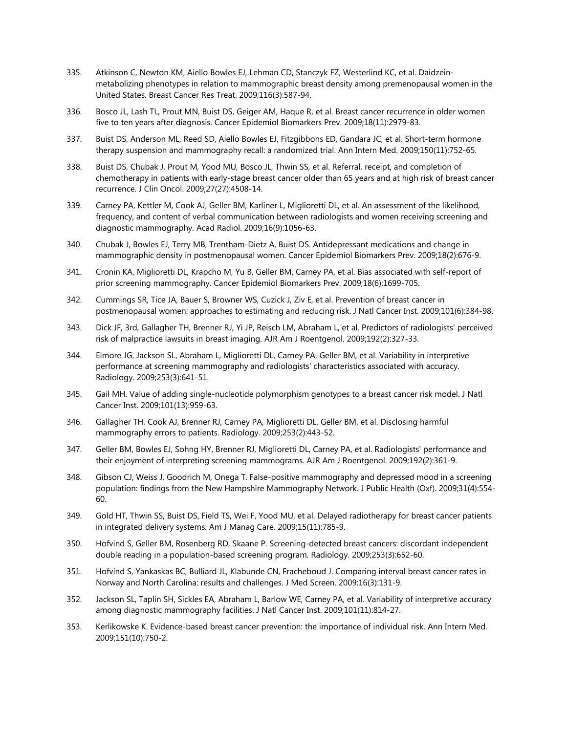335. Atkinson C, Newton KM, Aiello Bowles EJ, Lehman CD, Stanczyk FZ, Westerlind KC, et al. Daidzein-metabolizing phenotypes in relation to mammographic breast density among premenopausal women in the United States. Breast Cancer Res Treat. 2009;116(3):587-94.

336. Bosco JL, Lash TL, Prout MN, Buist DS, Geiger AM, Haque R, et al. Breast cancer recurrence in older women five to ten years after diagnosis. Cancer Epidemiol Biomarkers Prev. 2009;18(11):2979-83.

337. Buist DS, Anderson ML, Reed SD, Aiello Bowles EJ, Fitzgibbons ED, Gandara JC, et al. Short-term hormone therapy suspension and mammography recall: a randomized trial. Ann Intern Med. 2009;150(11):752-65.

338. Buist DS, Chubak J, Prout M, Yood MU, Bosco JL, Thwin SS, et al. Referral, receipt, and completion of chemotherapy in patients with early-stage breast cancer older than 65 years and at high risk of breast cancer recurrence. J Clin Oncol. 2009;27(27):4508-14.

339. Carney PA, Kettler M, Cook AJ, Geller BM, Karliner L, Miglioretti DL, et al. An assessment of the likelihood, frequency, and content of verbal communication between radiologists and women receiving screening and diagnostic mammography. Acad Radiol. 2009;16(9):1056-63.

340. Chubak J, Bowles EJ, Terry MB, Trentham-Dietz A, Buist DS. Antidepressant medications and change in mammographic density in postmenopausal women. Cancer Epidemiol Biomarkers Prev. 2009;18(2):676-9.

341. Cronin KA, Miglioretti DL, Krapcho M, Yu B, Geller BM, Carney PA, et al. Bias associated with self-report of prior screening mammography. Cancer Epidemiol Biomarkers Prev. 2009;18(6):1699-705.

342. Cummings SR, Tice JA, Bauer S, Browner WS, Cuzick J, Ziv E, et al. Prevention of breast cancer in postmenopausal women: approaches to estimating and reducing risk. J Natl Cancer Inst. 2009;101(6):384-98.

343. Dick JF, 3rd, Gallagher TH, Brenner RJ, Yi JP, Reisch LM, Abraham L, et al. Predictors of radiologists' perceived risk of malpractice lawsuits in breast imaging. AJR Am J Roentgenol. 2009;192(2):327-33.

344. Elmore JG, Jackson SL, Abraham L, Miglioretti DL, Carney PA, Geller BM, et al. Variability in interpretive performance at screening mammography and radiologists' characteristics associated with accuracy. Radiology. 2009;253(3):641-51.

345. Gail MH. Value of adding single-nucleotide polymorphism genotypes to a breast cancer risk model. J Natl Cancer Inst. 2009;101(13):959-63.

346. Gallagher TH, Cook AJ, Brenner RJ, Carney PA, Miglioretti DL, Geller BM, et al. Disclosing harmful mammography errors to patients. Radiology. 2009;253(2):443-52.

347. Geller BM, Bowles EJ, Sohng HY, Brenner RJ, Miglioretti DL, Carney PA, et al. Radiologists' performance and their enjoyment of interpreting screening mammograms. AJR Am J Roentgenol. 2009;192(2):361-9.

348. Gibson CJ, Weiss J, Goodrich M, Onega T. False-positive mammography and depressed mood in a screening population: findings from the New Hampshire Mammography Network. J Public Health (Oxf). 2009;31(4):554-60.

349. Gold HT, Thwin SS, Buist DS, Field TS, Wei F, Yood MU, et al. Delayed radiotherapy for breast cancer patients in integrated delivery systems. Am J Manag Care. 2009;15(11):785-9.

350. Hofvind S, Geller BM, Rosenberg RD, Skaane P. Screening-detected breast cancers: discordant independent double reading in a population-based screening program. Radiology. 2009;253(3):652-60.

351. Hofvind S, Yankaskas BC, Bulliard JL, Klabunde CN, Fracheboud J. Comparing interval breast cancer rates in Norway and North Carolina: results and challenges. J Med Screen. 2009;16(3):131-9.

352. Jackson SL, Taplin SH, Sickles EA, Abraham L, Barlow WE, Carney PA, et al. Variability of interpretive accuracy among diagnostic mammography facilities. J Natl Cancer Inst. 2009;101(11):814-27.

353. Kerlikowske K. Evidence-based breast cancer prevention: the importance of individual risk. Ann Intern Med. 2009;151(10):750-2.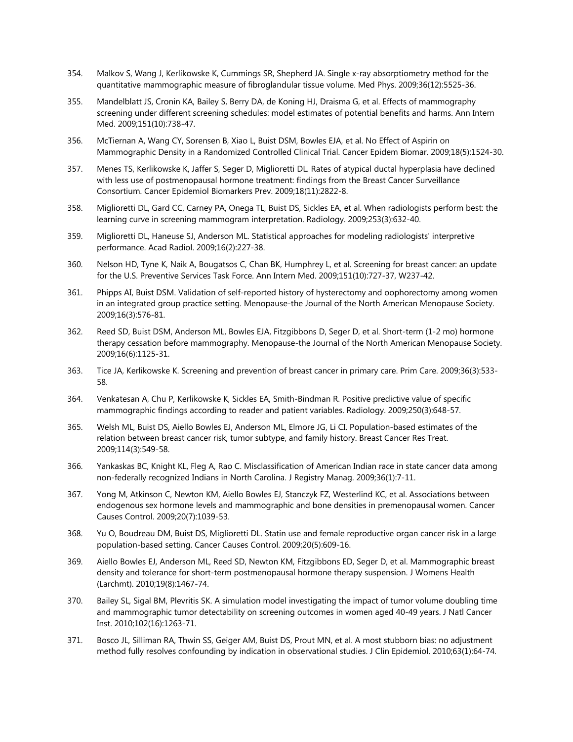354. Malkov S, Wang J, Kerlikowske K, Cummings SR, Shepherd JA. Single x-ray absorptiometry method for the quantitative mammographic measure of fibroglandular tissue volume. Med Phys. 2009;36(12):5525-36.

355. Mandelblatt JS, Cronin KA, Bailey S, Berry DA, de Koning HJ, Draisma G, et al. Effects of mammography screening under different screening schedules: model estimates of potential benefits and harms. Ann Intern Med. 2009;151(10):738-47.

356. McTiernan A, Wang CY, Sorensen B, Xiao L, Buist DSM, Bowles EJA, et al. No Effect of Aspirin on Mammographic Density in a Randomized Controlled Clinical Trial. Cancer Epidem Biomar. 2009;18(5):1524-30.

357. Menes TS, Kerlikowske K, Jaffer S, Seger D, Miglioretti DL. Rates of atypical ductal hyperplasia have declined with less use of postmenopausal hormone treatment: findings from the Breast Cancer Surveillance Consortium. Cancer Epidemiol Biomarkers Prev. 2009;18(11):2822-8.

358. Miglioretti DL, Gard CC, Carney PA, Onega TL, Buist DS, Sickles EA, et al. When radiologists perform best: the learning curve in screening mammogram interpretation. Radiology. 2009;253(3):632-40.

359. Miglioretti DL, Haneuse SJ, Anderson ML. Statistical approaches for modeling radiologists' interpretive performance. Acad Radiol. 2009;16(2):227-38.

360. Nelson HD, Tyne K, Naik A, Bougatsos C, Chan BK, Humphrey L, et al. Screening for breast cancer: an update for the U.S. Preventive Services Task Force. Ann Intern Med. 2009;151(10):727-37, W237-42.

361. Phipps AI, Buist DSM. Validation of self-reported history of hysterectomy and oophorectomy among women in an integrated group practice setting. Menopause-the Journal of the North American Menopause Society. 2009;16(3):576-81.

362. Reed SD, Buist DSM, Anderson ML, Bowles EJA, Fitzgibbons D, Seger D, et al. Short-term (1-2 mo) hormone therapy cessation before mammography. Menopause-the Journal of the North American Menopause Society. 2009;16(6):1125-31.

363. Tice JA, Kerlikowske K. Screening and prevention of breast cancer in primary care. Prim Care. 2009;36(3):533-58.

364. Venkatesan A, Chu P, Kerlikowske K, Sickles EA, Smith-Bindman R. Positive predictive value of specific mammographic findings according to reader and patient variables. Radiology. 2009;250(3):648-57.

365. Welsh ML, Buist DS, Aiello Bowles EJ, Anderson ML, Elmore JG, Li CI. Population-based estimates of the relation between breast cancer risk, tumor subtype, and family history. Breast Cancer Res Treat. 2009;114(3):549-58.

366. Yankaskas BC, Knight KL, Fleg A, Rao C. Misclassification of American Indian race in state cancer data among non-federally recognized Indians in North Carolina. J Registry Manag. 2009;36(1):7-11.

367. Yong M, Atkinson C, Newton KM, Aiello Bowles EJ, Stanczyk FZ, Westerlind KC, et al. Associations between endogenous sex hormone levels and mammographic and bone densities in premenopausal women. Cancer Causes Control. 2009;20(7):1039-53.

368. Yu O, Boudreau DM, Buist DS, Miglioretti DL. Statin use and female reproductive organ cancer risk in a large population-based setting. Cancer Causes Control. 2009;20(5):609-16.

369. Aiello Bowles EJ, Anderson ML, Reed SD, Newton KM, Fitzgibbons ED, Seger D, et al. Mammographic breast density and tolerance for short-term postmenopausal hormone therapy suspension. J Womens Health (Larchmt). 2010;19(8):1467-74.

370. Bailey SL, Sigal BM, Plevritis SK. A simulation model investigating the impact of tumor volume doubling time and mammographic tumor detectability on screening outcomes in women aged 40-49 years. J Natl Cancer Inst. 2010;102(16):1263-71.

371. Bosco JL, Silliman RA, Thwin SS, Geiger AM, Buist DS, Prout MN, et al. A most stubborn bias: no adjustment method fully resolves confounding by indication in observational studies. J Clin Epidemiol. 2010;63(1):64-74.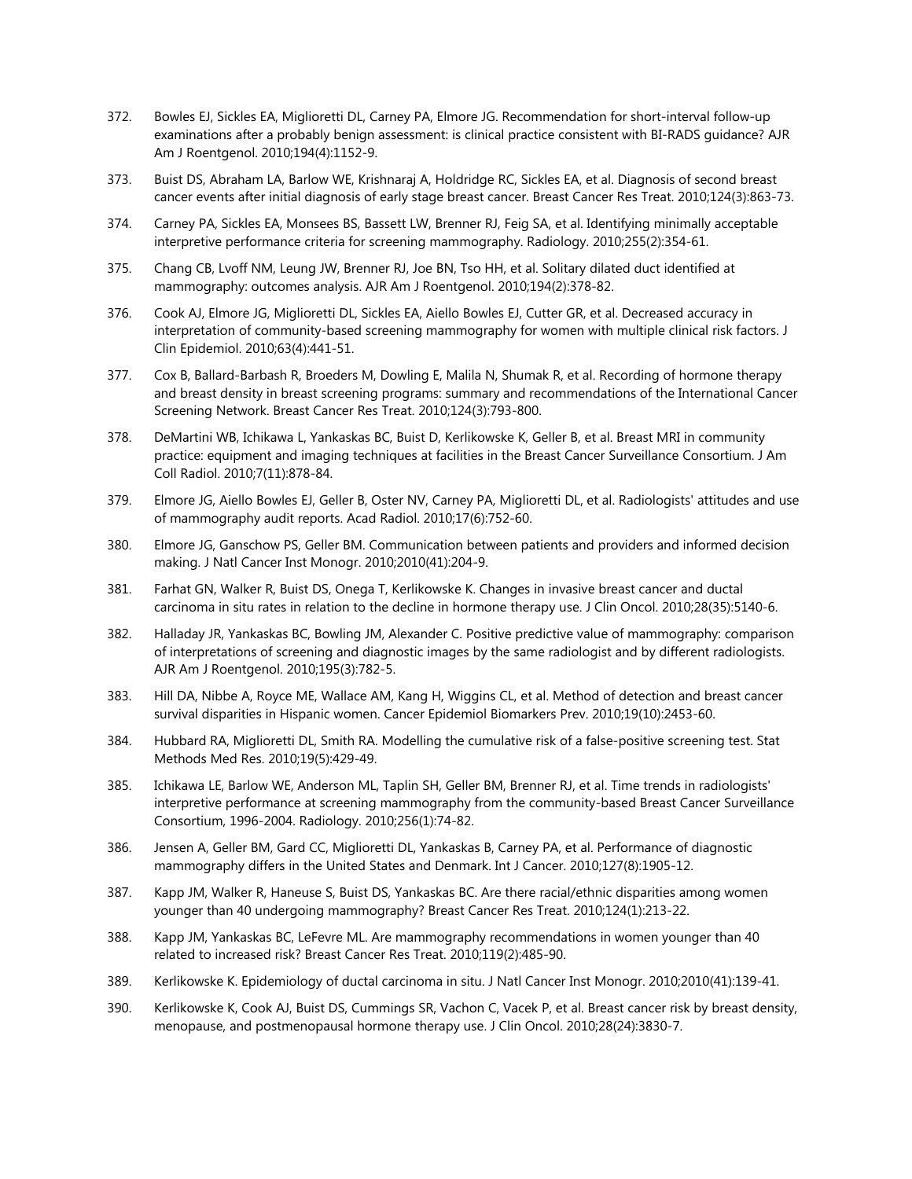372. Bowles EJ, Sickles EA, Miglioretti DL, Carney PA, Elmore JG. Recommendation for short-interval follow-up examinations after a probably benign assessment: is clinical practice consistent with BI-RADS guidance? AJR Am J Roentgenol. 2010;194(4):1152-9.

373. Buist DS, Abraham LA, Barlow WE, Krishnaraj A, Holdridge RC, Sickles EA, et al. Diagnosis of second breast cancer events after initial diagnosis of early stage breast cancer. Breast Cancer Res Treat. 2010;124(3):863-73.

374. Carney PA, Sickles EA, Monsees BS, Bassett LW, Brenner RJ, Feig SA, et al. Identifying minimally acceptable interpretive performance criteria for screening mammography. Radiology. 2010;255(2):354-61.

375. Chang CB, Lvoff NM, Leung JW, Brenner RJ, Joe BN, Tso HH, et al. Solitary dilated duct identified at mammography: outcomes analysis. AJR Am J Roentgenol. 2010;194(2):378-82.

376. Cook AJ, Elmore JG, Miglioretti DL, Sickles EA, Aiello Bowles EJ, Cutter GR, et al. Decreased accuracy in interpretation of community-based screening mammography for women with multiple clinical risk factors. J Clin Epidemiol. 2010;63(4):441-51.

377. Cox B, Ballard-Barbash R, Broeders M, Dowling E, Malila N, Shumak R, et al. Recording of hormone therapy and breast density in breast screening programs: summary and recommendations of the International Cancer Screening Network. Breast Cancer Res Treat. 2010;124(3):793-800.

378. DeMartini WB, Ichikawa L, Yankaskas BC, Buist D, Kerlikowske K, Geller B, et al. Breast MRI in community practice: equipment and imaging techniques at facilities in the Breast Cancer Surveillance Consortium. J Am Coll Radiol. 2010;7(11):878-84.

379. Elmore JG, Aiello Bowles EJ, Geller B, Oster NV, Carney PA, Miglioretti DL, et al. Radiologists' attitudes and use of mammography audit reports. Acad Radiol. 2010;17(6):752-60.

380. Elmore JG, Ganschow PS, Geller BM. Communication between patients and providers and informed decision making. J Natl Cancer Inst Monogr. 2010;2010(41):204-9.

381. Farhat GN, Walker R, Buist DS, Onega T, Kerlikowske K. Changes in invasive breast cancer and ductal carcinoma in situ rates in relation to the decline in hormone therapy use. J Clin Oncol. 2010;28(35):5140-6.

382. Halladay JR, Yankaskas BC, Bowling JM, Alexander C. Positive predictive value of mammography: comparison of interpretations of screening and diagnostic images by the same radiologist and by different radiologists. AJR Am J Roentgenol. 2010;195(3):782-5.

383. Hill DA, Nibbe A, Royce ME, Wallace AM, Kang H, Wiggins CL, et al. Method of detection and breast cancer survival disparities in Hispanic women. Cancer Epidemiol Biomarkers Prev. 2010;19(10):2453-60.

384. Hubbard RA, Miglioretti DL, Smith RA. Modelling the cumulative risk of a false-positive screening test. Stat Methods Med Res. 2010;19(5):429-49.

385. Ichikawa LE, Barlow WE, Anderson ML, Taplin SH, Geller BM, Brenner RJ, et al. Time trends in radiologists' interpretive performance at screening mammography from the community-based Breast Cancer Surveillance Consortium, 1996-2004. Radiology. 2010;256(1):74-82.

386. Jensen A, Geller BM, Gard CC, Miglioretti DL, Yankaskas B, Carney PA, et al. Performance of diagnostic mammography differs in the United States and Denmark. Int J Cancer. 2010;127(8):1905-12.

387. Kapp JM, Walker R, Haneuse S, Buist DS, Yankaskas BC. Are there racial/ethnic disparities among women younger than 40 undergoing mammography? Breast Cancer Res Treat. 2010;124(1):213-22.

388. Kapp JM, Yankaskas BC, LeFevre ML. Are mammography recommendations in women younger than 40 related to increased risk? Breast Cancer Res Treat. 2010;119(2):485-90.

389. Kerlikowske K. Epidemiology of ductal carcinoma in situ. J Natl Cancer Inst Monogr. 2010;2010(41):139-41.

390. Kerlikowske K, Cook AJ, Buist DS, Cummings SR, Vachon C, Vacek P, et al. Breast cancer risk by breast density, menopause, and postmenopausal hormone therapy use. J Clin Oncol. 2010;28(24):3830-7.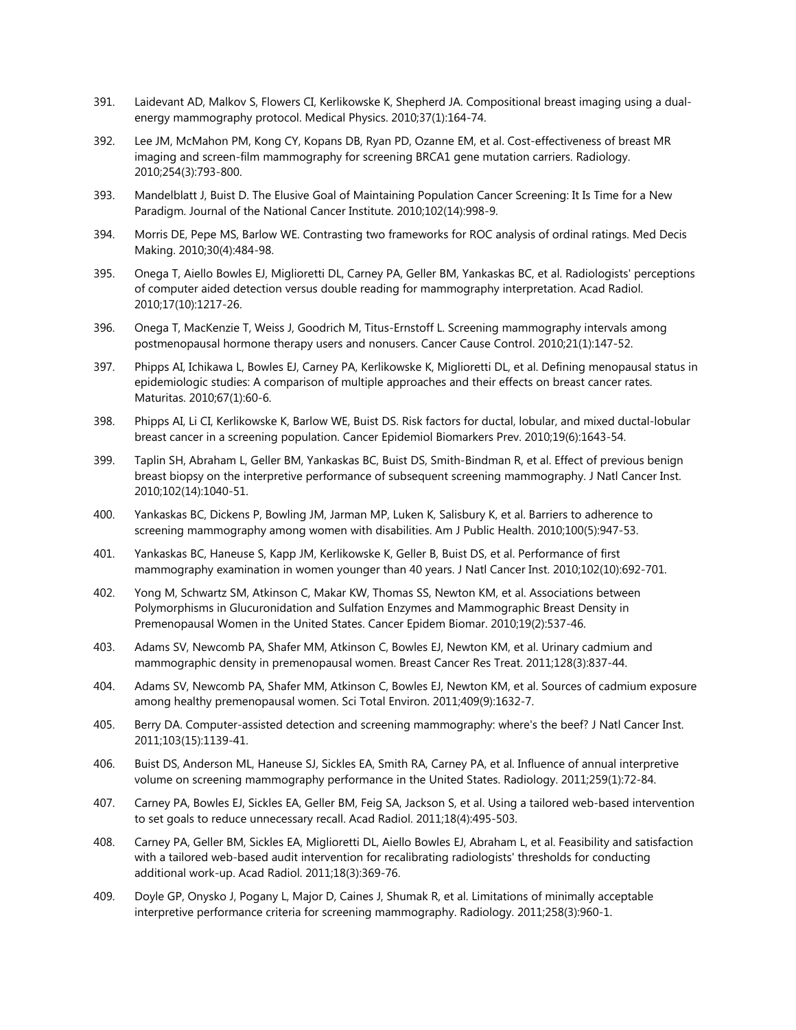391. Laidevant AD, Malkov S, Flowers CI, Kerlikowske K, Shepherd JA. Compositional breast imaging using a dual-energy mammography protocol. Medical Physics. 2010;37(1):164-74.

392. Lee JM, McMahon PM, Kong CY, Kopans DB, Ryan PD, Ozanne EM, et al. Cost-effectiveness of breast MR imaging and screen-film mammography for screening BRCA1 gene mutation carriers. Radiology. 2010;254(3):793-800.

393. Mandelblatt J, Buist D. The Elusive Goal of Maintaining Population Cancer Screening: It Is Time for a New Paradigm. Journal of the National Cancer Institute. 2010;102(14):998-9.

394. Morris DE, Pepe MS, Barlow WE. Contrasting two frameworks for ROC analysis of ordinal ratings. Med Decis Making. 2010;30(4):484-98.

395. Onega T, Aiello Bowles EJ, Miglioretti DL, Carney PA, Geller BM, Yankaskas BC, et al. Radiologists' perceptions of computer aided detection versus double reading for mammography interpretation. Acad Radiol. 2010;17(10):1217-26.

396. Onega T, MacKenzie T, Weiss J, Goodrich M, Titus-Ernstoff L. Screening mammography intervals among postmenopausal hormone therapy users and nonusers. Cancer Cause Control. 2010;21(1):147-52.

397. Phipps AI, Ichikawa L, Bowles EJ, Carney PA, Kerlikowske K, Miglioretti DL, et al. Defining menopausal status in epidemiologic studies: A comparison of multiple approaches and their effects on breast cancer rates. Maturitas. 2010;67(1):60-6.

398. Phipps AI, Li CI, Kerlikowske K, Barlow WE, Buist DS. Risk factors for ductal, lobular, and mixed ductal-lobular breast cancer in a screening population. Cancer Epidemiol Biomarkers Prev. 2010;19(6):1643-54.

399. Taplin SH, Abraham L, Geller BM, Yankaskas BC, Buist DS, Smith-Bindman R, et al. Effect of previous benign breast biopsy on the interpretive performance of subsequent screening mammography. J Natl Cancer Inst. 2010;102(14):1040-51.

400. Yankaskas BC, Dickens P, Bowling JM, Jarman MP, Luken K, Salisbury K, et al. Barriers to adherence to screening mammography among women with disabilities. Am J Public Health. 2010;100(5):947-53.

401. Yankaskas BC, Haneuse S, Kapp JM, Kerlikowske K, Geller B, Buist DS, et al. Performance of first mammography examination in women younger than 40 years. J Natl Cancer Inst. 2010;102(10):692-701.

402. Yong M, Schwartz SM, Atkinson C, Makar KW, Thomas SS, Newton KM, et al. Associations between Polymorphisms in Glucuronidation and Sulfation Enzymes and Mammographic Breast Density in Premenopausal Women in the United States. Cancer Epidem Biomar. 2010;19(2):537-46.

403. Adams SV, Newcomb PA, Shafer MM, Atkinson C, Bowles EJ, Newton KM, et al. Urinary cadmium and mammographic density in premenopausal women. Breast Cancer Res Treat. 2011;128(3):837-44.

404. Adams SV, Newcomb PA, Shafer MM, Atkinson C, Bowles EJ, Newton KM, et al. Sources of cadmium exposure among healthy premenopausal women. Sci Total Environ. 2011;409(9):1632-7.

405. Berry DA. Computer-assisted detection and screening mammography: where's the beef? J Natl Cancer Inst. 2011;103(15):1139-41.

406. Buist DS, Anderson ML, Haneuse SJ, Sickles EA, Smith RA, Carney PA, et al. Influence of annual interpretive volume on screening mammography performance in the United States. Radiology. 2011;259(1):72-84.

407. Carney PA, Bowles EJ, Sickles EA, Geller BM, Feig SA, Jackson S, et al. Using a tailored web-based intervention to set goals to reduce unnecessary recall. Acad Radiol. 2011;18(4):495-503.

408. Carney PA, Geller BM, Sickles EA, Miglioretti DL, Aiello Bowles EJ, Abraham L, et al. Feasibility and satisfaction with a tailored web-based audit intervention for recalibrating radiologists' thresholds for conducting additional work-up. Acad Radiol. 2011;18(3):369-76.

409. Doyle GP, Onysko J, Pogany L, Major D, Caines J, Shumak R, et al. Limitations of minimally acceptable interpretive performance criteria for screening mammography. Radiology. 2011;258(3):960-1.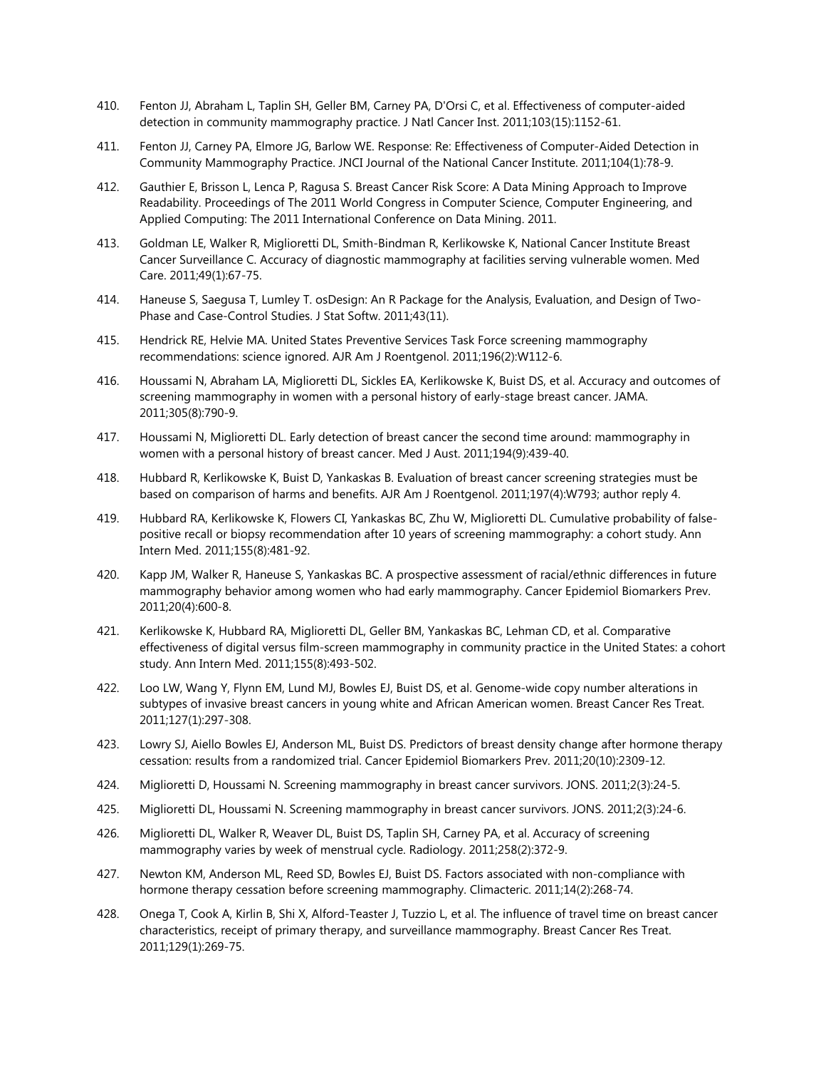410. Fenton JJ, Abraham L, Taplin SH, Geller BM, Carney PA, D'Orsi C, et al. Effectiveness of computer-aided detection in community mammography practice. J Natl Cancer Inst. 2011;103(15):1152-61.

411. Fenton JJ, Carney PA, Elmore JG, Barlow WE. Response: Re: Effectiveness of Computer-Aided Detection in Community Mammography Practice. JNCI Journal of the National Cancer Institute. 2011;104(1):78-9.

412. Gauthier E, Brisson L, Lenca P, Ragusa S. Breast Cancer Risk Score: A Data Mining Approach to Improve Readability. Proceedings of The 2011 World Congress in Computer Science, Computer Engineering, and Applied Computing: The 2011 International Conference on Data Mining. 2011.

413. Goldman LE, Walker R, Miglioretti DL, Smith-Bindman R, Kerlikowske K, National Cancer Institute Breast Cancer Surveillance C. Accuracy of diagnostic mammography at facilities serving vulnerable women. Med Care. 2011;49(1):67-75.

414. Haneuse S, Saegusa T, Lumley T. osDesign: An R Package for the Analysis, Evaluation, and Design of Two-Phase and Case-Control Studies. J Stat Softw. 2011;43(11).

415. Hendrick RE, Helvie MA. United States Preventive Services Task Force screening mammography recommendations: science ignored. AJR Am J Roentgenol. 2011;196(2):W112-6.

416. Houssami N, Abraham LA, Miglioretti DL, Sickles EA, Kerlikowske K, Buist DS, et al. Accuracy and outcomes of screening mammography in women with a personal history of early-stage breast cancer. JAMA. 2011;305(8):790-9.

417. Houssami N, Miglioretti DL. Early detection of breast cancer the second time around: mammography in women with a personal history of breast cancer. Med J Aust. 2011;194(9):439-40.

418. Hubbard R, Kerlikowske K, Buist D, Yankaskas B. Evaluation of breast cancer screening strategies must be based on comparison of harms and benefits. AJR Am J Roentgenol. 2011;197(4):W793; author reply 4.

419. Hubbard RA, Kerlikowske K, Flowers CI, Yankaskas BC, Zhu W, Miglioretti DL. Cumulative probability of false-positive recall or biopsy recommendation after 10 years of screening mammography: a cohort study. Ann Intern Med. 2011;155(8):481-92.

420. Kapp JM, Walker R, Haneuse S, Yankaskas BC. A prospective assessment of racial/ethnic differences in future mammography behavior among women who had early mammography. Cancer Epidemiol Biomarkers Prev. 2011;20(4):600-8.

421. Kerlikowske K, Hubbard RA, Miglioretti DL, Geller BM, Yankaskas BC, Lehman CD, et al. Comparative effectiveness of digital versus film-screen mammography in community practice in the United States: a cohort study. Ann Intern Med. 2011;155(8):493-502.

422. Loo LW, Wang Y, Flynn EM, Lund MJ, Bowles EJ, Buist DS, et al. Genome-wide copy number alterations in subtypes of invasive breast cancers in young white and African American women. Breast Cancer Res Treat. 2011;127(1):297-308.

423. Lowry SJ, Aiello Bowles EJ, Anderson ML, Buist DS. Predictors of breast density change after hormone therapy cessation: results from a randomized trial. Cancer Epidemiol Biomarkers Prev. 2011;20(10):2309-12.

424. Miglioretti D, Houssami N. Screening mammography in breast cancer survivors. JONS. 2011;2(3):24-5.

425. Miglioretti DL, Houssami N. Screening mammography in breast cancer survivors. JONS. 2011;2(3):24-6.

426. Miglioretti DL, Walker R, Weaver DL, Buist DS, Taplin SH, Carney PA, et al. Accuracy of screening mammography varies by week of menstrual cycle. Radiology. 2011;258(2):372-9.

427. Newton KM, Anderson ML, Reed SD, Bowles EJ, Buist DS. Factors associated with non-compliance with hormone therapy cessation before screening mammography. Climacteric. 2011;14(2):268-74.

428. Onega T, Cook A, Kirlin B, Shi X, Alford-Teaster J, Tuzzio L, et al. The influence of travel time on breast cancer characteristics, receipt of primary therapy, and surveillance mammography. Breast Cancer Res Treat. 2011;129(1):269-75.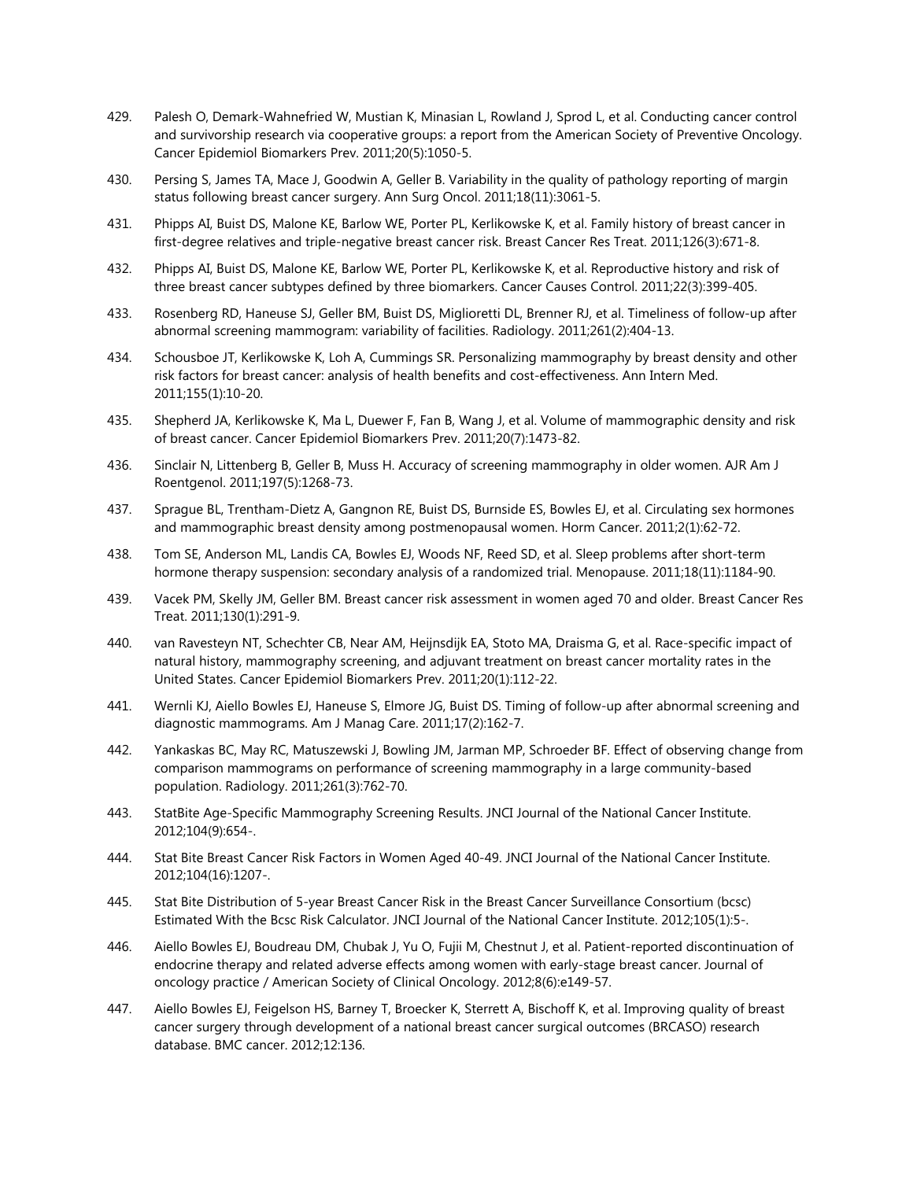429. Palesh O, Demark-Wahnefried W, Mustian K, Minasian L, Rowland J, Sprod L, et al. Conducting cancer control and survivorship research via cooperative groups: a report from the American Society of Preventive Oncology. Cancer Epidemiol Biomarkers Prev. 2011;20(5):1050-5.

430. Persing S, James TA, Mace J, Goodwin A, Geller B. Variability in the quality of pathology reporting of margin status following breast cancer surgery. Ann Surg Oncol. 2011;18(11):3061-5.

431. Phipps AI, Buist DS, Malone KE, Barlow WE, Porter PL, Kerlikowske K, et al. Family history of breast cancer in first-degree relatives and triple-negative breast cancer risk. Breast Cancer Res Treat. 2011;126(3):671-8.

432. Phipps AI, Buist DS, Malone KE, Barlow WE, Porter PL, Kerlikowske K, et al. Reproductive history and risk of three breast cancer subtypes defined by three biomarkers. Cancer Causes Control. 2011;22(3):399-405.

433. Rosenberg RD, Haneuse SJ, Geller BM, Buist DS, Miglioretti DL, Brenner RJ, et al. Timeliness of follow-up after abnormal screening mammogram: variability of facilities. Radiology. 2011;261(2):404-13.

434. Schousboe JT, Kerlikowske K, Loh A, Cummings SR. Personalizing mammography by breast density and other risk factors for breast cancer: analysis of health benefits and cost-effectiveness. Ann Intern Med. 2011;155(1):10-20.

435. Shepherd JA, Kerlikowske K, Ma L, Duewer F, Fan B, Wang J, et al. Volume of mammographic density and risk of breast cancer. Cancer Epidemiol Biomarkers Prev. 2011;20(7):1473-82.

436. Sinclair N, Littenberg B, Geller B, Muss H. Accuracy of screening mammography in older women. AJR Am J Roentgenol. 2011;197(5):1268-73.

437. Sprague BL, Trentham-Dietz A, Gangnon RE, Buist DS, Burnside ES, Bowles EJ, et al. Circulating sex hormones and mammographic breast density among postmenopausal women. Horm Cancer. 2011;2(1):62-72.

438. Tom SE, Anderson ML, Landis CA, Bowles EJ, Woods NF, Reed SD, et al. Sleep problems after short-term hormone therapy suspension: secondary analysis of a randomized trial. Menopause. 2011;18(11):1184-90.

439. Vacek PM, Skelly JM, Geller BM. Breast cancer risk assessment in women aged 70 and older. Breast Cancer Res Treat. 2011;130(1):291-9.

440. van Ravesteyn NT, Schechter CB, Near AM, Heijnsdijk EA, Stoto MA, Draisma G, et al. Race-specific impact of natural history, mammography screening, and adjuvant treatment on breast cancer mortality rates in the United States. Cancer Epidemiol Biomarkers Prev. 2011;20(1):112-22.

441. Wernli KJ, Aiello Bowles EJ, Haneuse S, Elmore JG, Buist DS. Timing of follow-up after abnormal screening and diagnostic mammograms. Am J Manag Care. 2011;17(2):162-7.

442. Yankaskas BC, May RC, Matuszewski J, Bowling JM, Jarman MP, Schroeder BF. Effect of observing change from comparison mammograms on performance of screening mammography in a large community-based population. Radiology. 2011;261(3):762-70.

443. StatBite Age-Specific Mammography Screening Results. JNCI Journal of the National Cancer Institute. 2012;104(9):654-.

444. Stat Bite Breast Cancer Risk Factors in Women Aged 40-49. JNCI Journal of the National Cancer Institute. 2012;104(16):1207-.

445. Stat Bite Distribution of 5-year Breast Cancer Risk in the Breast Cancer Surveillance Consortium (bcsc) Estimated With the Bcsc Risk Calculator. JNCI Journal of the National Cancer Institute. 2012;105(1):5-.

446. Aiello Bowles EJ, Boudreau DM, Chubak J, Yu O, Fujii M, Chestnut J, et al. Patient-reported discontinuation of endocrine therapy and related adverse effects among women with early-stage breast cancer. Journal of oncology practice / American Society of Clinical Oncology. 2012;8(6):e149-57.

447. Aiello Bowles EJ, Feigelson HS, Barney T, Broecker K, Sterrett A, Bischoff K, et al. Improving quality of breast cancer surgery through development of a national breast cancer surgical outcomes (BRCASO) research database. BMC cancer. 2012;12:136.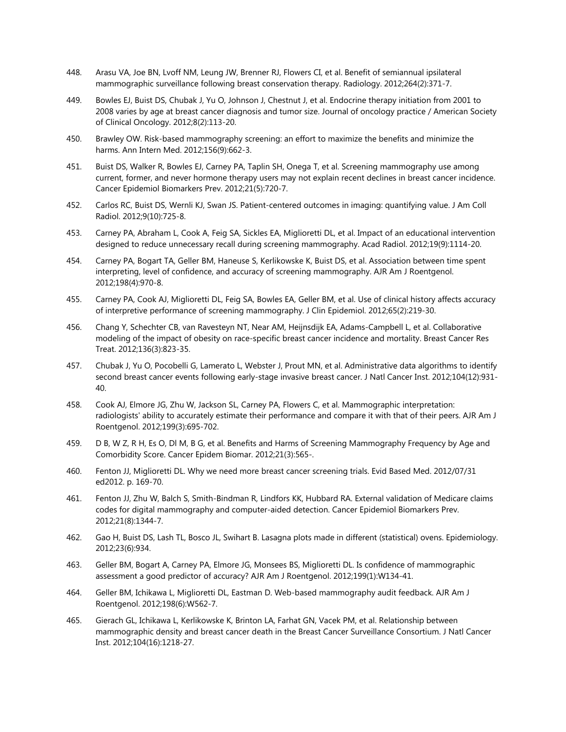448. Arasu VA, Joe BN, Lvoff NM, Leung JW, Brenner RJ, Flowers CI, et al. Benefit of semiannual ipsilateral mammographic surveillance following breast conservation therapy. Radiology. 2012;264(2):371-7.

449. Bowles EJ, Buist DS, Chubak J, Yu O, Johnson J, Chestnut J, et al. Endocrine therapy initiation from 2001 to 2008 varies by age at breast cancer diagnosis and tumor size. Journal of oncology practice / American Society of Clinical Oncology. 2012;8(2):113-20.

450. Brawley OW. Risk-based mammography screening: an effort to maximize the benefits and minimize the harms. Ann Intern Med. 2012;156(9):662-3.

451. Buist DS, Walker R, Bowles EJ, Carney PA, Taplin SH, Onega T, et al. Screening mammography use among current, former, and never hormone therapy users may not explain recent declines in breast cancer incidence. Cancer Epidemiol Biomarkers Prev. 2012;21(5):720-7.

452. Carlos RC, Buist DS, Wernli KJ, Swan JS. Patient-centered outcomes in imaging: quantifying value. J Am Coll Radiol. 2012;9(10):725-8.

453. Carney PA, Abraham L, Cook A, Feig SA, Sickles EA, Miglioretti DL, et al. Impact of an educational intervention designed to reduce unnecessary recall during screening mammography. Acad Radiol. 2012;19(9):1114-20.

454. Carney PA, Bogart TA, Geller BM, Haneuse S, Kerlikowske K, Buist DS, et al. Association between time spent interpreting, level of confidence, and accuracy of screening mammography. AJR Am J Roentgenol. 2012;198(4):970-8.

455. Carney PA, Cook AJ, Miglioretti DL, Feig SA, Bowles EA, Geller BM, et al. Use of clinical history affects accuracy of interpretive performance of screening mammography. J Clin Epidemiol. 2012;65(2):219-30.

456. Chang Y, Schechter CB, van Ravesteyn NT, Near AM, Heijnsdijk EA, Adams-Campbell L, et al. Collaborative modeling of the impact of obesity on race-specific breast cancer incidence and mortality. Breast Cancer Res Treat. 2012;136(3):823-35.

457. Chubak J, Yu O, Pocobelli G, Lamerato L, Webster J, Prout MN, et al. Administrative data algorithms to identify second breast cancer events following early-stage invasive breast cancer. J Natl Cancer Inst. 2012;104(12):931-40.

458. Cook AJ, Elmore JG, Zhu W, Jackson SL, Carney PA, Flowers C, et al. Mammographic interpretation: radiologists' ability to accurately estimate their performance and compare it with that of their peers. AJR Am J Roentgenol. 2012;199(3):695-702.

459. D B, W Z, R H, Es O, Dl M, B G, et al. Benefits and Harms of Screening Mammography Frequency by Age and Comorbidity Score. Cancer Epidem Biomar. 2012;21(3):565-.

460. Fenton JJ, Miglioretti DL. Why we need more breast cancer screening trials. Evid Based Med. 2012/07/31 ed2012. p. 169-70.

461. Fenton JJ, Zhu W, Balch S, Smith-Bindman R, Lindfors KK, Hubbard RA. External validation of Medicare claims codes for digital mammography and computer-aided detection. Cancer Epidemiol Biomarkers Prev. 2012;21(8):1344-7.

462. Gao H, Buist DS, Lash TL, Bosco JL, Swihart B. Lasagna plots made in different (statistical) ovens. Epidemiology. 2012;23(6):934.

463. Geller BM, Bogart A, Carney PA, Elmore JG, Monsees BS, Miglioretti DL. Is confidence of mammographic assessment a good predictor of accuracy? AJR Am J Roentgenol. 2012;199(1):W134-41.

464. Geller BM, Ichikawa L, Miglioretti DL, Eastman D. Web-based mammography audit feedback. AJR Am J Roentgenol. 2012;198(6):W562-7.

465. Gierach GL, Ichikawa L, Kerlikowske K, Brinton LA, Farhat GN, Vacek PM, et al. Relationship between mammographic density and breast cancer death in the Breast Cancer Surveillance Consortium. J Natl Cancer Inst. 2012;104(16):1218-27.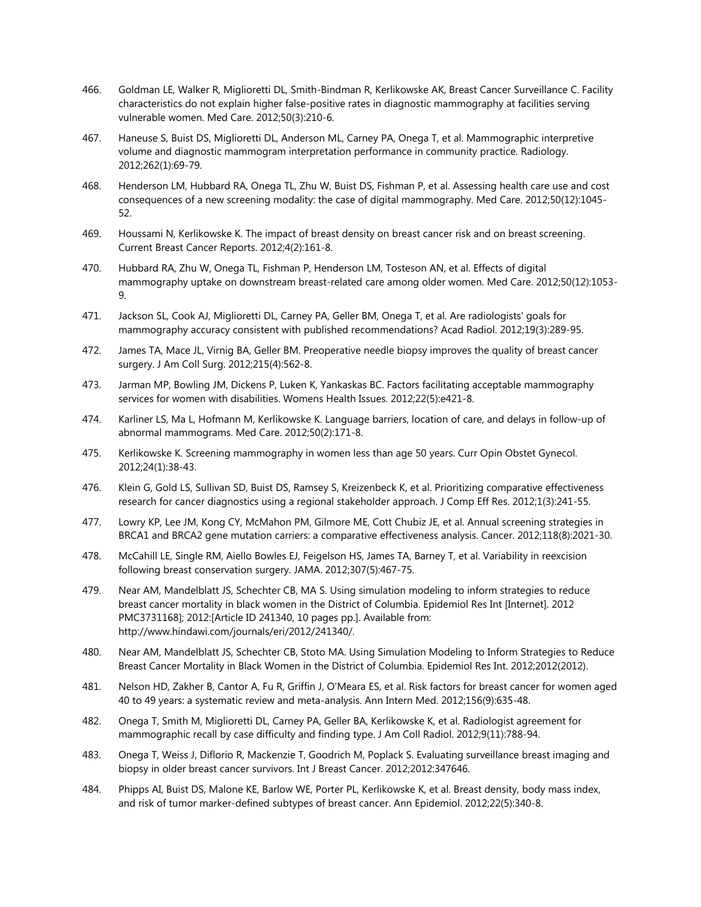466. Goldman LE, Walker R, Miglioretti DL, Smith-Bindman R, Kerlikowske AK, Breast Cancer Surveillance C. Facility characteristics do not explain higher false-positive rates in diagnostic mammography at facilities serving vulnerable women. Med Care. 2012;50(3):210-6.

467. Haneuse S, Buist DS, Miglioretti DL, Anderson ML, Carney PA, Onega T, et al. Mammographic interpretive volume and diagnostic mammogram interpretation performance in community practice. Radiology. 2012;262(1):69-79.

468. Henderson LM, Hubbard RA, Onega TL, Zhu W, Buist DS, Fishman P, et al. Assessing health care use and cost consequences of a new screening modality: the case of digital mammography. Med Care. 2012;50(12):1045-52.

469. Houssami N, Kerlikowske K. The impact of breast density on breast cancer risk and on breast screening. Current Breast Cancer Reports. 2012;4(2):161-8.

470. Hubbard RA, Zhu W, Onega TL, Fishman P, Henderson LM, Tosteson AN, et al. Effects of digital mammography uptake on downstream breast-related care among older women. Med Care. 2012;50(12):1053-9.

471. Jackson SL, Cook AJ, Miglioretti DL, Carney PA, Geller BM, Onega T, et al. Are radiologists' goals for mammography accuracy consistent with published recommendations? Acad Radiol. 2012;19(3):289-95.

472. James TA, Mace JL, Virnig BA, Geller BM. Preoperative needle biopsy improves the quality of breast cancer surgery. J Am Coll Surg. 2012;215(4):562-8.

473. Jarman MP, Bowling JM, Dickens P, Luken K, Yankaskas BC. Factors facilitating acceptable mammography services for women with disabilities. Womens Health Issues. 2012;22(5):e421-8.

474. Karliner LS, Ma L, Hofmann M, Kerlikowske K. Language barriers, location of care, and delays in follow-up of abnormal mammograms. Med Care. 2012;50(2):171-8.

475. Kerlikowske K. Screening mammography in women less than age 50 years. Curr Opin Obstet Gynecol. 2012;24(1):38-43.

476. Klein G, Gold LS, Sullivan SD, Buist DS, Ramsey S, Kreizenbeck K, et al. Prioritizing comparative effectiveness research for cancer diagnostics using a regional stakeholder approach. J Comp Eff Res. 2012;1(3):241-55.

477. Lowry KP, Lee JM, Kong CY, McMahon PM, Gilmore ME, Cott Chubiz JE, et al. Annual screening strategies in BRCA1 and BRCA2 gene mutation carriers: a comparative effectiveness analysis. Cancer. 2012;118(8):2021-30.

478. McCahill LE, Single RM, Aiello Bowles EJ, Feigelson HS, James TA, Barney T, et al. Variability in reexcision following breast conservation surgery. JAMA. 2012;307(5):467-75.

479. Near AM, Mandelblatt JS, Schechter CB, MA S. Using simulation modeling to inform strategies to reduce breast cancer mortality in black women in the District of Columbia. Epidemiol Res Int [Internet]. 2012 PMC3731168]; 2012:[Article ID 241340, 10 pages pp.]. Available from: http://www.hindawi.com/journals/eri/2012/241340/.

480. Near AM, Mandelblatt JS, Schechter CB, Stoto MA. Using Simulation Modeling to Inform Strategies to Reduce Breast Cancer Mortality in Black Women in the District of Columbia. Epidemiol Res Int. 2012;2012(2012).

481. Nelson HD, Zakher B, Cantor A, Fu R, Griffin J, O'Meara ES, et al. Risk factors for breast cancer for women aged 40 to 49 years: a systematic review and meta-analysis. Ann Intern Med. 2012;156(9):635-48.

482. Onega T, Smith M, Miglioretti DL, Carney PA, Geller BA, Kerlikowske K, et al. Radiologist agreement for mammographic recall by case difficulty and finding type. J Am Coll Radiol. 2012;9(11):788-94.

483. Onega T, Weiss J, Diflorio R, Mackenzie T, Goodrich M, Poplack S. Evaluating surveillance breast imaging and biopsy in older breast cancer survivors. Int J Breast Cancer. 2012;2012:347646.

484. Phipps AI, Buist DS, Malone KE, Barlow WE, Porter PL, Kerlikowske K, et al. Breast density, body mass index, and risk of tumor marker-defined subtypes of breast cancer. Ann Epidemiol. 2012;22(5):340-8.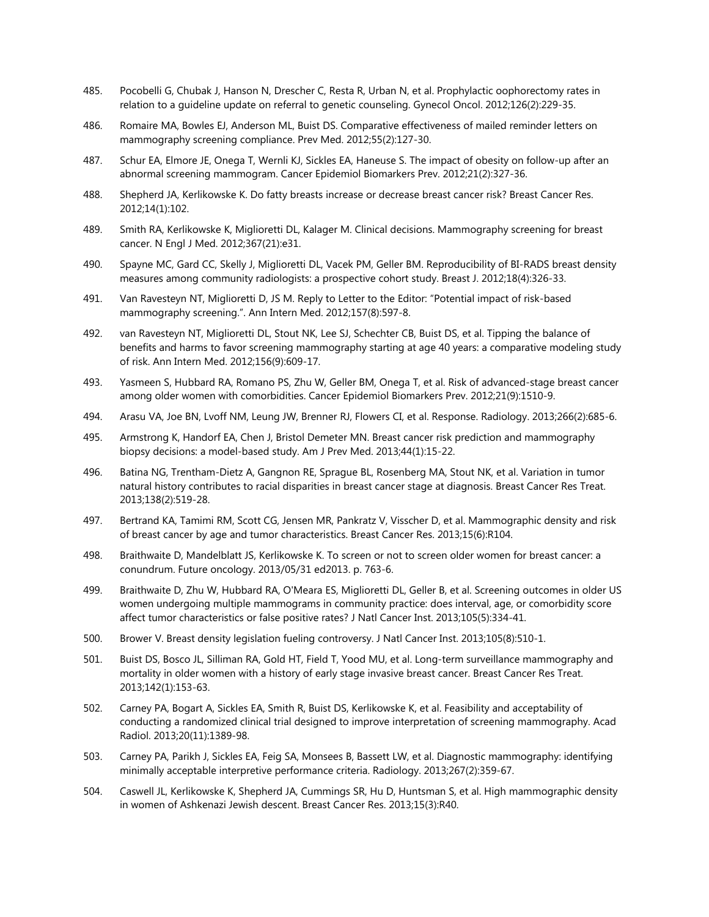485. Pocobelli G, Chubak J, Hanson N, Drescher C, Resta R, Urban N, et al. Prophylactic oophorectomy rates in relation to a guideline update on referral to genetic counseling. Gynecol Oncol. 2012;126(2):229-35.

486. Romaire MA, Bowles EJ, Anderson ML, Buist DS. Comparative effectiveness of mailed reminder letters on mammography screening compliance. Prev Med. 2012;55(2):127-30.

487. Schur EA, Elmore JE, Onega T, Wernli KJ, Sickles EA, Haneuse S. The impact of obesity on follow-up after an abnormal screening mammogram. Cancer Epidemiol Biomarkers Prev. 2012;21(2):327-36.

488. Shepherd JA, Kerlikowske K. Do fatty breasts increase or decrease breast cancer risk? Breast Cancer Res. 2012;14(1):102.

489. Smith RA, Kerlikowske K, Miglioretti DL, Kalager M. Clinical decisions. Mammography screening for breast cancer. N Engl J Med. 2012;367(21):e31.

490. Spayne MC, Gard CC, Skelly J, Miglioretti DL, Vacek PM, Geller BM. Reproducibility of BI-RADS breast density measures among community radiologists: a prospective cohort study. Breast J. 2012;18(4):326-33.

491. Van Ravesteyn NT, Miglioretti D, JS M. Reply to Letter to the Editor: "Potential impact of risk-based mammography screening.". Ann Intern Med. 2012;157(8):597-8.

492. van Ravesteyn NT, Miglioretti DL, Stout NK, Lee SJ, Schechter CB, Buist DS, et al. Tipping the balance of benefits and harms to favor screening mammography starting at age 40 years: a comparative modeling study of risk. Ann Intern Med. 2012;156(9):609-17.

493. Yasmeen S, Hubbard RA, Romano PS, Zhu W, Geller BM, Onega T, et al. Risk of advanced-stage breast cancer among older women with comorbidities. Cancer Epidemiol Biomarkers Prev. 2012;21(9):1510-9.

494. Arasu VA, Joe BN, Lvoff NM, Leung JW, Brenner RJ, Flowers CI, et al. Response. Radiology. 2013;266(2):685-6.

495. Armstrong K, Handorf EA, Chen J, Bristol Demeter MN. Breast cancer risk prediction and mammography biopsy decisions: a model-based study. Am J Prev Med. 2013;44(1):15-22.

496. Batina NG, Trentham-Dietz A, Gangnon RE, Sprague BL, Rosenberg MA, Stout NK, et al. Variation in tumor natural history contributes to racial disparities in breast cancer stage at diagnosis. Breast Cancer Res Treat. 2013;138(2):519-28.

497. Bertrand KA, Tamimi RM, Scott CG, Jensen MR, Pankratz V, Visscher D, et al. Mammographic density and risk of breast cancer by age and tumor characteristics. Breast Cancer Res. 2013;15(6):R104.

498. Braithwaite D, Mandelblatt JS, Kerlikowske K. To screen or not to screen older women for breast cancer: a conundrum. Future oncology. 2013/05/31 ed2013. p. 763-6.

499. Braithwaite D, Zhu W, Hubbard RA, O'Meara ES, Miglioretti DL, Geller B, et al. Screening outcomes in older US women undergoing multiple mammograms in community practice: does interval, age, or comorbidity score affect tumor characteristics or false positive rates? J Natl Cancer Inst. 2013;105(5):334-41.

500. Brower V. Breast density legislation fueling controversy. J Natl Cancer Inst. 2013;105(8):510-1.

501. Buist DS, Bosco JL, Silliman RA, Gold HT, Field T, Yood MU, et al. Long-term surveillance mammography and mortality in older women with a history of early stage invasive breast cancer. Breast Cancer Res Treat. 2013;142(1):153-63.

502. Carney PA, Bogart A, Sickles EA, Smith R, Buist DS, Kerlikowske K, et al. Feasibility and acceptability of conducting a randomized clinical trial designed to improve interpretation of screening mammography. Acad Radiol. 2013;20(11):1389-98.

503. Carney PA, Parikh J, Sickles EA, Feig SA, Monsees B, Bassett LW, et al. Diagnostic mammography: identifying minimally acceptable interpretive performance criteria. Radiology. 2013;267(2):359-67.

504. Caswell JL, Kerlikowske K, Shepherd JA, Cummings SR, Hu D, Huntsman S, et al. High mammographic density in women of Ashkenazi Jewish descent. Breast Cancer Res. 2013;15(3):R40.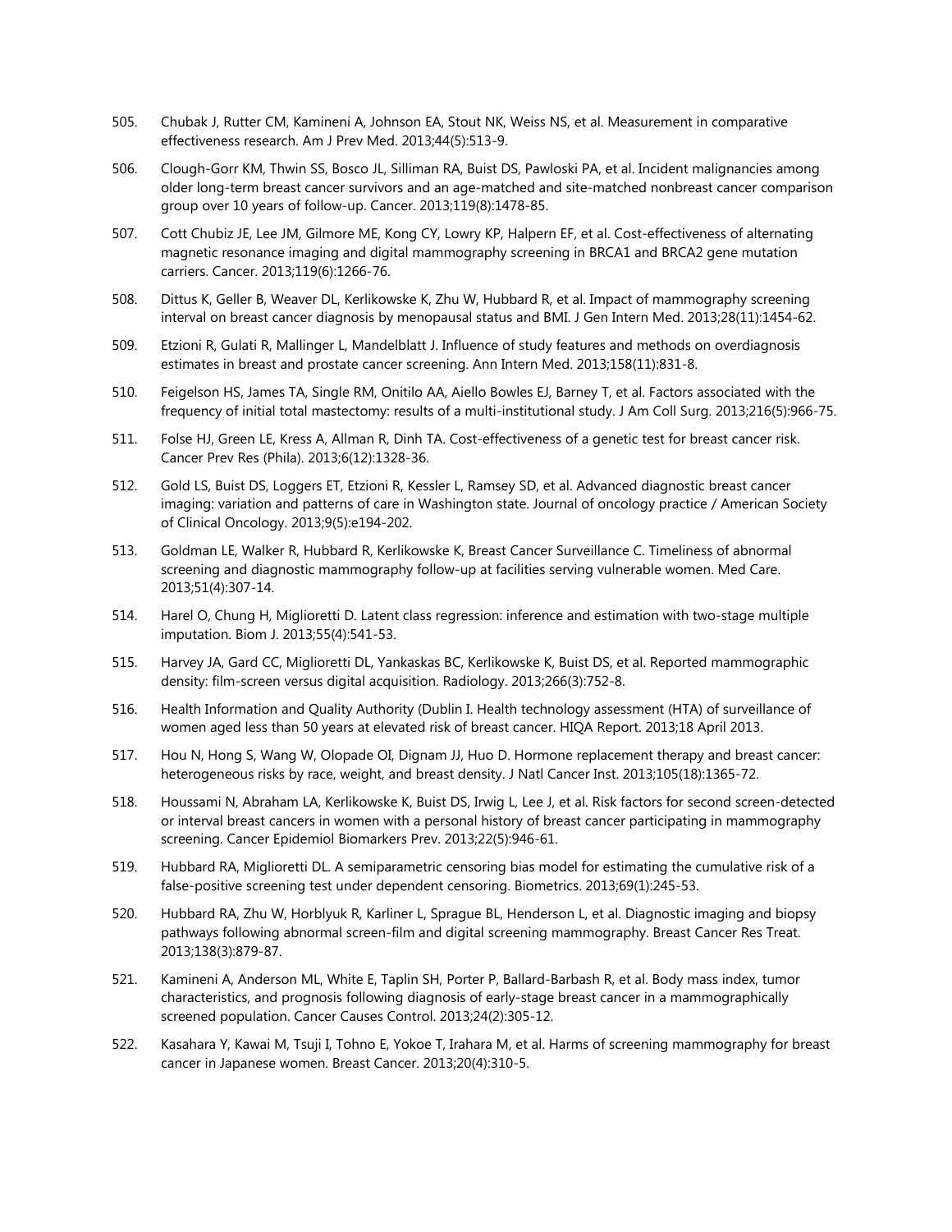505. Chubak J, Rutter CM, Kamineni A, Johnson EA, Stout NK, Weiss NS, et al. Measurement in comparative effectiveness research. Am J Prev Med. 2013;44(5):513-9.

506. Clough-Gorr KM, Thwin SS, Bosco JL, Silliman RA, Buist DS, Pawloski PA, et al. Incident malignancies among older long-term breast cancer survivors and an age-matched and site-matched nonbreast cancer comparison group over 10 years of follow-up. Cancer. 2013;119(8):1478-85.

507. Cott Chubiz JE, Lee JM, Gilmore ME, Kong CY, Lowry KP, Halpern EF, et al. Cost-effectiveness of alternating magnetic resonance imaging and digital mammography screening in BRCA1 and BRCA2 gene mutation carriers. Cancer. 2013;119(6):1266-76.

508. Dittus K, Geller B, Weaver DL, Kerlikowske K, Zhu W, Hubbard R, et al. Impact of mammography screening interval on breast cancer diagnosis by menopausal status and BMI. J Gen Intern Med. 2013;28(11):1454-62.

509. Etzioni R, Gulati R, Mallinger L, Mandelblatt J. Influence of study features and methods on overdiagnosis estimates in breast and prostate cancer screening. Ann Intern Med. 2013;158(11):831-8.

510. Feigelson HS, James TA, Single RM, Onitilo AA, Aiello Bowles EJ, Barney T, et al. Factors associated with the frequency of initial total mastectomy: results of a multi-institutional study. J Am Coll Surg. 2013;216(5):966-75.

511. Folse HJ, Green LE, Kress A, Allman R, Dinh TA. Cost-effectiveness of a genetic test for breast cancer risk. Cancer Prev Res (Phila). 2013;6(12):1328-36.

512. Gold LS, Buist DS, Loggers ET, Etzioni R, Kessler L, Ramsey SD, et al. Advanced diagnostic breast cancer imaging: variation and patterns of care in Washington state. Journal of oncology practice / American Society of Clinical Oncology. 2013;9(5):e194-202.

513. Goldman LE, Walker R, Hubbard R, Kerlikowske K, Breast Cancer Surveillance C. Timeliness of abnormal screening and diagnostic mammography follow-up at facilities serving vulnerable women. Med Care. 2013;51(4):307-14.

514. Harel O, Chung H, Miglioretti D. Latent class regression: inference and estimation with two-stage multiple imputation. Biom J. 2013;55(4):541-53.

515. Harvey JA, Gard CC, Miglioretti DL, Yankaskas BC, Kerlikowske K, Buist DS, et al. Reported mammographic density: film-screen versus digital acquisition. Radiology. 2013;266(3):752-8.

516. Health Information and Quality Authority (Dublin I. Health technology assessment (HTA) of surveillance of women aged less than 50 years at elevated risk of breast cancer. HIQA Report. 2013;18 April 2013.

517. Hou N, Hong S, Wang W, Olopade OI, Dignam JJ, Huo D. Hormone replacement therapy and breast cancer: heterogeneous risks by race, weight, and breast density. J Natl Cancer Inst. 2013;105(18):1365-72.

518. Houssami N, Abraham LA, Kerlikowske K, Buist DS, Irwig L, Lee J, et al. Risk factors for second screen-detected or interval breast cancers in women with a personal history of breast cancer participating in mammography screening. Cancer Epidemiol Biomarkers Prev. 2013;22(5):946-61.

519. Hubbard RA, Miglioretti DL. A semiparametric censoring bias model for estimating the cumulative risk of a false-positive screening test under dependent censoring. Biometrics. 2013;69(1):245-53.

520. Hubbard RA, Zhu W, Horblyuk R, Karliner L, Sprague BL, Henderson L, et al. Diagnostic imaging and biopsy pathways following abnormal screen-film and digital screening mammography. Breast Cancer Res Treat. 2013;138(3):879-87.

521. Kamineni A, Anderson ML, White E, Taplin SH, Porter P, Ballard-Barbash R, et al. Body mass index, tumor characteristics, and prognosis following diagnosis of early-stage breast cancer in a mammographically screened population. Cancer Causes Control. 2013;24(2):305-12.

522. Kasahara Y, Kawai M, Tsuji I, Tohno E, Yokoe T, Irahara M, et al. Harms of screening mammography for breast cancer in Japanese women. Breast Cancer. 2013;20(4):310-5.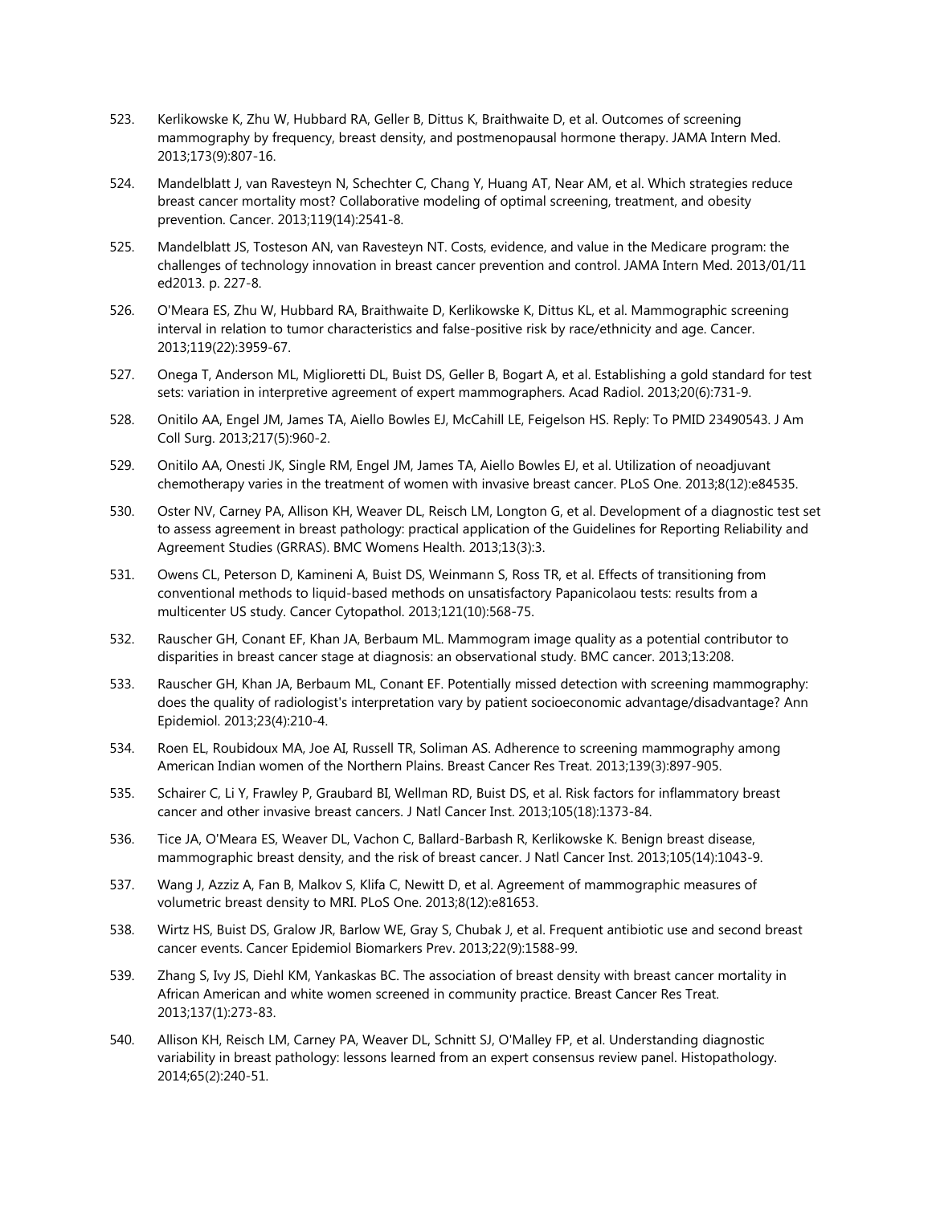523. Kerlikowske K, Zhu W, Hubbard RA, Geller B, Dittus K, Braithwaite D, et al. Outcomes of screening mammography by frequency, breast density, and postmenopausal hormone therapy. JAMA Intern Med. 2013;173(9):807-16.

524. Mandelblatt J, van Ravesteyn N, Schechter C, Chang Y, Huang AT, Near AM, et al. Which strategies reduce breast cancer mortality most? Collaborative modeling of optimal screening, treatment, and obesity prevention. Cancer. 2013;119(14):2541-8.

525. Mandelblatt JS, Tosteson AN, van Ravesteyn NT. Costs, evidence, and value in the Medicare program: the challenges of technology innovation in breast cancer prevention and control. JAMA Intern Med. 2013/01/11 ed2013. p. 227-8.

526. O'Meara ES, Zhu W, Hubbard RA, Braithwaite D, Kerlikowske K, Dittus KL, et al. Mammographic screening interval in relation to tumor characteristics and false-positive risk by race/ethnicity and age. Cancer. 2013;119(22):3959-67.

527. Onega T, Anderson ML, Miglioretti DL, Buist DS, Geller B, Bogart A, et al. Establishing a gold standard for test sets: variation in interpretive agreement of expert mammographers. Acad Radiol. 2013;20(6):731-9.

528. Onitilo AA, Engel JM, James TA, Aiello Bowles EJ, McCahill LE, Feigelson HS. Reply: To PMID 23490543. J Am Coll Surg. 2013;217(5):960-2.

529. Onitilo AA, Onesti JK, Single RM, Engel JM, James TA, Aiello Bowles EJ, et al. Utilization of neoadjuvant chemotherapy varies in the treatment of women with invasive breast cancer. PLoS One. 2013;8(12):e84535.

530. Oster NV, Carney PA, Allison KH, Weaver DL, Reisch LM, Longton G, et al. Development of a diagnostic test set to assess agreement in breast pathology: practical application of the Guidelines for Reporting Reliability and Agreement Studies (GRRAS). BMC Womens Health. 2013;13(3):3.

531. Owens CL, Peterson D, Kamineni A, Buist DS, Weinmann S, Ross TR, et al. Effects of transitioning from conventional methods to liquid-based methods on unsatisfactory Papanicolaou tests: results from a multicenter US study. Cancer Cytopathol. 2013;121(10):568-75.

532. Rauscher GH, Conant EF, Khan JA, Berbaum ML. Mammogram image quality as a potential contributor to disparities in breast cancer stage at diagnosis: an observational study. BMC cancer. 2013;13:208.

533. Rauscher GH, Khan JA, Berbaum ML, Conant EF. Potentially missed detection with screening mammography: does the quality of radiologist's interpretation vary by patient socioeconomic advantage/disadvantage? Ann Epidemiol. 2013;23(4):210-4.

534. Roen EL, Roubidoux MA, Joe AI, Russell TR, Soliman AS. Adherence to screening mammography among American Indian women of the Northern Plains. Breast Cancer Res Treat. 2013;139(3):897-905.

535. Schairer C, Li Y, Frawley P, Graubard BI, Wellman RD, Buist DS, et al. Risk factors for inflammatory breast cancer and other invasive breast cancers. J Natl Cancer Inst. 2013;105(18):1373-84.

536. Tice JA, O'Meara ES, Weaver DL, Vachon C, Ballard-Barbash R, Kerlikowske K. Benign breast disease, mammographic breast density, and the risk of breast cancer. J Natl Cancer Inst. 2013;105(14):1043-9.

537. Wang J, Azziz A, Fan B, Malkov S, Klifa C, Newitt D, et al. Agreement of mammographic measures of volumetric breast density to MRI. PLoS One. 2013;8(12):e81653.

538. Wirtz HS, Buist DS, Gralow JR, Barlow WE, Gray S, Chubak J, et al. Frequent antibiotic use and second breast cancer events. Cancer Epidemiol Biomarkers Prev. 2013;22(9):1588-99.

539. Zhang S, Ivy JS, Diehl KM, Yankaskas BC. The association of breast density with breast cancer mortality in African American and white women screened in community practice. Breast Cancer Res Treat. 2013;137(1):273-83.

540. Allison KH, Reisch LM, Carney PA, Weaver DL, Schnitt SJ, O'Malley FP, et al. Understanding diagnostic variability in breast pathology: lessons learned from an expert consensus review panel. Histopathology. 2014;65(2):240-51.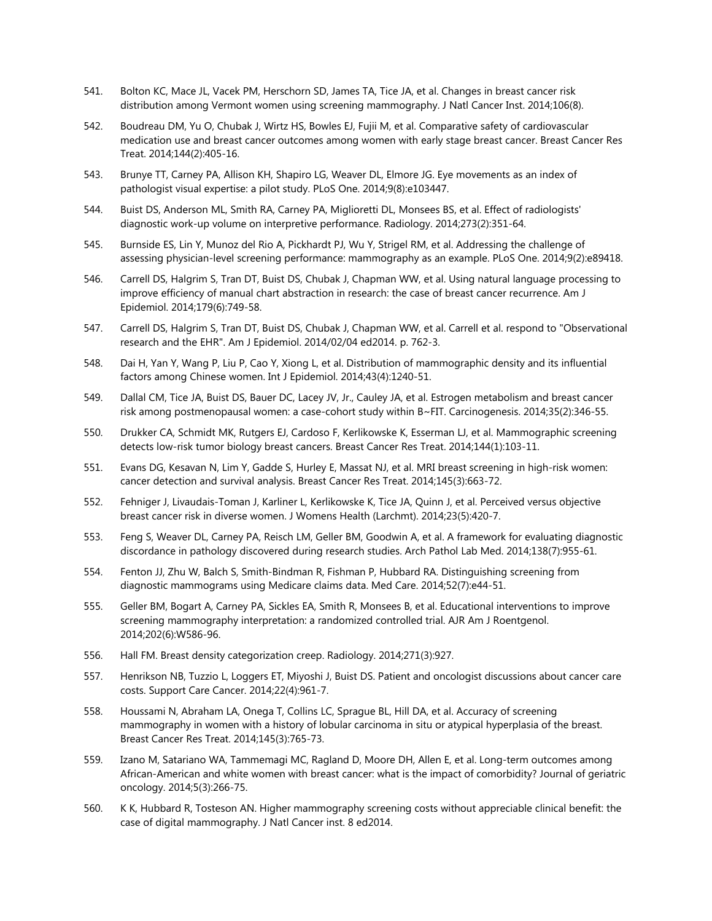541. Bolton KC, Mace JL, Vacek PM, Herschorn SD, James TA, Tice JA, et al. Changes in breast cancer risk distribution among Vermont women using screening mammography. J Natl Cancer Inst. 2014;106(8).

542. Boudreau DM, Yu O, Chubak J, Wirtz HS, Bowles EJ, Fujii M, et al. Comparative safety of cardiovascular medication use and breast cancer outcomes among women with early stage breast cancer. Breast Cancer Res Treat. 2014;144(2):405-16.

543. Brunye TT, Carney PA, Allison KH, Shapiro LG, Weaver DL, Elmore JG. Eye movements as an index of pathologist visual expertise: a pilot study. PLoS One. 2014;9(8):e103447.

544. Buist DS, Anderson ML, Smith RA, Carney PA, Miglioretti DL, Monsees BS, et al. Effect of radiologists' diagnostic work-up volume on interpretive performance. Radiology. 2014;273(2):351-64.

545. Burnside ES, Lin Y, Munoz del Rio A, Pickhardt PJ, Wu Y, Strigel RM, et al. Addressing the challenge of assessing physician-level screening performance: mammography as an example. PLoS One. 2014;9(2):e89418.

546. Carrell DS, Halgrim S, Tran DT, Buist DS, Chubak J, Chapman WW, et al. Using natural language processing to improve efficiency of manual chart abstraction in research: the case of breast cancer recurrence. Am J Epidemiol. 2014;179(6):749-58.

547. Carrell DS, Halgrim S, Tran DT, Buist DS, Chubak J, Chapman WW, et al. Carrell et al. respond to "Observational research and the EHR". Am J Epidemiol. 2014/02/04 ed2014. p. 762-3.

548. Dai H, Yan Y, Wang P, Liu P, Cao Y, Xiong L, et al. Distribution of mammographic density and its influential factors among Chinese women. Int J Epidemiol. 2014;43(4):1240-51.

549. Dallal CM, Tice JA, Buist DS, Bauer DC, Lacey JV, Jr., Cauley JA, et al. Estrogen metabolism and breast cancer risk among postmenopausal women: a case-cohort study within B~FIT. Carcinogenesis. 2014;35(2):346-55.

550. Drukker CA, Schmidt MK, Rutgers EJ, Cardoso F, Kerlikowske K, Esserman LJ, et al. Mammographic screening detects low-risk tumor biology breast cancers. Breast Cancer Res Treat. 2014;144(1):103-11.

551. Evans DG, Kesavan N, Lim Y, Gadde S, Hurley E, Massat NJ, et al. MRI breast screening in high-risk women: cancer detection and survival analysis. Breast Cancer Res Treat. 2014;145(3):663-72.

552. Fehniger J, Livaudais-Toman J, Karliner L, Kerlikowske K, Tice JA, Quinn J, et al. Perceived versus objective breast cancer risk in diverse women. J Womens Health (Larchmt). 2014;23(5):420-7.

553. Feng S, Weaver DL, Carney PA, Reisch LM, Geller BM, Goodwin A, et al. A framework for evaluating diagnostic discordance in pathology discovered during research studies. Arch Pathol Lab Med. 2014;138(7):955-61.

554. Fenton JJ, Zhu W, Balch S, Smith-Bindman R, Fishman P, Hubbard RA. Distinguishing screening from diagnostic mammograms using Medicare claims data. Med Care. 2014;52(7):e44-51.

555. Geller BM, Bogart A, Carney PA, Sickles EA, Smith R, Monsees B, et al. Educational interventions to improve screening mammography interpretation: a randomized controlled trial. AJR Am J Roentgenol. 2014;202(6):W586-96.

556. Hall FM. Breast density categorization creep. Radiology. 2014;271(3):927.

557. Henrikson NB, Tuzzio L, Loggers ET, Miyoshi J, Buist DS. Patient and oncologist discussions about cancer care costs. Support Care Cancer. 2014;22(4):961-7.

558. Houssami N, Abraham LA, Onega T, Collins LC, Sprague BL, Hill DA, et al. Accuracy of screening mammography in women with a history of lobular carcinoma in situ or atypical hyperplasia of the breast. Breast Cancer Res Treat. 2014;145(3):765-73.

559. Izano M, Satariano WA, Tammemagi MC, Ragland D, Moore DH, Allen E, et al. Long-term outcomes among African-American and white women with breast cancer: what is the impact of comorbidity? Journal of geriatric oncology. 2014;5(3):266-75.

560. K K, Hubbard R, Tosteson AN. Higher mammography screening costs without appreciable clinical benefit: the case of digital mammography. J Natl Cancer inst. 8 ed2014.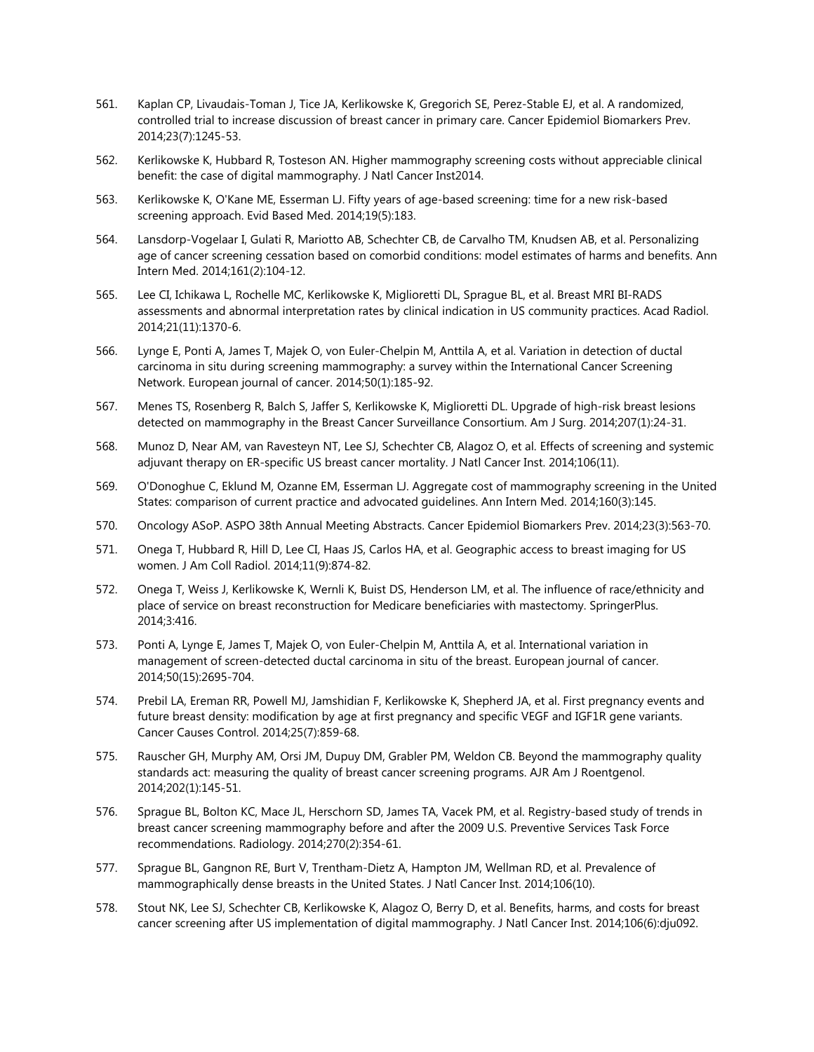561. Kaplan CP, Livaudais-Toman J, Tice JA, Kerlikowske K, Gregorich SE, Perez-Stable EJ, et al. A randomized, controlled trial to increase discussion of breast cancer in primary care. Cancer Epidemiol Biomarkers Prev. 2014;23(7):1245-53.

562. Kerlikowske K, Hubbard R, Tosteson AN. Higher mammography screening costs without appreciable clinical benefit: the case of digital mammography. J Natl Cancer Inst2014.

563. Kerlikowske K, O'Kane ME, Esserman LJ. Fifty years of age-based screening: time for a new risk-based screening approach. Evid Based Med. 2014;19(5):183.

564. Lansdorp-Vogelaar I, Gulati R, Mariotto AB, Schechter CB, de Carvalho TM, Knudsen AB, et al. Personalizing age of cancer screening cessation based on comorbid conditions: model estimates of harms and benefits. Ann Intern Med. 2014;161(2):104-12.

565. Lee CI, Ichikawa L, Rochelle MC, Kerlikowske K, Miglioretti DL, Sprague BL, et al. Breast MRI BI-RADS assessments and abnormal interpretation rates by clinical indication in US community practices. Acad Radiol. 2014;21(11):1370-6.

566. Lynge E, Ponti A, James T, Majek O, von Euler-Chelpin M, Anttila A, et al. Variation in detection of ductal carcinoma in situ during screening mammography: a survey within the International Cancer Screening Network. European journal of cancer. 2014;50(1):185-92.

567. Menes TS, Rosenberg R, Balch S, Jaffer S, Kerlikowske K, Miglioretti DL. Upgrade of high-risk breast lesions detected on mammography in the Breast Cancer Surveillance Consortium. Am J Surg. 2014;207(1):24-31.

568. Munoz D, Near AM, van Ravesteyn NT, Lee SJ, Schechter CB, Alagoz O, et al. Effects of screening and systemic adjuvant therapy on ER-specific US breast cancer mortality. J Natl Cancer Inst. 2014;106(11).

569. O'Donoghue C, Eklund M, Ozanne EM, Esserman LJ. Aggregate cost of mammography screening in the United States: comparison of current practice and advocated guidelines. Ann Intern Med. 2014;160(3):145.

570. Oncology ASoP. ASPO 38th Annual Meeting Abstracts. Cancer Epidemiol Biomarkers Prev. 2014;23(3):563-70.

571. Onega T, Hubbard R, Hill D, Lee CI, Haas JS, Carlos HA, et al. Geographic access to breast imaging for US women. J Am Coll Radiol. 2014;11(9):874-82.

572. Onega T, Weiss J, Kerlikowske K, Wernli K, Buist DS, Henderson LM, et al. The influence of race/ethnicity and place of service on breast reconstruction for Medicare beneficiaries with mastectomy. SpringerPlus. 2014;3:416.

573. Ponti A, Lynge E, James T, Majek O, von Euler-Chelpin M, Anttila A, et al. International variation in management of screen-detected ductal carcinoma in situ of the breast. European journal of cancer. 2014;50(15):2695-704.

574. Prebil LA, Ereman RR, Powell MJ, Jamshidian F, Kerlikowske K, Shepherd JA, et al. First pregnancy events and future breast density: modification by age at first pregnancy and specific VEGF and IGF1R gene variants. Cancer Causes Control. 2014;25(7):859-68.

575. Rauscher GH, Murphy AM, Orsi JM, Dupuy DM, Grabler PM, Weldon CB. Beyond the mammography quality standards act: measuring the quality of breast cancer screening programs. AJR Am J Roentgenol. 2014;202(1):145-51.

576. Sprague BL, Bolton KC, Mace JL, Herschorn SD, James TA, Vacek PM, et al. Registry-based study of trends in breast cancer screening mammography before and after the 2009 U.S. Preventive Services Task Force recommendations. Radiology. 2014;270(2):354-61.

577. Sprague BL, Gangnon RE, Burt V, Trentham-Dietz A, Hampton JM, Wellman RD, et al. Prevalence of mammographically dense breasts in the United States. J Natl Cancer Inst. 2014;106(10).

578. Stout NK, Lee SJ, Schechter CB, Kerlikowske K, Alagoz O, Berry D, et al. Benefits, harms, and costs for breast cancer screening after US implementation of digital mammography. J Natl Cancer Inst. 2014;106(6):dju092.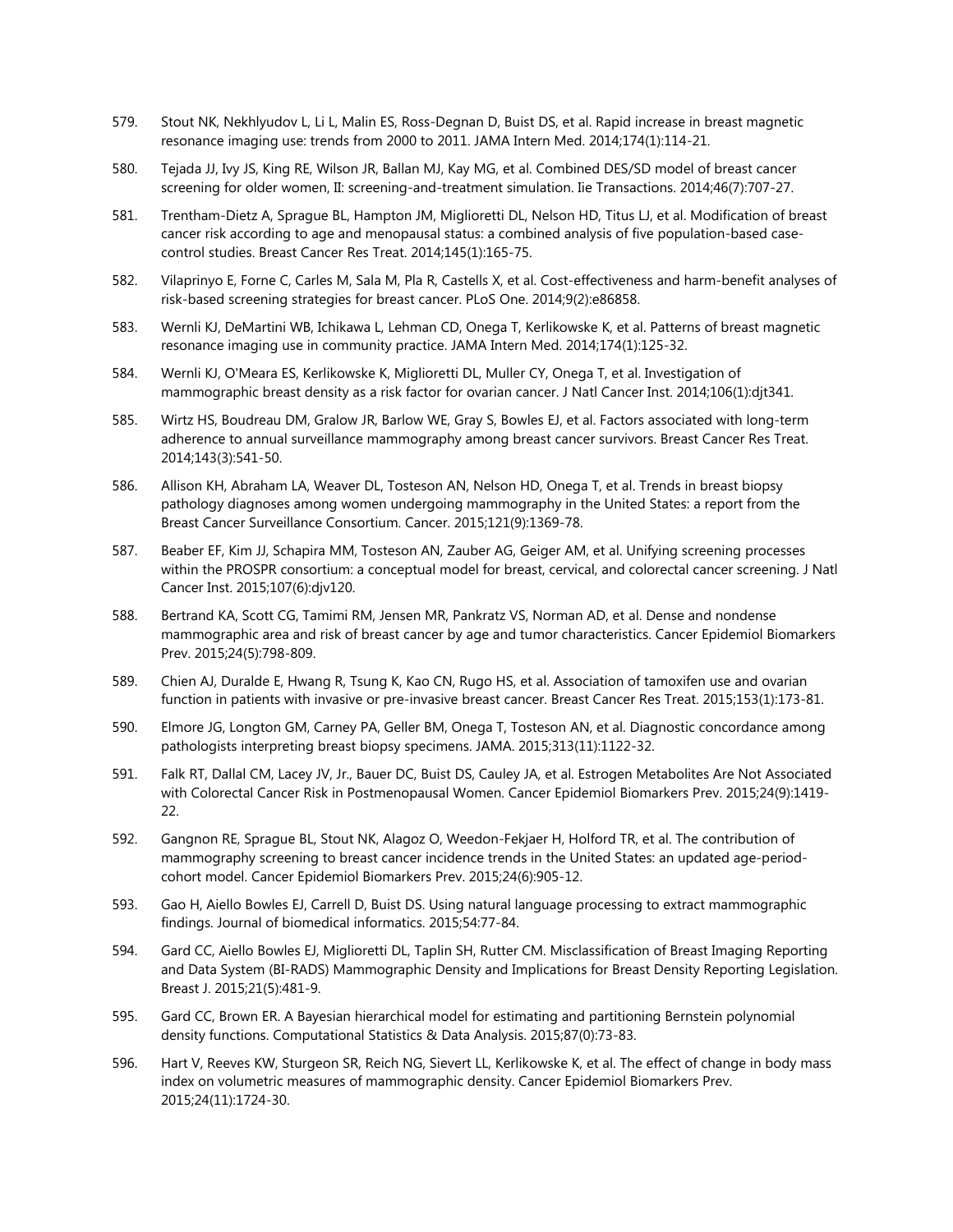579. Stout NK, Nekhlyudov L, Li L, Malin ES, Ross-Degnan D, Buist DS, et al. Rapid increase in breast magnetic resonance imaging use: trends from 2000 to 2011. JAMA Intern Med. 2014;174(1):114-21.

580. Tejada JJ, Ivy JS, King RE, Wilson JR, Ballan MJ, Kay MG, et al. Combined DES/SD model of breast cancer screening for older women, II: screening-and-treatment simulation. Iie Transactions. 2014;46(7):707-27.

581. Trentham-Dietz A, Sprague BL, Hampton JM, Miglioretti DL, Nelson HD, Titus LJ, et al. Modification of breast cancer risk according to age and menopausal status: a combined analysis of five population-based case-control studies. Breast Cancer Res Treat. 2014;145(1):165-75.

582. Vilaprinyo E, Forne C, Carles M, Sala M, Pla R, Castells X, et al. Cost-effectiveness and harm-benefit analyses of risk-based screening strategies for breast cancer. PLoS One. 2014;9(2):e86858.

583. Wernli KJ, DeMartini WB, Ichikawa L, Lehman CD, Onega T, Kerlikowske K, et al. Patterns of breast magnetic resonance imaging use in community practice. JAMA Intern Med. 2014;174(1):125-32.

584. Wernli KJ, O'Meara ES, Kerlikowske K, Miglioretti DL, Muller CY, Onega T, et al. Investigation of mammographic breast density as a risk factor for ovarian cancer. J Natl Cancer Inst. 2014;106(1):djt341.

585. Wirtz HS, Boudreau DM, Gralow JR, Barlow WE, Gray S, Bowles EJ, et al. Factors associated with long-term adherence to annual surveillance mammography among breast cancer survivors. Breast Cancer Res Treat. 2014;143(3):541-50.

586. Allison KH, Abraham LA, Weaver DL, Tosteson AN, Nelson HD, Onega T, et al. Trends in breast biopsy pathology diagnoses among women undergoing mammography in the United States: a report from the Breast Cancer Surveillance Consortium. Cancer. 2015;121(9):1369-78.

587. Beaber EF, Kim JJ, Schapira MM, Tosteson AN, Zauber AG, Geiger AM, et al. Unifying screening processes within the PROSPR consortium: a conceptual model for breast, cervical, and colorectal cancer screening. J Natl Cancer Inst. 2015;107(6):djv120.

588. Bertrand KA, Scott CG, Tamimi RM, Jensen MR, Pankratz VS, Norman AD, et al. Dense and nondense mammographic area and risk of breast cancer by age and tumor characteristics. Cancer Epidemiol Biomarkers Prev. 2015;24(5):798-809.

589. Chien AJ, Duralde E, Hwang R, Tsung K, Kao CN, Rugo HS, et al. Association of tamoxifen use and ovarian function in patients with invasive or pre-invasive breast cancer. Breast Cancer Res Treat. 2015;153(1):173-81.

590. Elmore JG, Longton GM, Carney PA, Geller BM, Onega T, Tosteson AN, et al. Diagnostic concordance among pathologists interpreting breast biopsy specimens. JAMA. 2015;313(11):1122-32.

591. Falk RT, Dallal CM, Lacey JV, Jr., Bauer DC, Buist DS, Cauley JA, et al. Estrogen Metabolites Are Not Associated with Colorectal Cancer Risk in Postmenopausal Women. Cancer Epidemiol Biomarkers Prev. 2015;24(9):1419-22.

592. Gangnon RE, Sprague BL, Stout NK, Alagoz O, Weedon-Fekjaer H, Holford TR, et al. The contribution of mammography screening to breast cancer incidence trends in the United States: an updated age-period-cohort model. Cancer Epidemiol Biomarkers Prev. 2015;24(6):905-12.

593. Gao H, Aiello Bowles EJ, Carrell D, Buist DS. Using natural language processing to extract mammographic findings. Journal of biomedical informatics. 2015;54:77-84.

594. Gard CC, Aiello Bowles EJ, Miglioretti DL, Taplin SH, Rutter CM. Misclassification of Breast Imaging Reporting and Data System (BI-RADS) Mammographic Density and Implications for Breast Density Reporting Legislation. Breast J. 2015;21(5):481-9.

595. Gard CC, Brown ER. A Bayesian hierarchical model for estimating and partitioning Bernstein polynomial density functions. Computational Statistics & Data Analysis. 2015;87(0):73-83.

596. Hart V, Reeves KW, Sturgeon SR, Reich NG, Sievert LL, Kerlikowske K, et al. The effect of change in body mass index on volumetric measures of mammographic density. Cancer Epidemiol Biomarkers Prev. 2015;24(11):1724-30.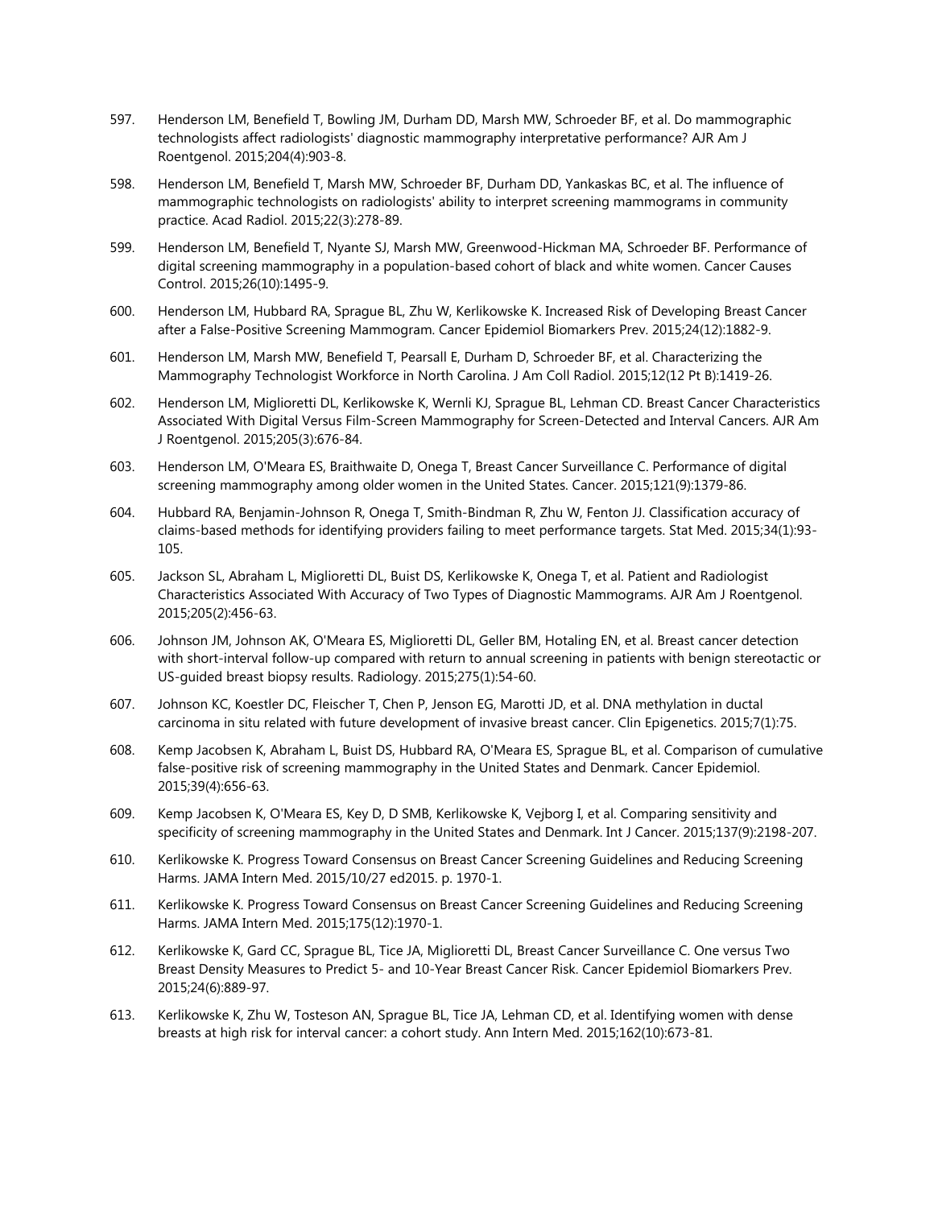597. Henderson LM, Benefield T, Bowling JM, Durham DD, Marsh MW, Schroeder BF, et al. Do mammographic technologists affect radiologists' diagnostic mammography interpretative performance? AJR Am J Roentgenol. 2015;204(4):903-8.

598. Henderson LM, Benefield T, Marsh MW, Schroeder BF, Durham DD, Yankaskas BC, et al. The influence of mammographic technologists on radiologists' ability to interpret screening mammograms in community practice. Acad Radiol. 2015;22(3):278-89.

599. Henderson LM, Benefield T, Nyante SJ, Marsh MW, Greenwood-Hickman MA, Schroeder BF. Performance of digital screening mammography in a population-based cohort of black and white women. Cancer Causes Control. 2015;26(10):1495-9.

600. Henderson LM, Hubbard RA, Sprague BL, Zhu W, Kerlikowske K. Increased Risk of Developing Breast Cancer after a False-Positive Screening Mammogram. Cancer Epidemiol Biomarkers Prev. 2015;24(12):1882-9.

601. Henderson LM, Marsh MW, Benefield T, Pearsall E, Durham D, Schroeder BF, et al. Characterizing the Mammography Technologist Workforce in North Carolina. J Am Coll Radiol. 2015;12(12 Pt B):1419-26.

602. Henderson LM, Miglioretti DL, Kerlikowske K, Wernli KJ, Sprague BL, Lehman CD. Breast Cancer Characteristics Associated With Digital Versus Film-Screen Mammography for Screen-Detected and Interval Cancers. AJR Am J Roentgenol. 2015;205(3):676-84.

603. Henderson LM, O'Meara ES, Braithwaite D, Onega T, Breast Cancer Surveillance C. Performance of digital screening mammography among older women in the United States. Cancer. 2015;121(9):1379-86.

604. Hubbard RA, Benjamin-Johnson R, Onega T, Smith-Bindman R, Zhu W, Fenton JJ. Classification accuracy of claims-based methods for identifying providers failing to meet performance targets. Stat Med. 2015;34(1):93-105.

605. Jackson SL, Abraham L, Miglioretti DL, Buist DS, Kerlikowske K, Onega T, et al. Patient and Radiologist Characteristics Associated With Accuracy of Two Types of Diagnostic Mammograms. AJR Am J Roentgenol. 2015;205(2):456-63.

606. Johnson JM, Johnson AK, O'Meara ES, Miglioretti DL, Geller BM, Hotaling EN, et al. Breast cancer detection with short-interval follow-up compared with return to annual screening in patients with benign stereotactic or US-guided breast biopsy results. Radiology. 2015;275(1):54-60.

607. Johnson KC, Koestler DC, Fleischer T, Chen P, Jenson EG, Marotti JD, et al. DNA methylation in ductal carcinoma in situ related with future development of invasive breast cancer. Clin Epigenetics. 2015;7(1):75.

608. Kemp Jacobsen K, Abraham L, Buist DS, Hubbard RA, O'Meara ES, Sprague BL, et al. Comparison of cumulative false-positive risk of screening mammography in the United States and Denmark. Cancer Epidemiol. 2015;39(4):656-63.

609. Kemp Jacobsen K, O'Meara ES, Key D, D SMB, Kerlikowske K, Vejborg I, et al. Comparing sensitivity and specificity of screening mammography in the United States and Denmark. Int J Cancer. 2015;137(9):2198-207.

610. Kerlikowske K. Progress Toward Consensus on Breast Cancer Screening Guidelines and Reducing Screening Harms. JAMA Intern Med. 2015/10/27 ed2015. p. 1970-1.

611. Kerlikowske K. Progress Toward Consensus on Breast Cancer Screening Guidelines and Reducing Screening Harms. JAMA Intern Med. 2015;175(12):1970-1.

612. Kerlikowske K, Gard CC, Sprague BL, Tice JA, Miglioretti DL, Breast Cancer Surveillance C. One versus Two Breast Density Measures to Predict 5- and 10-Year Breast Cancer Risk. Cancer Epidemiol Biomarkers Prev. 2015;24(6):889-97.

613. Kerlikowske K, Zhu W, Tosteson AN, Sprague BL, Tice JA, Lehman CD, et al. Identifying women with dense breasts at high risk for interval cancer: a cohort study. Ann Intern Med. 2015;162(10):673-81.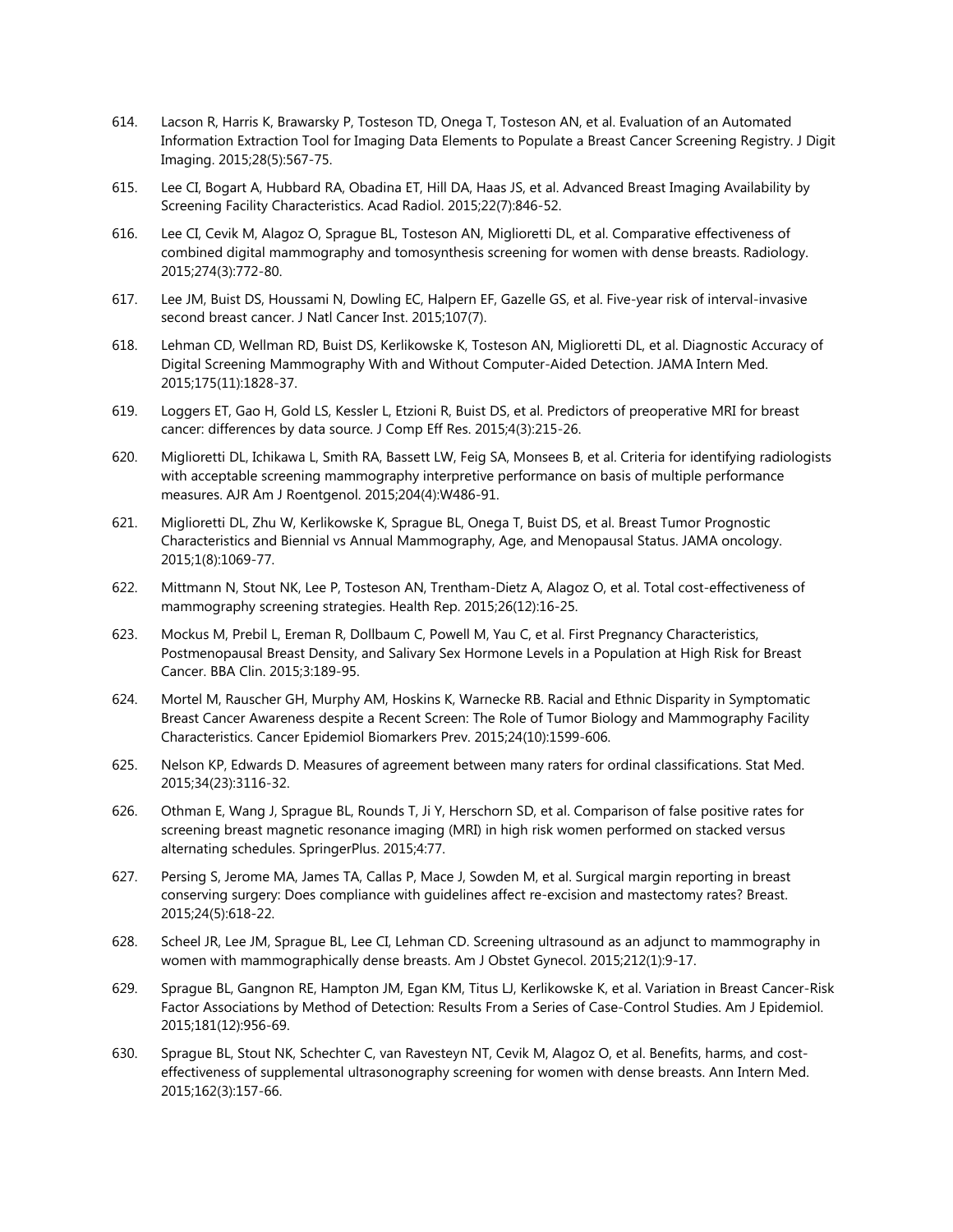614. Lacson R, Harris K, Brawarsky P, Tosteson TD, Onega T, Tosteson AN, et al. Evaluation of an Automated Information Extraction Tool for Imaging Data Elements to Populate a Breast Cancer Screening Registry. J Digit Imaging. 2015;28(5):567-75.

615. Lee CI, Bogart A, Hubbard RA, Obadina ET, Hill DA, Haas JS, et al. Advanced Breast Imaging Availability by Screening Facility Characteristics. Acad Radiol. 2015;22(7):846-52.

616. Lee CI, Cevik M, Alagoz O, Sprague BL, Tosteson AN, Miglioretti DL, et al. Comparative effectiveness of combined digital mammography and tomosynthesis screening for women with dense breasts. Radiology. 2015;274(3):772-80.

617. Lee JM, Buist DS, Houssami N, Dowling EC, Halpern EF, Gazelle GS, et al. Five-year risk of interval-invasive second breast cancer. J Natl Cancer Inst. 2015;107(7).

618. Lehman CD, Wellman RD, Buist DS, Kerlikowske K, Tosteson AN, Miglioretti DL, et al. Diagnostic Accuracy of Digital Screening Mammography With and Without Computer-Aided Detection. JAMA Intern Med. 2015;175(11):1828-37.

619. Loggers ET, Gao H, Gold LS, Kessler L, Etzioni R, Buist DS, et al. Predictors of preoperative MRI for breast cancer: differences by data source. J Comp Eff Res. 2015;4(3):215-26.

620. Miglioretti DL, Ichikawa L, Smith RA, Bassett LW, Feig SA, Monsees B, et al. Criteria for identifying radiologists with acceptable screening mammography interpretive performance on basis of multiple performance measures. AJR Am J Roentgenol. 2015;204(4):W486-91.

621. Miglioretti DL, Zhu W, Kerlikowske K, Sprague BL, Onega T, Buist DS, et al. Breast Tumor Prognostic Characteristics and Biennial vs Annual Mammography, Age, and Menopausal Status. JAMA oncology. 2015;1(8):1069-77.

622. Mittmann N, Stout NK, Lee P, Tosteson AN, Trentham-Dietz A, Alagoz O, et al. Total cost-effectiveness of mammography screening strategies. Health Rep. 2015;26(12):16-25.

623. Mockus M, Prebil L, Ereman R, Dollbaum C, Powell M, Yau C, et al. First Pregnancy Characteristics, Postmenopausal Breast Density, and Salivary Sex Hormone Levels in a Population at High Risk for Breast Cancer. BBA Clin. 2015;3:189-95.

624. Mortel M, Rauscher GH, Murphy AM, Hoskins K, Warnecke RB. Racial and Ethnic Disparity in Symptomatic Breast Cancer Awareness despite a Recent Screen: The Role of Tumor Biology and Mammography Facility Characteristics. Cancer Epidemiol Biomarkers Prev. 2015;24(10):1599-606.

625. Nelson KP, Edwards D. Measures of agreement between many raters for ordinal classifications. Stat Med. 2015;34(23):3116-32.

626. Othman E, Wang J, Sprague BL, Rounds T, Ji Y, Herschorn SD, et al. Comparison of false positive rates for screening breast magnetic resonance imaging (MRI) in high risk women performed on stacked versus alternating schedules. SpringerPlus. 2015;4:77.

627. Persing S, Jerome MA, James TA, Callas P, Mace J, Sowden M, et al. Surgical margin reporting in breast conserving surgery: Does compliance with guidelines affect re-excision and mastectomy rates? Breast. 2015;24(5):618-22.

628. Scheel JR, Lee JM, Sprague BL, Lee CI, Lehman CD. Screening ultrasound as an adjunct to mammography in women with mammographically dense breasts. Am J Obstet Gynecol. 2015;212(1):9-17.

629. Sprague BL, Gangnon RE, Hampton JM, Egan KM, Titus LJ, Kerlikowske K, et al. Variation in Breast Cancer-Risk Factor Associations by Method of Detection: Results From a Series of Case-Control Studies. Am J Epidemiol. 2015;181(12):956-69.

630. Sprague BL, Stout NK, Schechter C, van Ravesteyn NT, Cevik M, Alagoz O, et al. Benefits, harms, and cost-effectiveness of supplemental ultrasonography screening for women with dense breasts. Ann Intern Med. 2015;162(3):157-66.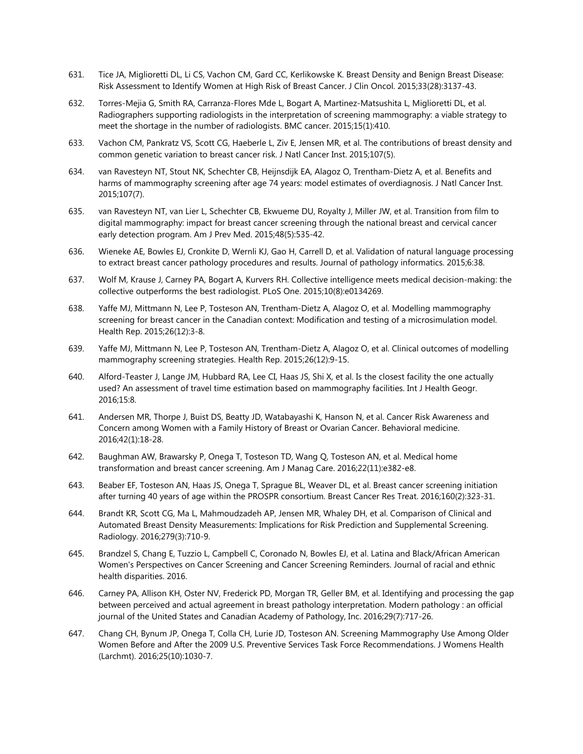631. Tice JA, Miglioretti DL, Li CS, Vachon CM, Gard CC, Kerlikowske K. Breast Density and Benign Breast Disease: Risk Assessment to Identify Women at High Risk of Breast Cancer. J Clin Oncol. 2015;33(28):3137-43.

632. Torres-Mejia G, Smith RA, Carranza-Flores Mde L, Bogart A, Martinez-Matsushita L, Miglioretti DL, et al. Radiographers supporting radiologists in the interpretation of screening mammography: a viable strategy to meet the shortage in the number of radiologists. BMC cancer. 2015;15(1):410.

633. Vachon CM, Pankratz VS, Scott CG, Haeberle L, Ziv E, Jensen MR, et al. The contributions of breast density and common genetic variation to breast cancer risk. J Natl Cancer Inst. 2015;107(5).

634. van Ravesteyn NT, Stout NK, Schechter CB, Heijnsdijk EA, Alagoz O, Trentham-Dietz A, et al. Benefits and harms of mammography screening after age 74 years: model estimates of overdiagnosis. J Natl Cancer Inst. 2015;107(7).

635. van Ravesteyn NT, van Lier L, Schechter CB, Ekwueme DU, Royalty J, Miller JW, et al. Transition from film to digital mammography: impact for breast cancer screening through the national breast and cervical cancer early detection program. Am J Prev Med. 2015;48(5):535-42.

636. Wieneke AE, Bowles EJ, Cronkite D, Wernli KJ, Gao H, Carrell D, et al. Validation of natural language processing to extract breast cancer pathology procedures and results. Journal of pathology informatics. 2015;6:38.

637. Wolf M, Krause J, Carney PA, Bogart A, Kurvers RH. Collective intelligence meets medical decision-making: the collective outperforms the best radiologist. PLoS One. 2015;10(8):e0134269.

638. Yaffe MJ, Mittmann N, Lee P, Tosteson AN, Trentham-Dietz A, Alagoz O, et al. Modelling mammography screening for breast cancer in the Canadian context: Modification and testing of a microsimulation model. Health Rep. 2015;26(12):3-8.

639. Yaffe MJ, Mittmann N, Lee P, Tosteson AN, Trentham-Dietz A, Alagoz O, et al. Clinical outcomes of modelling mammography screening strategies. Health Rep. 2015;26(12):9-15.

640. Alford-Teaster J, Lange JM, Hubbard RA, Lee CI, Haas JS, Shi X, et al. Is the closest facility the one actually used? An assessment of travel time estimation based on mammography facilities. Int J Health Geogr. 2016;15:8.

641. Andersen MR, Thorpe J, Buist DS, Beatty JD, Watabayashi K, Hanson N, et al. Cancer Risk Awareness and Concern among Women with a Family History of Breast or Ovarian Cancer. Behavioral medicine. 2016;42(1):18-28.

642. Baughman AW, Brawarsky P, Onega T, Tosteson TD, Wang Q, Tosteson AN, et al. Medical home transformation and breast cancer screening. Am J Manag Care. 2016;22(11):e382-e8.

643. Beaber EF, Tosteson AN, Haas JS, Onega T, Sprague BL, Weaver DL, et al. Breast cancer screening initiation after turning 40 years of age within the PROSPR consortium. Breast Cancer Res Treat. 2016;160(2):323-31.

644. Brandt KR, Scott CG, Ma L, Mahmoudzadeh AP, Jensen MR, Whaley DH, et al. Comparison of Clinical and Automated Breast Density Measurements: Implications for Risk Prediction and Supplemental Screening. Radiology. 2016;279(3):710-9.

645. Brandzel S, Chang E, Tuzzio L, Campbell C, Coronado N, Bowles EJ, et al. Latina and Black/African American Women's Perspectives on Cancer Screening and Cancer Screening Reminders. Journal of racial and ethnic health disparities. 2016.

646. Carney PA, Allison KH, Oster NV, Frederick PD, Morgan TR, Geller BM, et al. Identifying and processing the gap between perceived and actual agreement in breast pathology interpretation. Modern pathology : an official journal of the United States and Canadian Academy of Pathology, Inc. 2016;29(7):717-26.

647. Chang CH, Bynum JP, Onega T, Colla CH, Lurie JD, Tosteson AN. Screening Mammography Use Among Older Women Before and After the 2009 U.S. Preventive Services Task Force Recommendations. J Womens Health (Larchmt). 2016;25(10):1030-7.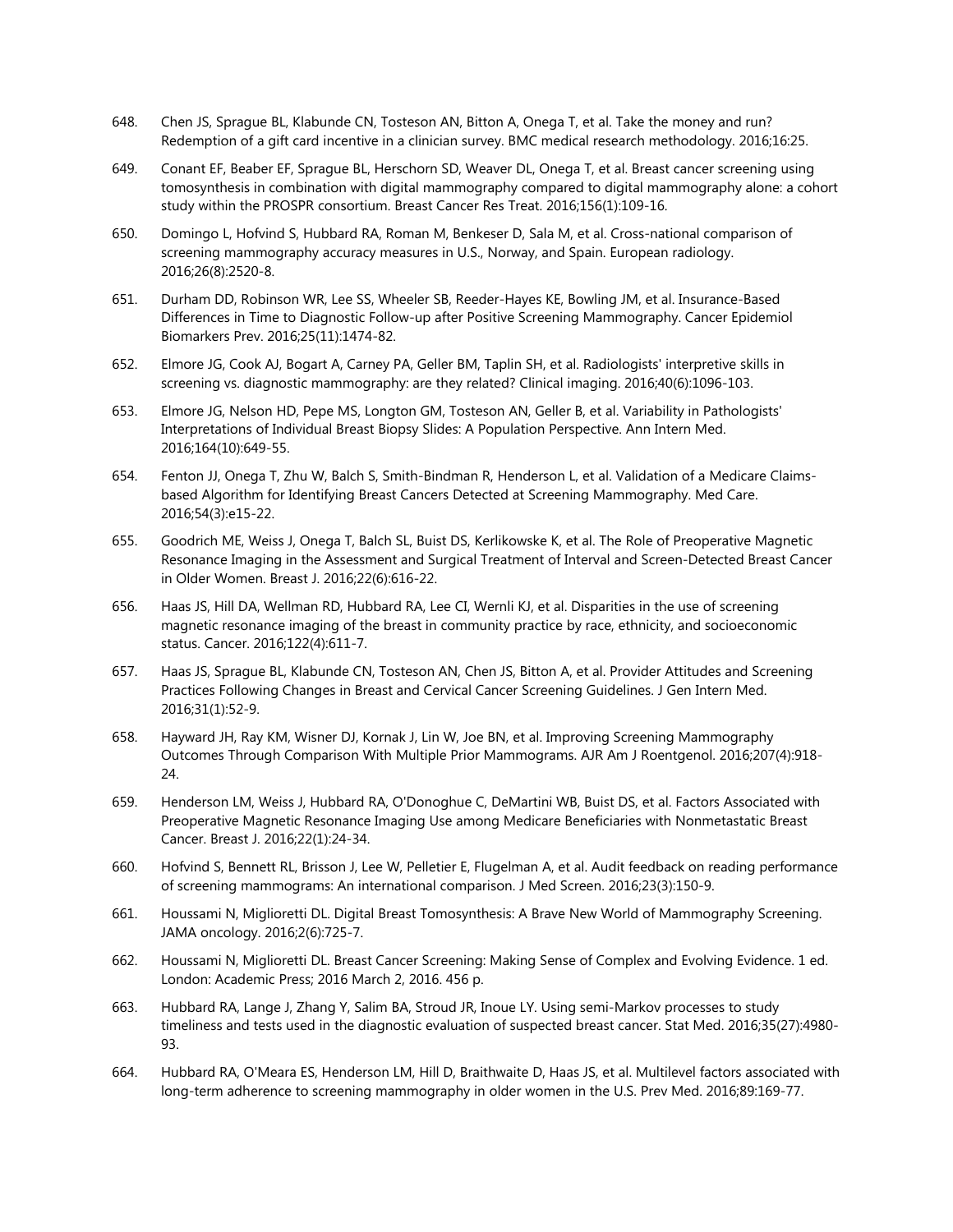648. Chen JS, Sprague BL, Klabunde CN, Tosteson AN, Bitton A, Onega T, et al. Take the money and run? Redemption of a gift card incentive in a clinician survey. BMC medical research methodology. 2016;16:25.

649. Conant EF, Beaber EF, Sprague BL, Herschorn SD, Weaver DL, Onega T, et al. Breast cancer screening using tomosynthesis in combination with digital mammography compared to digital mammography alone: a cohort study within the PROSPR consortium. Breast Cancer Res Treat. 2016;156(1):109-16.

650. Domingo L, Hofvind S, Hubbard RA, Roman M, Benkeser D, Sala M, et al. Cross-national comparison of screening mammography accuracy measures in U.S., Norway, and Spain. European radiology. 2016;26(8):2520-8.

651. Durham DD, Robinson WR, Lee SS, Wheeler SB, Reeder-Hayes KE, Bowling JM, et al. Insurance-Based Differences in Time to Diagnostic Follow-up after Positive Screening Mammography. Cancer Epidemiol Biomarkers Prev. 2016;25(11):1474-82.

652. Elmore JG, Cook AJ, Bogart A, Carney PA, Geller BM, Taplin SH, et al. Radiologists' interpretive skills in screening vs. diagnostic mammography: are they related? Clinical imaging. 2016;40(6):1096-103.

653. Elmore JG, Nelson HD, Pepe MS, Longton GM, Tosteson AN, Geller B, et al. Variability in Pathologists' Interpretations of Individual Breast Biopsy Slides: A Population Perspective. Ann Intern Med. 2016;164(10):649-55.

654. Fenton JJ, Onega T, Zhu W, Balch S, Smith-Bindman R, Henderson L, et al. Validation of a Medicare Claims-based Algorithm for Identifying Breast Cancers Detected at Screening Mammography. Med Care. 2016;54(3):e15-22.

655. Goodrich ME, Weiss J, Onega T, Balch SL, Buist DS, Kerlikowske K, et al. The Role of Preoperative Magnetic Resonance Imaging in the Assessment and Surgical Treatment of Interval and Screen-Detected Breast Cancer in Older Women. Breast J. 2016;22(6):616-22.

656. Haas JS, Hill DA, Wellman RD, Hubbard RA, Lee CI, Wernli KJ, et al. Disparities in the use of screening magnetic resonance imaging of the breast in community practice by race, ethnicity, and socioeconomic status. Cancer. 2016;122(4):611-7.

657. Haas JS, Sprague BL, Klabunde CN, Tosteson AN, Chen JS, Bitton A, et al. Provider Attitudes and Screening Practices Following Changes in Breast and Cervical Cancer Screening Guidelines. J Gen Intern Med. 2016;31(1):52-9.

658. Hayward JH, Ray KM, Wisner DJ, Kornak J, Lin W, Joe BN, et al. Improving Screening Mammography Outcomes Through Comparison With Multiple Prior Mammograms. AJR Am J Roentgenol. 2016;207(4):918-24.

659. Henderson LM, Weiss J, Hubbard RA, O'Donoghue C, DeMartini WB, Buist DS, et al. Factors Associated with Preoperative Magnetic Resonance Imaging Use among Medicare Beneficiaries with Nonmetastatic Breast Cancer. Breast J. 2016;22(1):24-34.

660. Hofvind S, Bennett RL, Brisson J, Lee W, Pelletier E, Flugelman A, et al. Audit feedback on reading performance of screening mammograms: An international comparison. J Med Screen. 2016;23(3):150-9.

661. Houssami N, Miglioretti DL. Digital Breast Tomosynthesis: A Brave New World of Mammography Screening. JAMA oncology. 2016;2(6):725-7.

662. Houssami N, Miglioretti DL. Breast Cancer Screening: Making Sense of Complex and Evolving Evidence. 1 ed. London: Academic Press; 2016 March 2, 2016. 456 p.

663. Hubbard RA, Lange J, Zhang Y, Salim BA, Stroud JR, Inoue LY. Using semi-Markov processes to study timeliness and tests used in the diagnostic evaluation of suspected breast cancer. Stat Med. 2016;35(27):4980-93.

664. Hubbard RA, O'Meara ES, Henderson LM, Hill D, Braithwaite D, Haas JS, et al. Multilevel factors associated with long-term adherence to screening mammography in older women in the U.S. Prev Med. 2016;89:169-77.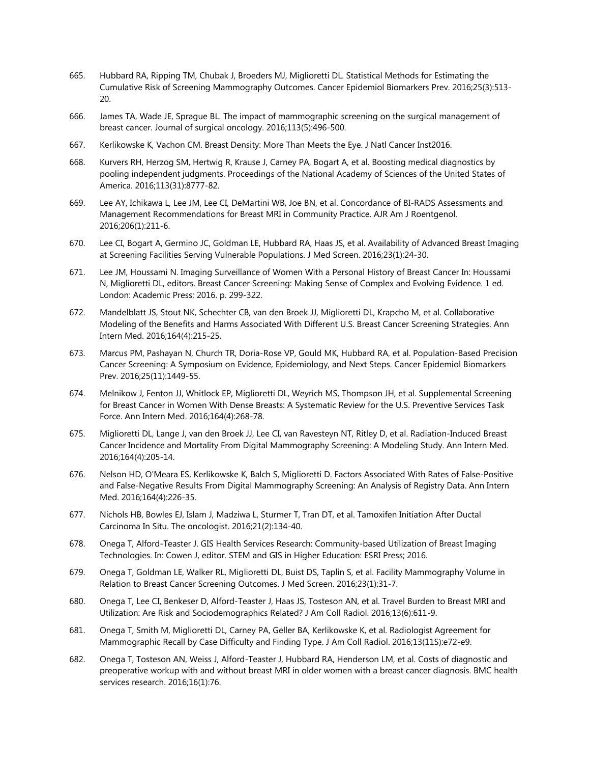665. Hubbard RA, Ripping TM, Chubak J, Broeders MJ, Miglioretti DL. Statistical Methods for Estimating the Cumulative Risk of Screening Mammography Outcomes. Cancer Epidemiol Biomarkers Prev. 2016;25(3):513-20.

666. James TA, Wade JE, Sprague BL. The impact of mammographic screening on the surgical management of breast cancer. Journal of surgical oncology. 2016;113(5):496-500.

667. Kerlikowske K, Vachon CM. Breast Density: More Than Meets the Eye. J Natl Cancer Inst2016.

668. Kurvers RH, Herzog SM, Hertwig R, Krause J, Carney PA, Bogart A, et al. Boosting medical diagnostics by pooling independent judgments. Proceedings of the National Academy of Sciences of the United States of America. 2016;113(31):8777-82.

669. Lee AY, Ichikawa L, Lee JM, Lee CI, DeMartini WB, Joe BN, et al. Concordance of BI-RADS Assessments and Management Recommendations for Breast MRI in Community Practice. AJR Am J Roentgenol. 2016;206(1):211-6.

670. Lee CI, Bogart A, Germino JC, Goldman LE, Hubbard RA, Haas JS, et al. Availability of Advanced Breast Imaging at Screening Facilities Serving Vulnerable Populations. J Med Screen. 2016;23(1):24-30.

671. Lee JM, Houssami N. Imaging Surveillance of Women With a Personal History of Breast Cancer In: Houssami N, Miglioretti DL, editors. Breast Cancer Screening: Making Sense of Complex and Evolving Evidence. 1 ed. London: Academic Press; 2016. p. 299-322.

672. Mandelblatt JS, Stout NK, Schechter CB, van den Broek JJ, Miglioretti DL, Krapcho M, et al. Collaborative Modeling of the Benefits and Harms Associated With Different U.S. Breast Cancer Screening Strategies. Ann Intern Med. 2016;164(4):215-25.

673. Marcus PM, Pashayan N, Church TR, Doria-Rose VP, Gould MK, Hubbard RA, et al. Population-Based Precision Cancer Screening: A Symposium on Evidence, Epidemiology, and Next Steps. Cancer Epidemiol Biomarkers Prev. 2016;25(11):1449-55.

674. Melnikow J, Fenton JJ, Whitlock EP, Miglioretti DL, Weyrich MS, Thompson JH, et al. Supplemental Screening for Breast Cancer in Women With Dense Breasts: A Systematic Review for the U.S. Preventive Services Task Force. Ann Intern Med. 2016;164(4):268-78.

675. Miglioretti DL, Lange J, van den Broek JJ, Lee CI, van Ravesteyn NT, Ritley D, et al. Radiation-Induced Breast Cancer Incidence and Mortality From Digital Mammography Screening: A Modeling Study. Ann Intern Med. 2016;164(4):205-14.

676. Nelson HD, O'Meara ES, Kerlikowske K, Balch S, Miglioretti D. Factors Associated With Rates of False-Positive and False-Negative Results From Digital Mammography Screening: An Analysis of Registry Data. Ann Intern Med. 2016;164(4):226-35.

677. Nichols HB, Bowles EJ, Islam J, Madziwa L, Sturmer T, Tran DT, et al. Tamoxifen Initiation After Ductal Carcinoma In Situ. The oncologist. 2016;21(2):134-40.

678. Onega T, Alford-Teaster J. GIS Health Services Research: Community-based Utilization of Breast Imaging Technologies. In: Cowen J, editor. STEM and GIS in Higher Education: ESRI Press; 2016.

679. Onega T, Goldman LE, Walker RL, Miglioretti DL, Buist DS, Taplin S, et al. Facility Mammography Volume in Relation to Breast Cancer Screening Outcomes. J Med Screen. 2016;23(1):31-7.

680. Onega T, Lee CI, Benkeser D, Alford-Teaster J, Haas JS, Tosteson AN, et al. Travel Burden to Breast MRI and Utilization: Are Risk and Sociodemographics Related? J Am Coll Radiol. 2016;13(6):611-9.

681. Onega T, Smith M, Miglioretti DL, Carney PA, Geller BA, Kerlikowske K, et al. Radiologist Agreement for Mammographic Recall by Case Difficulty and Finding Type. J Am Coll Radiol. 2016;13(11S):e72-e9.

682. Onega T, Tosteson AN, Weiss J, Alford-Teaster J, Hubbard RA, Henderson LM, et al. Costs of diagnostic and preoperative workup with and without breast MRI in older women with a breast cancer diagnosis. BMC health services research. 2016;16(1):76.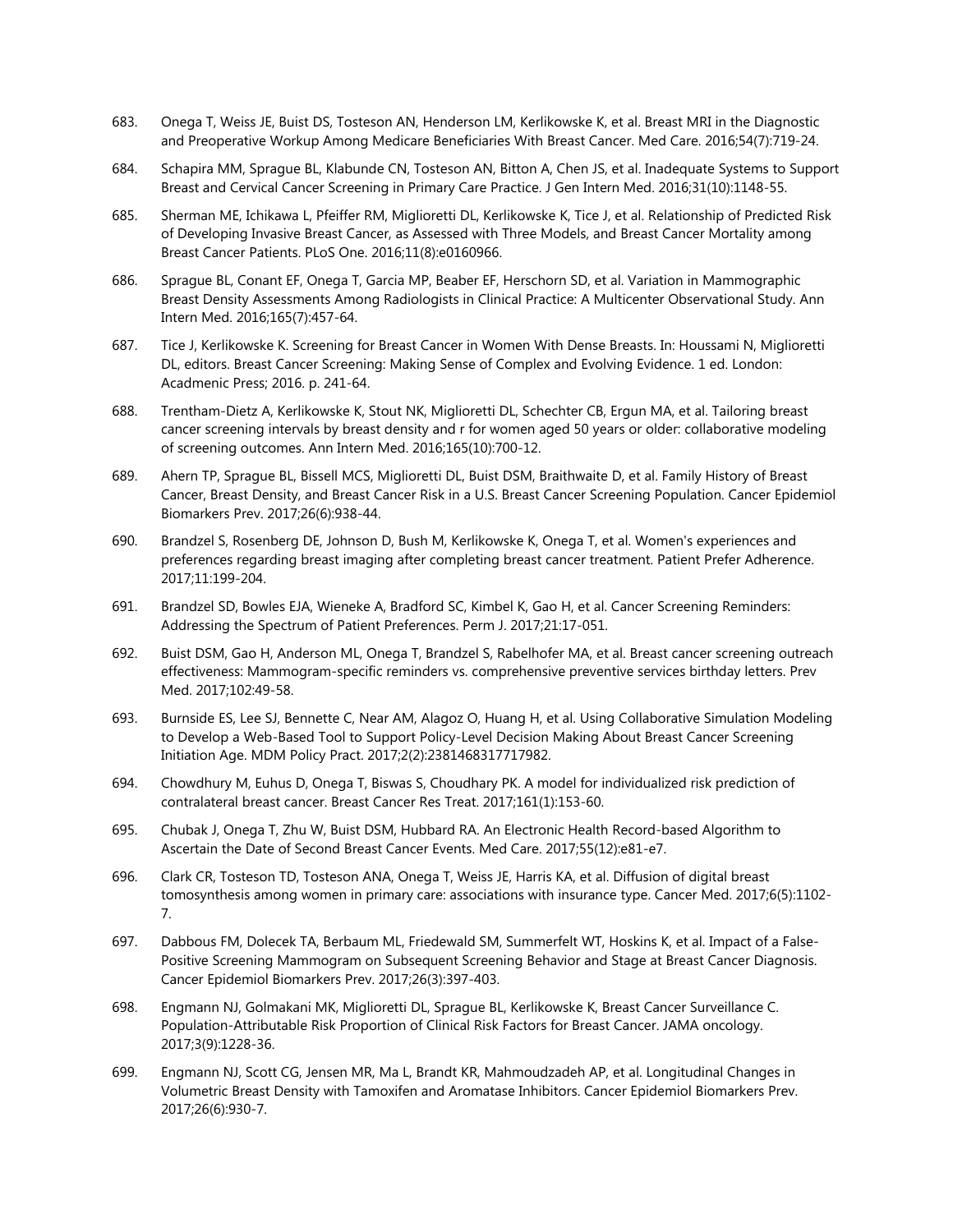683. Onega T, Weiss JE, Buist DS, Tosteson AN, Henderson LM, Kerlikowske K, et al. Breast MRI in the Diagnostic and Preoperative Workup Among Medicare Beneficiaries With Breast Cancer. Med Care. 2016;54(7):719-24.

684. Schapira MM, Sprague BL, Klabunde CN, Tosteson AN, Bitton A, Chen JS, et al. Inadequate Systems to Support Breast and Cervical Cancer Screening in Primary Care Practice. J Gen Intern Med. 2016;31(10):1148-55.

685. Sherman ME, Ichikawa L, Pfeiffer RM, Miglioretti DL, Kerlikowske K, Tice J, et al. Relationship of Predicted Risk of Developing Invasive Breast Cancer, as Assessed with Three Models, and Breast Cancer Mortality among Breast Cancer Patients. PLoS One. 2016;11(8):e0160966.

686. Sprague BL, Conant EF, Onega T, Garcia MP, Beaber EF, Herschorn SD, et al. Variation in Mammographic Breast Density Assessments Among Radiologists in Clinical Practice: A Multicenter Observational Study. Ann Intern Med. 2016;165(7):457-64.

687. Tice J, Kerlikowske K. Screening for Breast Cancer in Women With Dense Breasts. In: Houssami N, Miglioretti DL, editors. Breast Cancer Screening: Making Sense of Complex and Evolving Evidence. 1 ed. London: Acadmenic Press; 2016. p. 241-64.

688. Trentham-Dietz A, Kerlikowske K, Stout NK, Miglioretti DL, Schechter CB, Ergun MA, et al. Tailoring breast cancer screening intervals by breast density and r for women aged 50 years or older: collaborative modeling of screening outcomes. Ann Intern Med. 2016;165(10):700-12.

689. Ahern TP, Sprague BL, Bissell MCS, Miglioretti DL, Buist DSM, Braithwaite D, et al. Family History of Breast Cancer, Breast Density, and Breast Cancer Risk in a U.S. Breast Cancer Screening Population. Cancer Epidemiol Biomarkers Prev. 2017;26(6):938-44.

690. Brandzel S, Rosenberg DE, Johnson D, Bush M, Kerlikowske K, Onega T, et al. Women's experiences and preferences regarding breast imaging after completing breast cancer treatment. Patient Prefer Adherence. 2017;11:199-204.

691. Brandzel SD, Bowles EJA, Wieneke A, Bradford SC, Kimbel K, Gao H, et al. Cancer Screening Reminders: Addressing the Spectrum of Patient Preferences. Perm J. 2017;21:17-051.

692. Buist DSM, Gao H, Anderson ML, Onega T, Brandzel S, Rabelhofer MA, et al. Breast cancer screening outreach effectiveness: Mammogram-specific reminders vs. comprehensive preventive services birthday letters. Prev Med. 2017;102:49-58.

693. Burnside ES, Lee SJ, Bennette C, Near AM, Alagoz O, Huang H, et al. Using Collaborative Simulation Modeling to Develop a Web-Based Tool to Support Policy-Level Decision Making About Breast Cancer Screening Initiation Age. MDM Policy Pract. 2017;2(2):2381468317717982.

694. Chowdhury M, Euhus D, Onega T, Biswas S, Choudhary PK. A model for individualized risk prediction of contralateral breast cancer. Breast Cancer Res Treat. 2017;161(1):153-60.

695. Chubak J, Onega T, Zhu W, Buist DSM, Hubbard RA. An Electronic Health Record-based Algorithm to Ascertain the Date of Second Breast Cancer Events. Med Care. 2017;55(12):e81-e7.

696. Clark CR, Tosteson TD, Tosteson ANA, Onega T, Weiss JE, Harris KA, et al. Diffusion of digital breast tomosynthesis among women in primary care: associations with insurance type. Cancer Med. 2017;6(5):1102-7.

697. Dabbous FM, Dolecek TA, Berbaum ML, Friedewald SM, Summerfelt WT, Hoskins K, et al. Impact of a False-Positive Screening Mammogram on Subsequent Screening Behavior and Stage at Breast Cancer Diagnosis. Cancer Epidemiol Biomarkers Prev. 2017;26(3):397-403.

698. Engmann NJ, Golmakani MK, Miglioretti DL, Sprague BL, Kerlikowske K, Breast Cancer Surveillance C. Population-Attributable Risk Proportion of Clinical Risk Factors for Breast Cancer. JAMA oncology. 2017;3(9):1228-36.

699. Engmann NJ, Scott CG, Jensen MR, Ma L, Brandt KR, Mahmoudzadeh AP, et al. Longitudinal Changes in Volumetric Breast Density with Tamoxifen and Aromatase Inhibitors. Cancer Epidemiol Biomarkers Prev. 2017;26(6):930-7.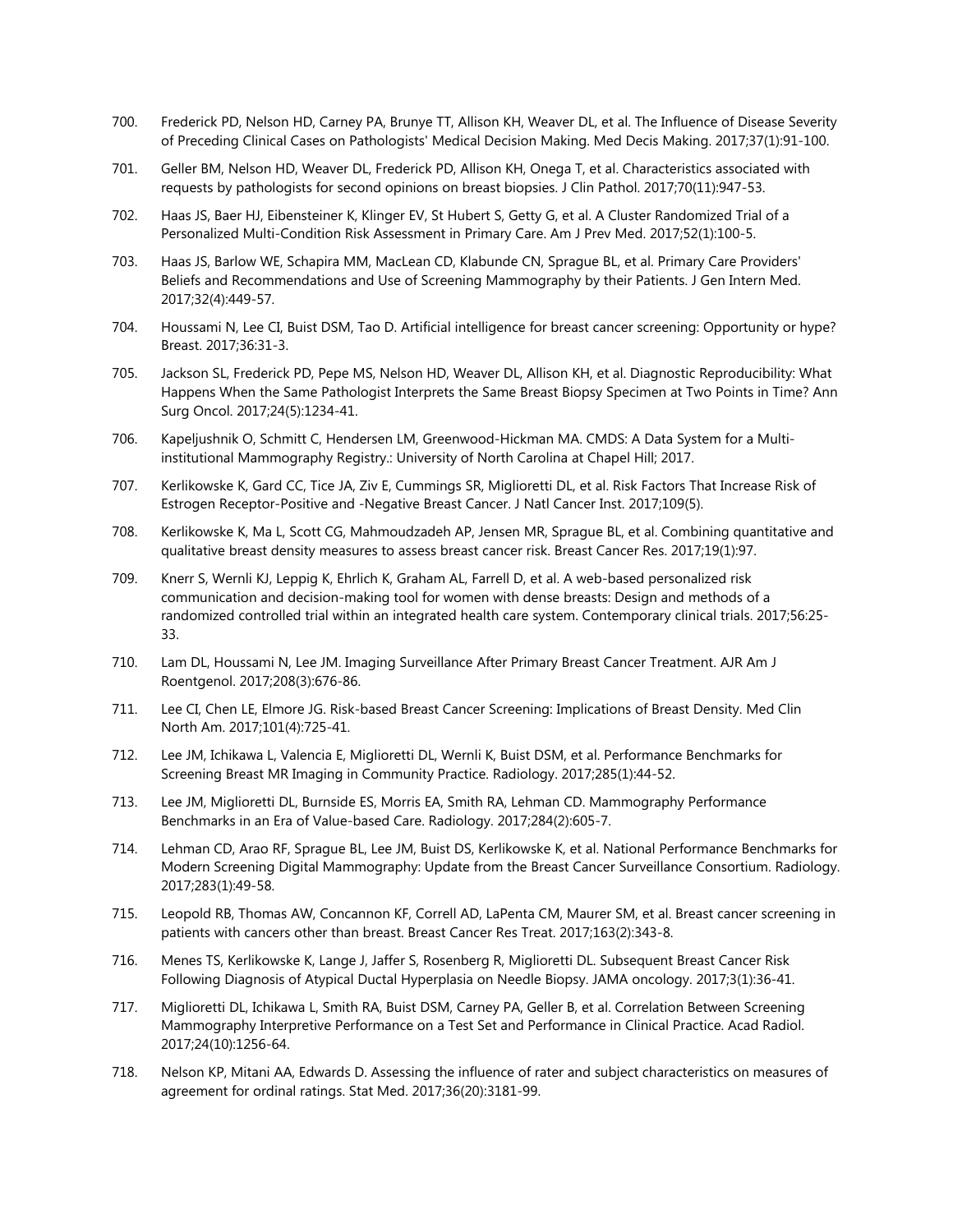700. Frederick PD, Nelson HD, Carney PA, Brunye TT, Allison KH, Weaver DL, et al. The Influence of Disease Severity of Preceding Clinical Cases on Pathologists' Medical Decision Making. Med Decis Making. 2017;37(1):91-100.

701. Geller BM, Nelson HD, Weaver DL, Frederick PD, Allison KH, Onega T, et al. Characteristics associated with requests by pathologists for second opinions on breast biopsies. J Clin Pathol. 2017;70(11):947-53.

702. Haas JS, Baer HJ, Eibensteiner K, Klinger EV, St Hubert S, Getty G, et al. A Cluster Randomized Trial of a Personalized Multi-Condition Risk Assessment in Primary Care. Am J Prev Med. 2017;52(1):100-5.

703. Haas JS, Barlow WE, Schapira MM, MacLean CD, Klabunde CN, Sprague BL, et al. Primary Care Providers' Beliefs and Recommendations and Use of Screening Mammography by their Patients. J Gen Intern Med. 2017;32(4):449-57.

704. Houssami N, Lee CI, Buist DSM, Tao D. Artificial intelligence for breast cancer screening: Opportunity or hype? Breast. 2017;36:31-3.

705. Jackson SL, Frederick PD, Pepe MS, Nelson HD, Weaver DL, Allison KH, et al. Diagnostic Reproducibility: What Happens When the Same Pathologist Interprets the Same Breast Biopsy Specimen at Two Points in Time? Ann Surg Oncol. 2017;24(5):1234-41.

706. Kapeljushnik O, Schmitt C, Hendersen LM, Greenwood-Hickman MA. CMDS: A Data System for a Multi-institutional Mammography Registry.: University of North Carolina at Chapel Hill; 2017.

707. Kerlikowske K, Gard CC, Tice JA, Ziv E, Cummings SR, Miglioretti DL, et al. Risk Factors That Increase Risk of Estrogen Receptor-Positive and -Negative Breast Cancer. J Natl Cancer Inst. 2017;109(5).

708. Kerlikowske K, Ma L, Scott CG, Mahmoudzadeh AP, Jensen MR, Sprague BL, et al. Combining quantitative and qualitative breast density measures to assess breast cancer risk. Breast Cancer Res. 2017;19(1):97.

709. Knerr S, Wernli KJ, Leppig K, Ehrlich K, Graham AL, Farrell D, et al. A web-based personalized risk communication and decision-making tool for women with dense breasts: Design and methods of a randomized controlled trial within an integrated health care system. Contemporary clinical trials. 2017;56:25-33.

710. Lam DL, Houssami N, Lee JM. Imaging Surveillance After Primary Breast Cancer Treatment. AJR Am J Roentgenol. 2017;208(3):676-86.

711. Lee CI, Chen LE, Elmore JG. Risk-based Breast Cancer Screening: Implications of Breast Density. Med Clin North Am. 2017;101(4):725-41.

712. Lee JM, Ichikawa L, Valencia E, Miglioretti DL, Wernli K, Buist DSM, et al. Performance Benchmarks for Screening Breast MR Imaging in Community Practice. Radiology. 2017;285(1):44-52.

713. Lee JM, Miglioretti DL, Burnside ES, Morris EA, Smith RA, Lehman CD. Mammography Performance Benchmarks in an Era of Value-based Care. Radiology. 2017;284(2):605-7.

714. Lehman CD, Arao RF, Sprague BL, Lee JM, Buist DS, Kerlikowske K, et al. National Performance Benchmarks for Modern Screening Digital Mammography: Update from the Breast Cancer Surveillance Consortium. Radiology. 2017;283(1):49-58.

715. Leopold RB, Thomas AW, Concannon KF, Correll AD, LaPenta CM, Maurer SM, et al. Breast cancer screening in patients with cancers other than breast. Breast Cancer Res Treat. 2017;163(2):343-8.

716. Menes TS, Kerlikowske K, Lange J, Jaffer S, Rosenberg R, Miglioretti DL. Subsequent Breast Cancer Risk Following Diagnosis of Atypical Ductal Hyperplasia on Needle Biopsy. JAMA oncology. 2017;3(1):36-41.

717. Miglioretti DL, Ichikawa L, Smith RA, Buist DSM, Carney PA, Geller B, et al. Correlation Between Screening Mammography Interpretive Performance on a Test Set and Performance in Clinical Practice. Acad Radiol. 2017;24(10):1256-64.

718. Nelson KP, Mitani AA, Edwards D. Assessing the influence of rater and subject characteristics on measures of agreement for ordinal ratings. Stat Med. 2017;36(20):3181-99.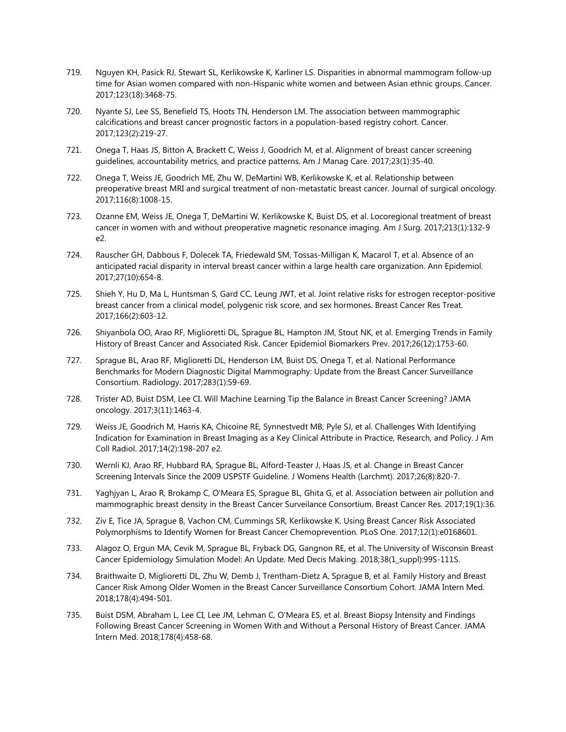719. Nguyen KH, Pasick RJ, Stewart SL, Kerlikowske K, Karliner LS. Disparities in abnormal mammogram follow-up time for Asian women compared with non-Hispanic white women and between Asian ethnic groups. Cancer. 2017;123(18):3468-75.

720. Nyante SJ, Lee SS, Benefield TS, Hoots TN, Henderson LM. The association between mammographic calcifications and breast cancer prognostic factors in a population-based registry cohort. Cancer. 2017;123(2):219-27.

721. Onega T, Haas JS, Bitton A, Brackett C, Weiss J, Goodrich M, et al. Alignment of breast cancer screening guidelines, accountability metrics, and practice patterns. Am J Manag Care. 2017;23(1):35-40.

722. Onega T, Weiss JE, Goodrich ME, Zhu W, DeMartini WB, Kerlikowske K, et al. Relationship between preoperative breast MRI and surgical treatment of non-metastatic breast cancer. Journal of surgical oncology. 2017;116(8):1008-15.

723. Ozanne EM, Weiss JE, Onega T, DeMartini W, Kerlikowske K, Buist DS, et al. Locoregional treatment of breast cancer in women with and without preoperative magnetic resonance imaging. Am J Surg. 2017;213(1):132-9 e2.

724. Rauscher GH, Dabbous F, Dolecek TA, Friedewald SM, Tossas-Milligan K, Macarol T, et al. Absence of an anticipated racial disparity in interval breast cancer within a large health care organization. Ann Epidemiol. 2017;27(10):654-8.

725. Shieh Y, Hu D, Ma L, Huntsman S, Gard CC, Leung JWT, et al. Joint relative risks for estrogen receptor-positive breast cancer from a clinical model, polygenic risk score, and sex hormones. Breast Cancer Res Treat. 2017;166(2):603-12.

726. Shiyanbola OO, Arao RF, Miglioretti DL, Sprague BL, Hampton JM, Stout NK, et al. Emerging Trends in Family History of Breast Cancer and Associated Risk. Cancer Epidemiol Biomarkers Prev. 2017;26(12):1753-60.

727. Sprague BL, Arao RF, Miglioretti DL, Henderson LM, Buist DS, Onega T, et al. National Performance Benchmarks for Modern Diagnostic Digital Mammography: Update from the Breast Cancer Surveillance Consortium. Radiology. 2017;283(1):59-69.

728. Trister AD, Buist DSM, Lee CI. Will Machine Learning Tip the Balance in Breast Cancer Screening? JAMA oncology. 2017;3(11):1463-4.

729. Weiss JE, Goodrich M, Harris KA, Chicoine RE, Synnestvedt MB, Pyle SJ, et al. Challenges With Identifying Indication for Examination in Breast Imaging as a Key Clinical Attribute in Practice, Research, and Policy. J Am Coll Radiol. 2017;14(2):198-207 e2.

730. Wernli KJ, Arao RF, Hubbard RA, Sprague BL, Alford-Teaster J, Haas JS, et al. Change in Breast Cancer Screening Intervals Since the 2009 USPSTF Guideline. J Womens Health (Larchmt). 2017;26(8):820-7.

731. Yaghjyan L, Arao R, Brokamp C, O'Meara ES, Sprague BL, Ghita G, et al. Association between air pollution and mammographic breast density in the Breast Cancer Surveilance Consortium. Breast Cancer Res. 2017;19(1):36.

732. Ziv E, Tice JA, Sprague B, Vachon CM, Cummings SR, Kerlikowske K. Using Breast Cancer Risk Associated Polymorphisms to Identify Women for Breast Cancer Chemoprevention. PLoS One. 2017;12(1):e0168601.

733. Alagoz O, Ergun MA, Cevik M, Sprague BL, Fryback DG, Gangnon RE, et al. The University of Wisconsin Breast Cancer Epidemiology Simulation Model: An Update. Med Decis Making. 2018;38(1_suppl):99S-111S.

734. Braithwaite D, Miglioretti DL, Zhu W, Demb J, Trentham-Dietz A, Sprague B, et al. Family History and Breast Cancer Risk Among Older Women in the Breast Cancer Surveillance Consortium Cohort. JAMA Intern Med. 2018;178(4):494-501.

735. Buist DSM, Abraham L, Lee CI, Lee JM, Lehman C, O'Meara ES, et al. Breast Biopsy Intensity and Findings Following Breast Cancer Screening in Women With and Without a Personal History of Breast Cancer. JAMA Intern Med. 2018;178(4):458-68.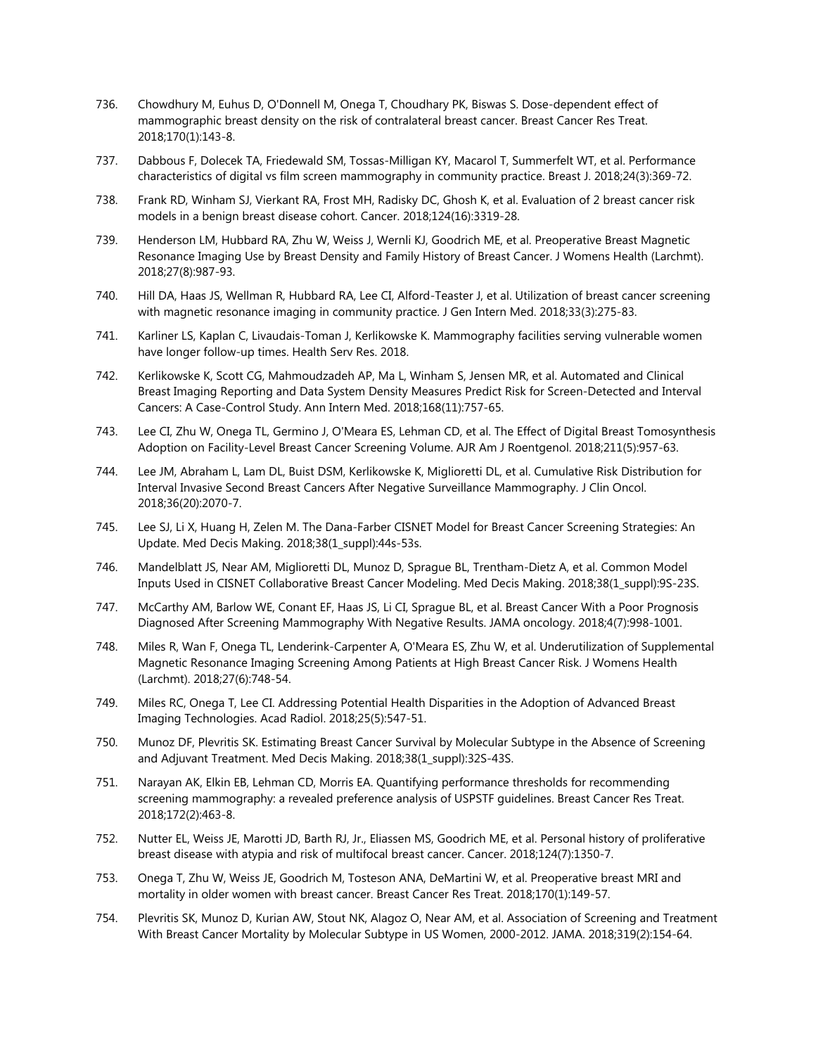736. Chowdhury M, Euhus D, O'Donnell M, Onega T, Choudhary PK, Biswas S. Dose-dependent effect of mammographic breast density on the risk of contralateral breast cancer. Breast Cancer Res Treat. 2018;170(1):143-8.

737. Dabbous F, Dolecek TA, Friedewald SM, Tossas-Milligan KY, Macarol T, Summerfelt WT, et al. Performance characteristics of digital vs film screen mammography in community practice. Breast J. 2018;24(3):369-72.

738. Frank RD, Winham SJ, Vierkant RA, Frost MH, Radisky DC, Ghosh K, et al. Evaluation of 2 breast cancer risk models in a benign breast disease cohort. Cancer. 2018;124(16):3319-28.

739. Henderson LM, Hubbard RA, Zhu W, Weiss J, Wernli KJ, Goodrich ME, et al. Preoperative Breast Magnetic Resonance Imaging Use by Breast Density and Family History of Breast Cancer. J Womens Health (Larchmt). 2018;27(8):987-93.

740. Hill DA, Haas JS, Wellman R, Hubbard RA, Lee CI, Alford-Teaster J, et al. Utilization of breast cancer screening with magnetic resonance imaging in community practice. J Gen Intern Med. 2018;33(3):275-83.

741. Karliner LS, Kaplan C, Livaudais-Toman J, Kerlikowske K. Mammography facilities serving vulnerable women have longer follow-up times. Health Serv Res. 2018.

742. Kerlikowske K, Scott CG, Mahmoudzadeh AP, Ma L, Winham S, Jensen MR, et al. Automated and Clinical Breast Imaging Reporting and Data System Density Measures Predict Risk for Screen-Detected and Interval Cancers: A Case-Control Study. Ann Intern Med. 2018;168(11):757-65.

743. Lee CI, Zhu W, Onega TL, Germino J, O'Meara ES, Lehman CD, et al. The Effect of Digital Breast Tomosynthesis Adoption on Facility-Level Breast Cancer Screening Volume. AJR Am J Roentgenol. 2018;211(5):957-63.

744. Lee JM, Abraham L, Lam DL, Buist DSM, Kerlikowske K, Miglioretti DL, et al. Cumulative Risk Distribution for Interval Invasive Second Breast Cancers After Negative Surveillance Mammography. J Clin Oncol. 2018;36(20):2070-7.

745. Lee SJ, Li X, Huang H, Zelen M. The Dana-Farber CISNET Model for Breast Cancer Screening Strategies: An Update. Med Decis Making. 2018;38(1_suppl):44s-53s.

746. Mandelblatt JS, Near AM, Miglioretti DL, Munoz D, Sprague BL, Trentham-Dietz A, et al. Common Model Inputs Used in CISNET Collaborative Breast Cancer Modeling. Med Decis Making. 2018;38(1_suppl):9S-23S.

747. McCarthy AM, Barlow WE, Conant EF, Haas JS, Li CI, Sprague BL, et al. Breast Cancer With a Poor Prognosis Diagnosed After Screening Mammography With Negative Results. JAMA oncology. 2018;4(7):998-1001.

748. Miles R, Wan F, Onega TL, Lenderink-Carpenter A, O'Meara ES, Zhu W, et al. Underutilization of Supplemental Magnetic Resonance Imaging Screening Among Patients at High Breast Cancer Risk. J Womens Health (Larchmt). 2018;27(6):748-54.

749. Miles RC, Onega T, Lee CI. Addressing Potential Health Disparities in the Adoption of Advanced Breast Imaging Technologies. Acad Radiol. 2018;25(5):547-51.

750. Munoz DF, Plevritis SK. Estimating Breast Cancer Survival by Molecular Subtype in the Absence of Screening and Adjuvant Treatment. Med Decis Making. 2018;38(1_suppl):32S-43S.

751. Narayan AK, Elkin EB, Lehman CD, Morris EA. Quantifying performance thresholds for recommending screening mammography: a revealed preference analysis of USPSTF guidelines. Breast Cancer Res Treat. 2018;172(2):463-8.

752. Nutter EL, Weiss JE, Marotti JD, Barth RJ, Jr., Eliassen MS, Goodrich ME, et al. Personal history of proliferative breast disease with atypia and risk of multifocal breast cancer. Cancer. 2018;124(7):1350-7.

753. Onega T, Zhu W, Weiss JE, Goodrich M, Tosteson ANA, DeMartini W, et al. Preoperative breast MRI and mortality in older women with breast cancer. Breast Cancer Res Treat. 2018;170(1):149-57.

754. Plevritis SK, Munoz D, Kurian AW, Stout NK, Alagoz O, Near AM, et al. Association of Screening and Treatment With Breast Cancer Mortality by Molecular Subtype in US Women, 2000-2012. JAMA. 2018;319(2):154-64.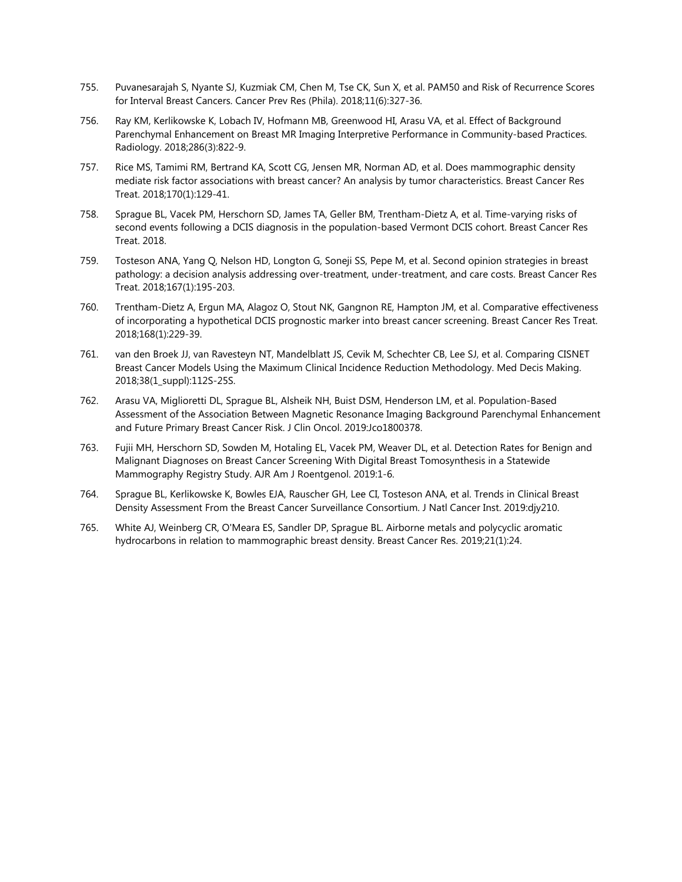755. Puvanesarajah S, Nyante SJ, Kuzmiak CM, Chen M, Tse CK, Sun X, et al. PAM50 and Risk of Recurrence Scores for Interval Breast Cancers. Cancer Prev Res (Phila). 2018;11(6):327-36.

756. Ray KM, Kerlikowske K, Lobach IV, Hofmann MB, Greenwood HI, Arasu VA, et al. Effect of Background Parenchymal Enhancement on Breast MR Imaging Interpretive Performance in Community-based Practices. Radiology. 2018;286(3):822-9.

757. Rice MS, Tamimi RM, Bertrand KA, Scott CG, Jensen MR, Norman AD, et al. Does mammographic density mediate risk factor associations with breast cancer? An analysis by tumor characteristics. Breast Cancer Res Treat. 2018;170(1):129-41.

758. Sprague BL, Vacek PM, Herschorn SD, James TA, Geller BM, Trentham-Dietz A, et al. Time-varying risks of second events following a DCIS diagnosis in the population-based Vermont DCIS cohort. Breast Cancer Res Treat. 2018.

759. Tosteson ANA, Yang Q, Nelson HD, Longton G, Soneji SS, Pepe M, et al. Second opinion strategies in breast pathology: a decision analysis addressing over-treatment, under-treatment, and care costs. Breast Cancer Res Treat. 2018;167(1):195-203.

760. Trentham-Dietz A, Ergun MA, Alagoz O, Stout NK, Gangnon RE, Hampton JM, et al. Comparative effectiveness of incorporating a hypothetical DCIS prognostic marker into breast cancer screening. Breast Cancer Res Treat. 2018;168(1):229-39.

761. van den Broek JJ, van Ravesteyn NT, Mandelblatt JS, Cevik M, Schechter CB, Lee SJ, et al. Comparing CISNET Breast Cancer Models Using the Maximum Clinical Incidence Reduction Methodology. Med Decis Making. 2018;38(1_suppl):112S-25S.

762. Arasu VA, Miglioretti DL, Sprague BL, Alsheik NH, Buist DSM, Henderson LM, et al. Population-Based Assessment of the Association Between Magnetic Resonance Imaging Background Parenchymal Enhancement and Future Primary Breast Cancer Risk. J Clin Oncol. 2019:Jco1800378.

763. Fujii MH, Herschorn SD, Sowden M, Hotaling EL, Vacek PM, Weaver DL, et al. Detection Rates for Benign and Malignant Diagnoses on Breast Cancer Screening With Digital Breast Tomosynthesis in a Statewide Mammography Registry Study. AJR Am J Roentgenol. 2019:1-6.

764. Sprague BL, Kerlikowske K, Bowles EJA, Rauscher GH, Lee CI, Tosteson ANA, et al. Trends in Clinical Breast Density Assessment From the Breast Cancer Surveillance Consortium. J Natl Cancer Inst. 2019:djy210.

765. White AJ, Weinberg CR, O'Meara ES, Sandler DP, Sprague BL. Airborne metals and polycyclic aromatic hydrocarbons in relation to mammographic breast density. Breast Cancer Res. 2019;21(1):24.